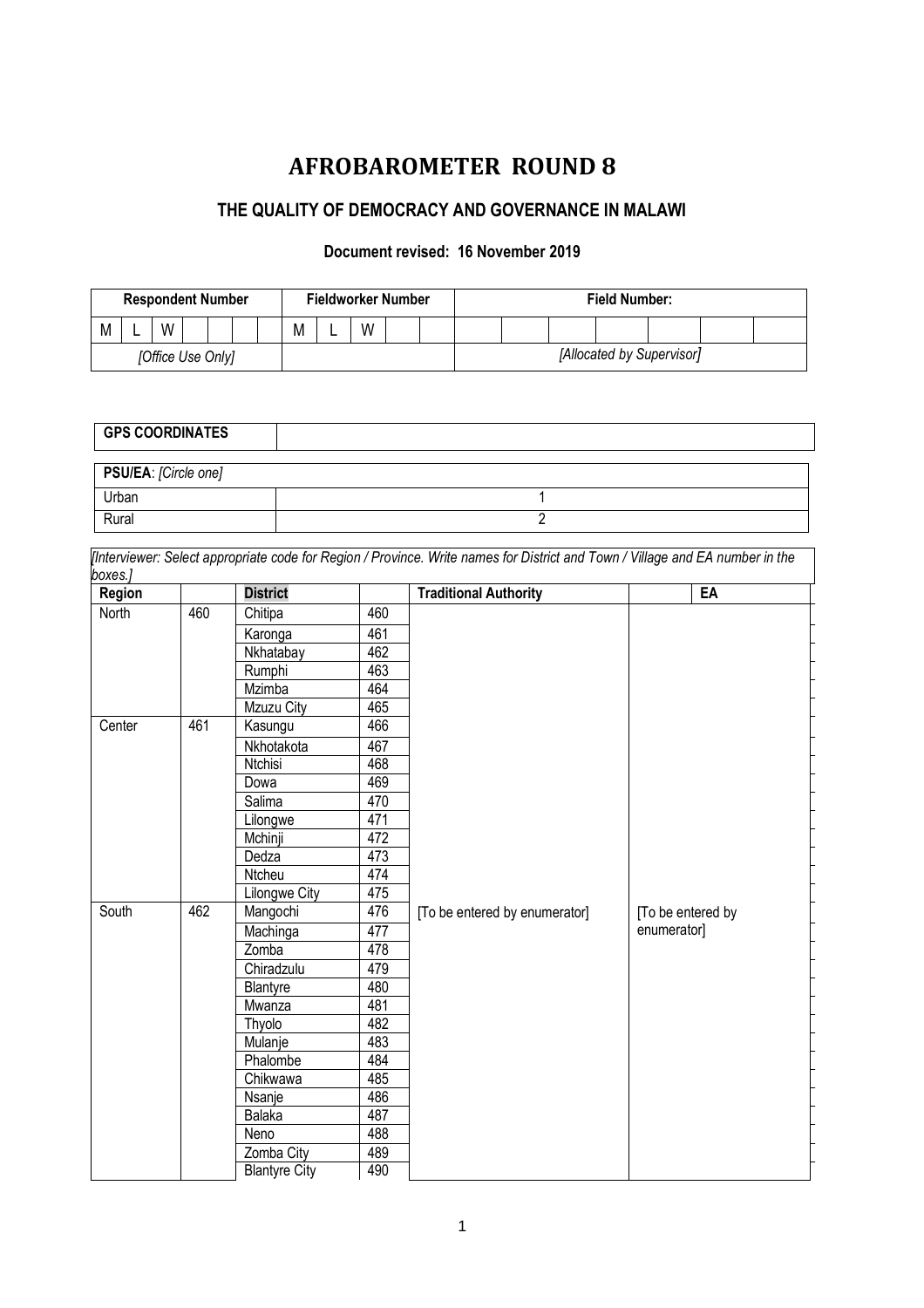# AFROBAROMETER ROUND 8

## THE QUALITY OF DEMOCRACY AND GOVERNANCE IN MALAWI

**Document revised: 16 November 2019**

| Respondent Number | | | | | | | Fieldworker Number | | | | | Field Number: | | | | | | | |
|---|---|---|---|---|---|---|---|---|---|---|---|---|---|---|---|---|---|---|---|
| M | L | W | | | | | M | L | W | | | | | | | | | | |
| *[Office Use Only]* | | | | | | | | | | | | *[Allocated by Supervisor]* | | | | | | | |

| **GPS COORDINATES** | |
|---|---|

| **PSU/EA**: *[Circle one]* | |
|---|---|
| Urban | 1 |
| Rural | 2 |

*[Interviewer: Select appropriate code for Region / Province. Write names for District and Town / Village and EA number in the boxes.]*

| Region | | District | | Traditional Authority | EA |
|---|---|---|---|---|---|
| North | 460 | Chitipa | 460 | | |
| | | Karonga | 461 | | |
| | | Nkhatabay | 462 | | |
| | | Rumphi | 463 | | |
| | | Mzimba | 464 | | |
| | | Mzuzu City | 465 | | |
| Center | 461 | Kasungu | 466 | | |
| | | Nkhotakota | 467 | | |
| | | Ntchisi | 468 | | |
| | | Dowa | 469 | | |
| | | Salima | 470 | | |
| | | Lilongwe | 471 | | |
| | | Mchinji | 472 | | |
| | | Dedza | 473 | | |
| | | Ntcheu | 474 | | |
| | | Lilongwe City | 475 | | |
| South | 462 | Mangochi | 476 | [To be entered by enumerator] | [To be entered by enumerator] |
| | | Machinga | 477 | | |
| | | Zomba | 478 | | |
| | | Chiradzulu | 479 | | |
| | | Blantyre | 480 | | |
| | | Mwanza | 481 | | |
| | | Thyolo | 482 | | |
| | | Mulanje | 483 | | |
| | | Phalombe | 484 | | |
| | | Chikwawa | 485 | | |
| | | Nsanje | 486 | | |
| | | Balaka | 487 | | |
| | | Neno | 488 | | |
| | | Zomba City | 489 | | |
| | | Blantyre City | 490 | | |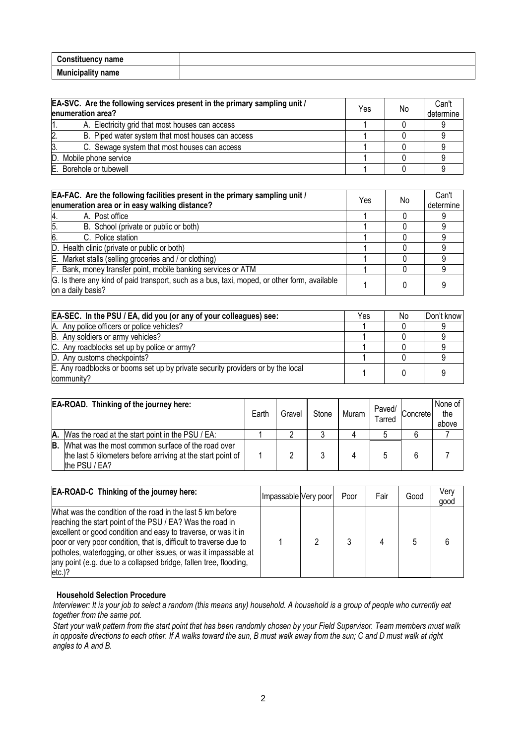| Constituency name | |
|---|---|
| Municipality name | |

| EA-SVC. Are the following services present in the primary sampling unit / enumeration area? | Yes | No | Can't determine |
|---|---|---|---|
| 1. A. Electricity grid that most houses can access | 1 | 0 | 9 |
| 2. B. Piped water system that most houses can access | 1 | 0 | 9 |
| 3. C. Sewage system that most houses can access | 1 | 0 | 9 |
| D. Mobile phone service | 1 | 0 | 9 |
| E. Borehole or tubewell | 1 | 0 | 9 |

| EA-FAC. Are the following facilities present in the primary sampling unit / enumeration area or in easy walking distance? | Yes | No | Can't determine |
|---|---|---|---|
| 4. A. Post office | 1 | 0 | 9 |
| 5. B. School (private or public or both) | 1 | 0 | 9 |
| 6. C. Police station | 1 | 0 | 9 |
| D. Health clinic (private or public or both) | 1 | 0 | 9 |
| E. Market stalls (selling groceries and / or clothing) | 1 | 0 | 9 |
| F. Bank, money transfer point, mobile banking services or ATM | 1 | 0 | 9 |
| G. Is there any kind of paid transport, such as a bus, taxi, moped, or other form, available on a daily basis? | 1 | 0 | 9 |

| EA-SEC. In the PSU / EA, did you (or any of your colleagues) see: | Yes | No | Don't know |
|---|---|---|---|
| A. Any police officers or police vehicles? | 1 | 0 | 9 |
| B. Any soldiers or army vehicles? | 1 | 0 | 9 |
| C. Any roadblocks set up by police or army? | 1 | 0 | 9 |
| D. Any customs checkpoints? | 1 | 0 | 9 |
| E. Any roadblocks or booms set up by private security providers or by the local community? | 1 | 0 | 9 |

| EA-ROAD. Thinking of the journey here: | Earth | Gravel | Stone | Muram | Paved/ Tarred | Concrete | None of the above |
|---|---|---|---|---|---|---|---|
| **A.** Was the road at the start point in the PSU / EA: | 1 | 2 | 3 | 4 | 5 | 6 | 7 |
| **B.** What was the most common surface of the road over the last 5 kilometers before arriving at the start point of the PSU / EA? | 1 | 2 | 3 | 4 | 5 | 6 | 7 |

| EA-ROAD-C Thinking of the journey here: | Impassable | Very poor | Poor | Fair | Good | Very good |
|---|---|---|---|---|---|---|
| What was the condition of the road in the last 5 km before reaching the start point of the PSU / EA? Was the road in excellent or good condition and easy to traverse, or was it in poor or very poor condition, that is, difficult to traverse due to potholes, waterlogging, or other issues, or was it impassable at any point (e.g. due to a collapsed bridge, fallen tree, flooding, etc.)? | 1 | 2 | 3 | 4 | 5 | 6 |

**Household Selection Procedure**

*Interviewer: It is your job to select a random (this means any) household. A household is a group of people who currently eat together from the same pot.*

*Start your walk pattern from the start point that has been randomly chosen by your Field Supervisor. Team members must walk in opposite directions to each other. If A walks toward the sun, B must walk away from the sun; C and D must walk at right angles to A and B.*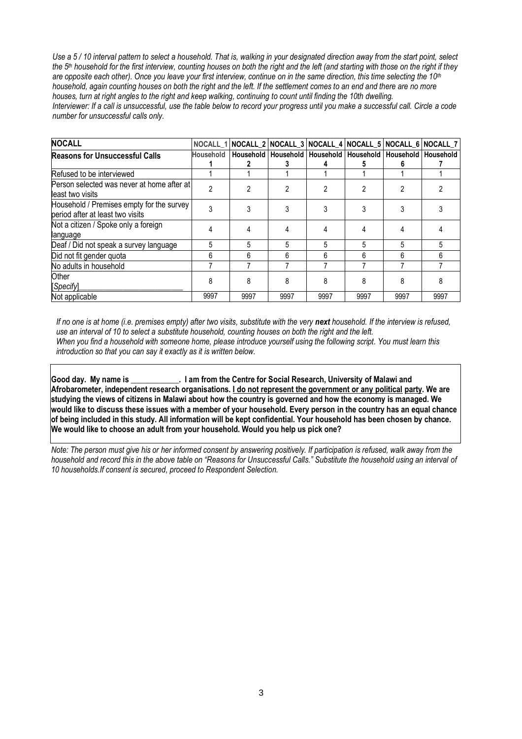*Use a 5 / 10 interval pattern to select a household. That is, walking in your designated direction away from the start point, select the 5th household for the first interview, counting houses on both the right and the left (and starting with those on the right if they are opposite each other). Once you leave your first interview, continue on in the same direction, this time selecting the 10th household, again counting houses on both the right and the left. If the settlement comes to an end and there are no more houses, turn at right angles to the right and keep walking, continuing to count until finding the 10th dwelling.*
*Interviewer: If a call is unsuccessful, use the table below to record your progress until you make a successful call. Circle a code number for unsuccessful calls only.*

| NOCALL | NOCALL_1 | NOCALL_2 | NOCALL_3 | NOCALL_4 | NOCALL_5 | NOCALL_6 | NOCALL_7 |
|---|---|---|---|---|---|---|---|
| **Reasons for Unsuccessful Calls** | **Household 1** | **Household 2** | **Household 3** | **Household 4** | **Household 5** | **Household 6** | **Household 7** |
| Refused to be interviewed | 1 | 1 | 1 | 1 | 1 | 1 | 1 |
| Person selected was never at home after at least two visits | 2 | 2 | 2 | 2 | 2 | 2 | 2 |
| Household / Premises empty for the survey period after at least two visits | 3 | 3 | 3 | 3 | 3 | 3 | 3 |
| Not a citizen / Spoke only a foreign language | 4 | 4 | 4 | 4 | 4 | 4 | 4 |
| Deaf / Did not speak a survey language | 5 | 5 | 5 | 5 | 5 | 5 | 5 |
| Did not fit gender quota | 6 | 6 | 6 | 6 | 6 | 6 | 6 |
| No adults in household | 7 | 7 | 7 | 7 | 7 | 7 | 7 |
| Other [*Specify*]___________________________ | 8 | 8 | 8 | 8 | 8 | 8 | 8 |
| Not applicable | 9997 | 9997 | 9997 | 9997 | 9997 | 9997 | 9997 |

*If no one is at home (i.e. premises empty) after two visits, substitute with the very **next** household. If the interview is refused, use an interval of 10 to select a substitute household, counting houses on both the right and the left.*
*When you find a household with someone home, please introduce yourself using the following script. You must learn this introduction so that you can say it exactly as it is written below.*

**Good day. My name is ___________. I am from the Centre for Social Research, University of Malawi and Afrobarometer, independent research organisations. <u>I do not represent the government or any political party</u>. We are studying the views of citizens in Malawi about how the country is governed and how the economy is managed. We would like to discuss these issues with a member of your household. Every person in the country has an equal chance of being included in this study. All information will be kept confidential. Your household has been chosen by chance. We would like to choose an adult from your household. Would you help us pick one?**

*Note: The person must give his or her informed consent by answering positively. If participation is refused, walk away from the household and record this in the above table on "Reasons for Unsuccessful Calls." Substitute the household using an interval of 10 households.If consent is secured, proceed to Respondent Selection.*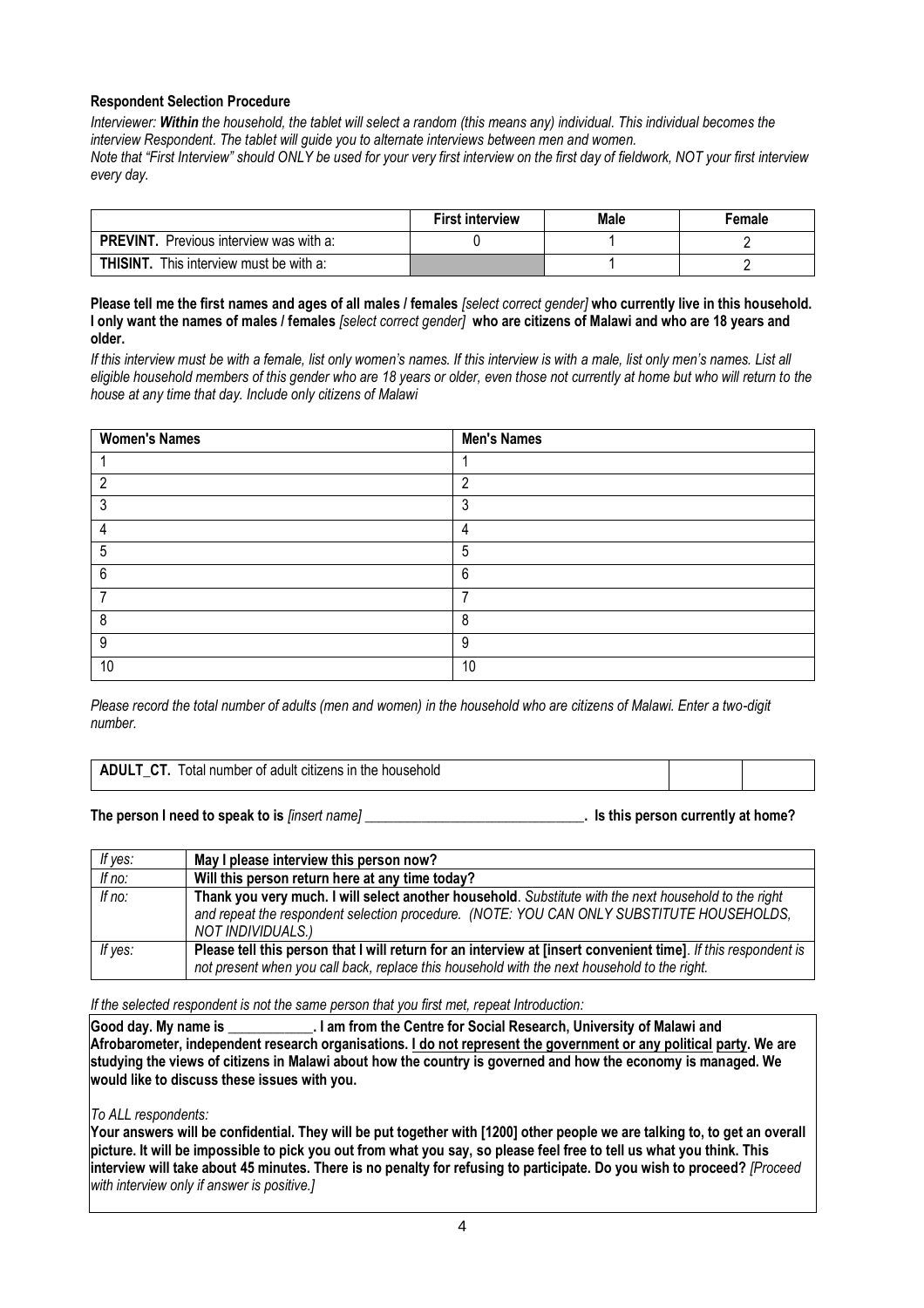**Respondent Selection Procedure**

*Interviewer: **Within** the household, the tablet will select a random (this means any) individual. This individual becomes the interview Respondent. The tablet will guide you to alternate interviews between men and women.*

*Note that "First Interview" should ONLY be used for your very first interview on the first day of fieldwork, NOT your first interview every day.*

| | First interview | Male | Female |
|---|---|---|---|
| **PREVINT.** Previous interview was with a: | 0 | 1 | 2 |
| **THISINT.** This interview must be with a: | | 1 | 2 |

**Please tell me the first names and ages of all males / females** *[select correct gender]* **who currently live in this household. I only want the names of males / females** *[select correct gender]* **who are citizens of Malawi and who are 18 years and older.**

*If this interview must be with a female, list only women's names. If this interview is with a male, list only men's names. List all eligible household members of this gender who are 18 years or older, even those not currently at home but who will return to the house at any time that day. Include only citizens of Malawi*

| Women's Names | Men's Names |
|---|---|
| 1 | 1 |
| 2 | 2 |
| 3 | 3 |
| 4 | 4 |
| 5 | 5 |
| 6 | 6 |
| 7 | 7 |
| 8 | 8 |
| 9 | 9 |
| 10 | 10 |

*Please record the total number of adults (men and women) in the household who are citizens of Malawi. Enter a two-digit number.*

| **ADULT_CT.** Total number of adult citizens in the household | | |
|---|---|---|

**The person I need to speak to is** *[insert name]* \_\_\_\_\_\_\_\_\_\_\_\_\_\_\_\_\_\_\_\_\_\_\_\_\_\_\_\_\_\_\_\_**. Is this person currently at home?**

| | |
|---|---|
| *If yes:* | **May I please interview this person now?** |
| *If no:* | **Will this person return here at any time today?** |
| *If no:* | **Thank you very much. I will select another household**. *Substitute with the next household to the right and repeat the respondent selection procedure. (NOTE: YOU CAN ONLY SUBSTITUTE HOUSEHOLDS, NOT INDIVIDUALS.)* |
| *If yes:* | **Please tell this person that I will return for an interview at [insert convenient time]**. *If this respondent is not present when you call back, replace this household with the next household to the right.* |

*If the selected respondent is not the same person that you first met, repeat Introduction:*

**Good day. My name is \_\_\_\_\_\_\_\_\_\_\_\_. I am from the Centre for Social Research, University of Malawi and Afrobarometer, independent research organisations. I do not represent the government or any political party. We are studying the views of citizens in Malawi about how the country is governed and how the economy is managed. We would like to discuss these issues with you.**

*To ALL respondents:*

**Your answers will be confidential. They will be put together with [1200] other people we are talking to, to get an overall picture. It will be impossible to pick you out from what you say, so please feel free to tell us what you think. This interview will take about 45 minutes. There is no penalty for refusing to participate. Do you wish to proceed?** *[Proceed with interview only if answer is positive.]*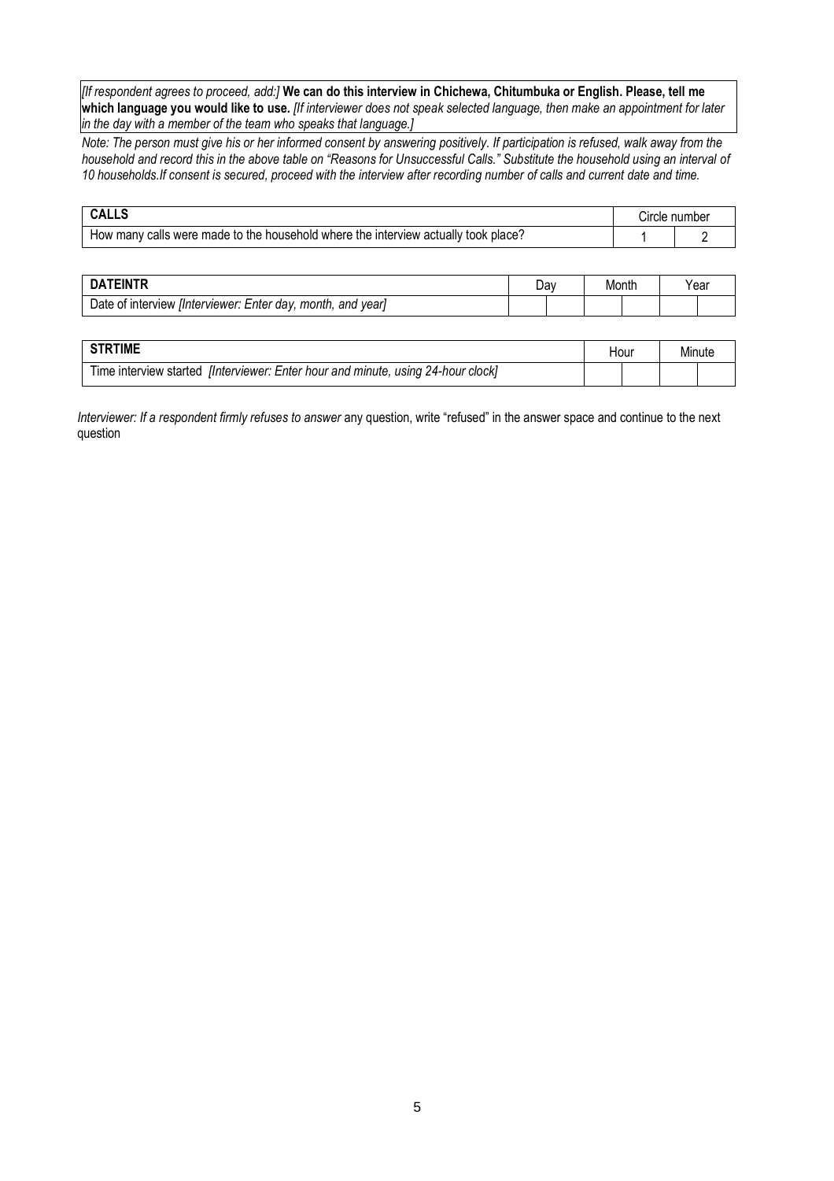*[If respondent agrees to proceed, add:]* **We can do this interview in Chichewa, Chitumbuka or English. Please, tell me which language you would like to use.** *[If interviewer does not speak selected language, then make an appointment for later in the day with a member of the team who speaks that language.]*

*Note: The person must give his or her informed consent by answering positively. If participation is refused, walk away from the household and record this in the above table on "Reasons for Unsuccessful Calls." Substitute the household using an interval of 10 households.If consent is secured, proceed with the interview after recording number of calls and current date and time.*

| **CALLS** | Circle number | |
|---|---|---|
| How many calls were made to the household where the interview actually took place? | 1 | 2 |

| **DATEINTR** | Day | | Month | | Year | |
|---|---|---|---|---|---|---|
| Date of interview *[Interviewer: Enter day, month, and year]* | | | | | | |

| **STRTIME** | Hour | | Minute | |
|---|---|---|---|---|
| Time interview started *[Interviewer: Enter hour and minute, using 24-hour clock]* | | | | |

*Interviewer: If a respondent firmly refuses to answer* any question, write "refused" in the answer space and continue to the next question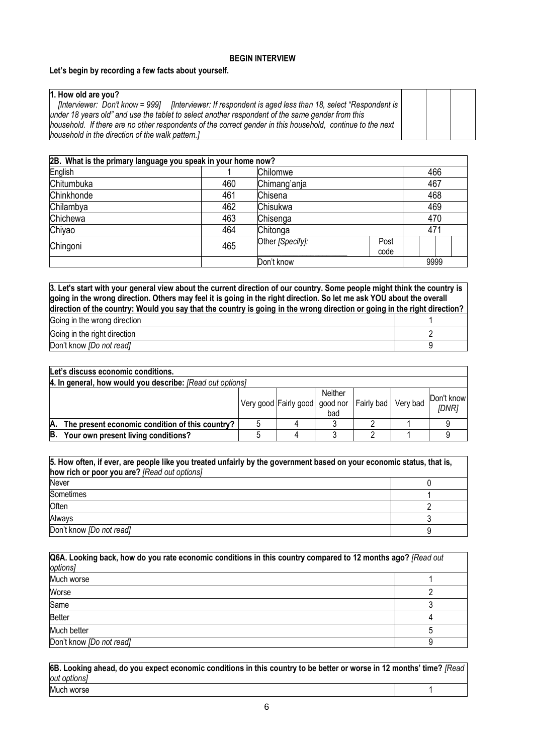**BEGIN INTERVIEW**

**Let's begin by recording a few facts about yourself.**

| **1. How old are you?** *[Interviewer: Don't know = 999] [Interviewer: If respondent is aged less than 18, select "Respondent is under 18 years old" and use the tablet to select another respondent of the same gender from this household. If there are no other respondents of the correct gender in this household, continue to the next household in the direction of the walk pattern.]* | | | |
|---|---|---|---|

| **2B. What is the primary language you speak in your home now?** | | | | |
|---|---|---|---|---|
| English | 1 | Chilomwe | | 466 |
| Chitumbuka | 460 | Chimang'anja | | 467 |
| Chinkhonde | 461 | Chisena | | 468 |
| Chilambya | 462 | Chisukwa | | 469 |
| Chichewa | 463 | Chisenga | | 470 |
| Chiyao | 464 | Chitonga | | 471 |
| Chingoni | 465 | Other *[Specify]*: ___________ | Post code | |
| | | Don't know | | 9999 |

| **3. Let's start with your general view about the current direction of our country. Some people might think the country is going in the wrong direction. Others may feel it is going in the right direction. So let me ask YOU about the overall direction of the country: Would you say that the country is going in the wrong direction or going in the right direction?** | |
|---|---|
| Going in the wrong direction | 1 |
| Going in the right direction | 2 |
| Don't know *[Do not read]* | 9 |

**Let's discuss economic conditions.**

| **4. In general, how would you describe:** *[Read out options]* | Very good | Fairly good | Neither good nor bad | Fairly bad | Very bad | Don't know *[DNR]* |
|---|---|---|---|---|---|---|
| **A. The present economic condition of this country?** | 5 | 4 | 3 | 2 | 1 | 9 |
| **B. Your own present living conditions?** | 5 | 4 | 3 | 2 | 1 | 9 |

| **5. How often, if ever, are people like you treated unfairly by the government based on your economic status, that is, how rich or poor you are?** *[Read out options]* | |
|---|---|
| Never | 0 |
| Sometimes | 1 |
| Often | 2 |
| Always | 3 |
| Don't know *[Do not read]* | 9 |

| **Q6A. Looking back, how do you rate economic conditions in this country compared to 12 months ago?** *[Read out options]* | |
|---|---|
| Much worse | 1 |
| Worse | 2 |
| Same | 3 |
| Better | 4 |
| Much better | 5 |
| Don't know *[Do not read]* | 9 |

| **6B. Looking ahead, do you expect economic conditions in this country to be better or worse in 12 months' time?** *[Read out options]* | |
|---|---|
| Much worse | 1 |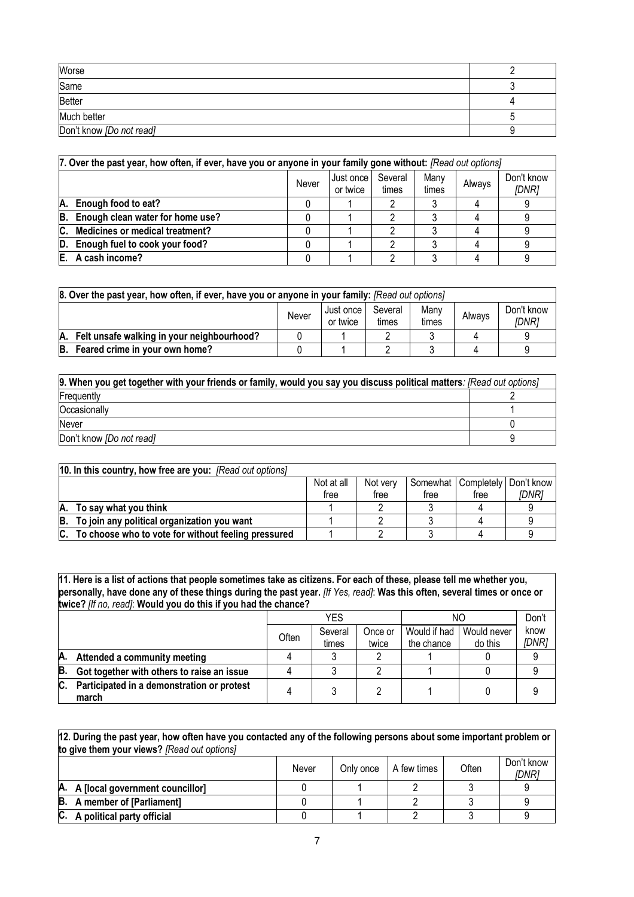| | |
|---|---|
| Worse | 2 |
| Same | 3 |
| Better | 4 |
| Much better | 5 |
| Don't know *[Do not read]* | 9 |

| **7. Over the past year, how often, if ever, have you or anyone in your family gone without:** *[Read out options]* | Never | Just once or twice | Several times | Many times | Always | Don't know *[DNR]* |
|---|---|---|---|---|---|---|
| **A. Enough food to eat?** | 0 | 1 | 2 | 3 | 4 | 9 |
| **B. Enough clean water for home use?** | 0 | 1 | 2 | 3 | 4 | 9 |
| **C. Medicines or medical treatment?** | 0 | 1 | 2 | 3 | 4 | 9 |
| **D. Enough fuel to cook your food?** | 0 | 1 | 2 | 3 | 4 | 9 |
| **E. A cash income?** | 0 | 1 | 2 | 3 | 4 | 9 |

| **8. Over the past year, how often, if ever, have you or anyone in your family:** *[Read out options]* | Never | Just once or twice | Several times | Many times | Always | Don't know *[DNR]* |
|---|---|---|---|---|---|---|
| **A. Felt unsafe walking in your neighbourhood?** | 0 | 1 | 2 | 3 | 4 | 9 |
| **B. Feared crime in your own home?** | 0 | 1 | 2 | 3 | 4 | 9 |

| **9. When you get together with your friends or family, would you say you discuss political matters**: *[Read out options]* | |
|---|---|
| Frequently | 2 |
| Occasionally | 1 |
| Never | 0 |
| Don't know *[Do not read]* | 9 |

| **10. In this country, how free are you:** *[Read out options]* | Not at all free | Not very free | Somewhat free | Completely free | Don't know *[DNR]* |
|---|---|---|---|---|---|
| **A. To say what you think** | 1 | 2 | 3 | 4 | 9 |
| **B. To join any political organization you want** | 1 | 2 | 3 | 4 | 9 |
| **C. To choose who to vote for without feeling pressured** | 1 | 2 | 3 | 4 | 9 |

**11. Here is a list of actions that people sometimes take as citizens. For each of these, please tell me whether you, personally, have done any of these things during the past year.** *[If Yes, read]*: **Was this often, several times or once or twice?** *[If no, read]*: **Would you do this if you had the chance?**

| | YES | | | NO | | Don't know *[DNR]* |
|---|---|---|---|---|---|---|
| | Often | Several times | Once or twice | Would if had the chance | Would never do this | |
| **A. Attended a community meeting** | 4 | 3 | 2 | 1 | 0 | 9 |
| **B. Got together with others to raise an issue** | 4 | 3 | 2 | 1 | 0 | 9 |
| **C. Participated in a demonstration or protest march** | 4 | 3 | 2 | 1 | 0 | 9 |

| **12. During the past year, how often have you contacted any of the following persons about some important problem or to give them your views?** *[Read out options]* | Never | Only once | A few times | Often | Don't know *[DNR]* |
|---|---|---|---|---|---|
| **A. A [local government councillor]** | 0 | 1 | 2 | 3 | 9 |
| **B. A member of [Parliament]** | 0 | 1 | 2 | 3 | 9 |
| **C. A political party official** | 0 | 1 | 2 | 3 | 9 |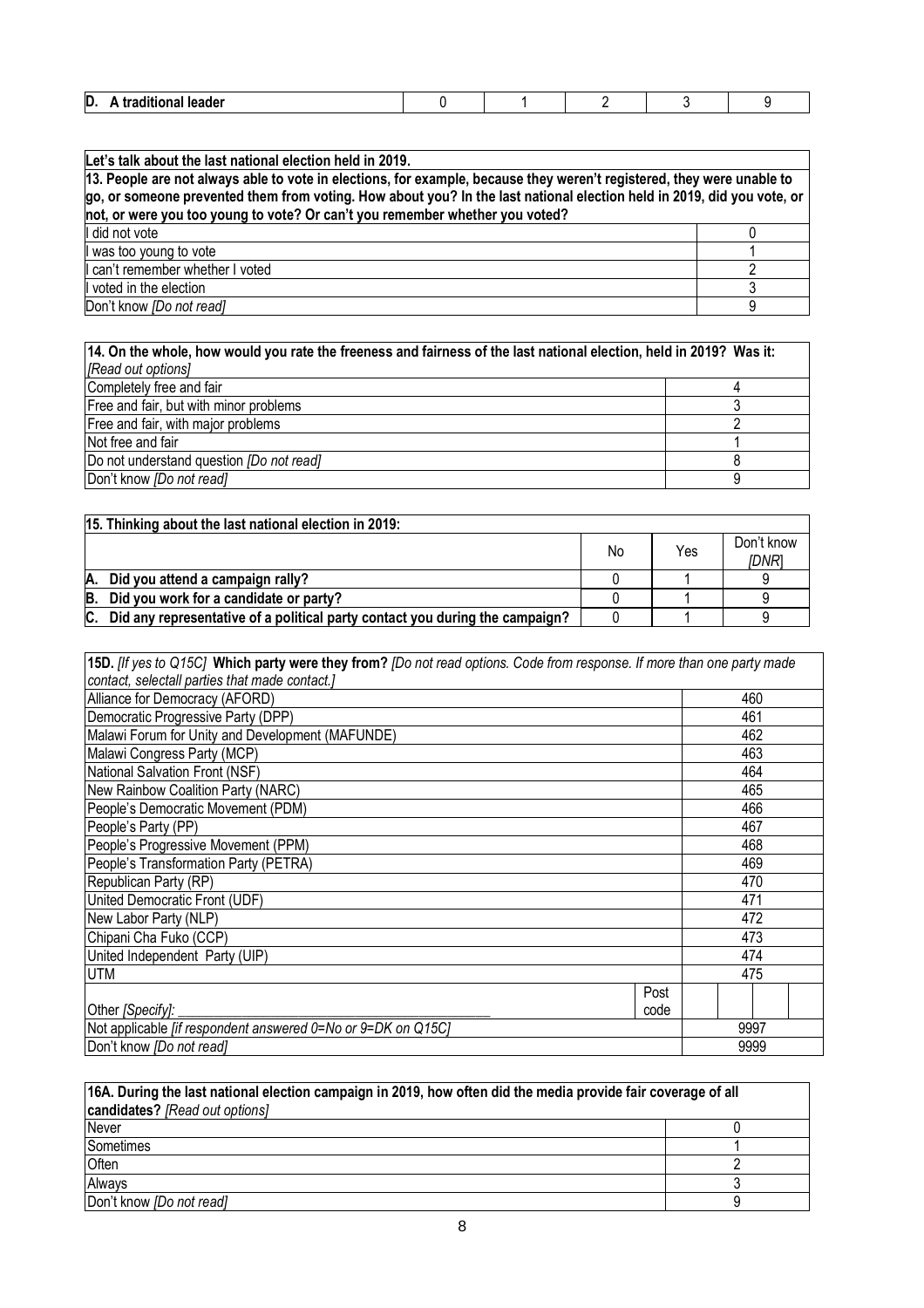| **D. A traditional leader** | 0 | 1 | 2 | 3 | 9 |
|---|---|---|---|---|---|

| **Let's talk about the last national election held in 2019.** **13. People are not always able to vote in elections, for example, because they weren't registered, they were unable to go, or someone prevented them from voting. How about you? In the last national election held in 2019, did you vote, or not, or were you too young to vote? Or can't you remember whether you voted?** | |
|---|---|
| I did not vote | 0 |
| I was too young to vote | 1 |
| I can't remember whether I voted | 2 |
| I voted in the election | 3 |
| Don't know *[Do not read]* | 9 |

| **14. On the whole, how would you rate the freeness and fairness of the last national election, held in 2019? Was it:** *[Read out options]* | |
|---|---|
| Completely free and fair | 4 |
| Free and fair, but with minor problems | 3 |
| Free and fair, with major problems | 2 |
| Not free and fair | 1 |
| Do not understand question *[Do not read]* | 8 |
| Don't know *[Do not read]* | 9 |

| **15. Thinking about the last national election in 2019:** | | | |
|---|---|---|---|
| | No | Yes | Don't know *[DNR]* |
| **A. Did you attend a campaign rally?** | 0 | 1 | 9 |
| **B. Did you work for a candidate or party?** | 0 | 1 | 9 |
| **C. Did any representative of a political party contact you during the campaign?** | 0 | 1 | 9 |

| **15D.** *[If yes to Q15C]* **Which party were they from?** *[Do not read options. Code from response. If more than one party made contact, selectall parties that made contact.]* | |
|---|---|
| Alliance for Democracy (AFORD) | 460 |
| Democratic Progressive Party (DPP) | 461 |
| Malawi Forum for Unity and Development (MAFUNDE) | 462 |
| Malawi Congress Party (MCP) | 463 |
| National Salvation Front (NSF) | 464 |
| New Rainbow Coalition Party (NARC) | 465 |
| People's Democratic Movement (PDM) | 466 |
| People's Party (PP) | 467 |
| People's Progressive Movement (PPM) | 468 |
| People's Transformation Party (PETRA) | 469 |
| Republican Party (RP) | 470 |
| United Democratic Front (UDF) | 471 |
| New Labor Party (NLP) | 472 |
| Chipani Cha Fuko (CCP) | 473 |
| United Independent Party (UIP) | 474 |
| UTM | 475 |
| Other *[Specify]*: ____________________ Post code | |
| Not applicable *[if respondent answered 0=No or 9=DK on Q15C]* | 9997 |
| Don't know *[Do not read]* | 9999 |

| **16A. During the last national election campaign in 2019, how often did the media provide fair coverage of all candidates?** *[Read out options]* | |
|---|---|
| Never | 0 |
| Sometimes | 1 |
| Often | 2 |
| Always | 3 |
| Don't know *[Do not read]* | 9 |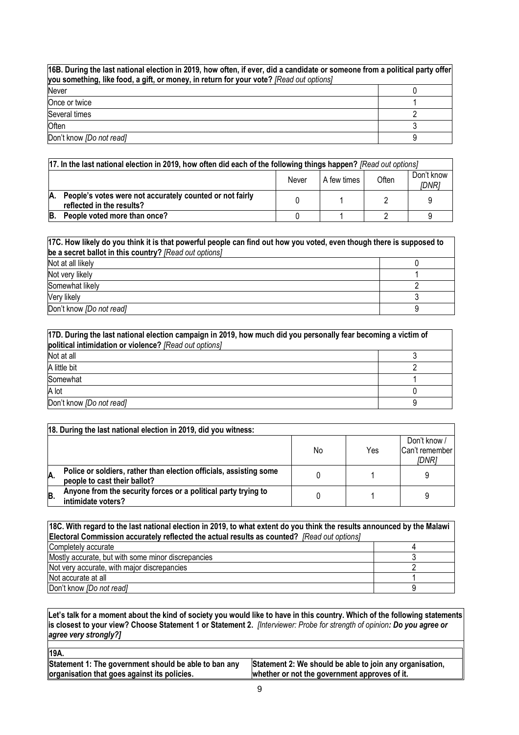| **16B. During the last national election in 2019, how often, if ever, did a candidate or someone from a political party offer you something, like food, a gift, or money, in return for your vote?** *[Read out options]* | |
|---|---|
| Never | 0 |
| Once or twice | 1 |
| Several times | 2 |
| Often | 3 |
| Don't know *[Do not read]* | 9 |

| **17. In the last national election in 2019, how often did each of the following things happen?** *[Read out options]* | Never | A few times | Often | Don't know *[DNR]* |
|---|---|---|---|---|
| **A. People's votes were not accurately counted or not fairly reflected in the results?** | 0 | 1 | 2 | 9 |
| **B. People voted more than once?** | 0 | 1 | 2 | 9 |

| **17C. How likely do you think it is that powerful people can find out how you voted, even though there is supposed to be a secret ballot in this country?** *[Read out options]* | |
|---|---|
| Not at all likely | 0 |
| Not very likely | 1 |
| Somewhat likely | 2 |
| Very likely | 3 |
| Don't know *[Do not read]* | 9 |

| **17D. During the last national election campaign in 2019, how much did you personally fear becoming a victim of political intimidation or violence?** *[Read out options]* | |
|---|---|
| Not at all | 3 |
| A little bit | 2 |
| Somewhat | 1 |
| A lot | 0 |
| Don't know *[Do not read]* | 9 |

| **18. During the last national election in 2019, did you witness:** | No | Yes | Don't know / Can't remember *[DNR]* |
|---|---|---|---|
| **A. Police or soldiers, rather than election officials, assisting some people to cast their ballot?** | 0 | 1 | 9 |
| **B. Anyone from the security forces or a political party trying to intimidate voters?** | 0 | 1 | 9 |

| **18C. With regard to the last national election in 2019, to what extent do you think the results announced by the Malawi Electoral Commission accurately reflected the actual results as counted?** *[Read out options]* | |
|---|---|
| Completely accurate | 4 |
| Mostly accurate, but with some minor discrepancies | 3 |
| Not very accurate, with major discrepancies | 2 |
| Not accurate at all | 1 |
| Don't know *[Do not read]* | 9 |

**Let's talk for a moment about the kind of society you would like to have in this country. Which of the following statements is closest to your view? Choose Statement 1 or Statement 2.** *[Interviewer: Probe for strength of opinion: **Do you agree or agree very strongly?**]*

**19A.**

| **Statement 1: The government should be able to ban any organisation that goes against its policies.** | **Statement 2: We should be able to join any organisation, whether or not the government approves of it.** |
|---|---|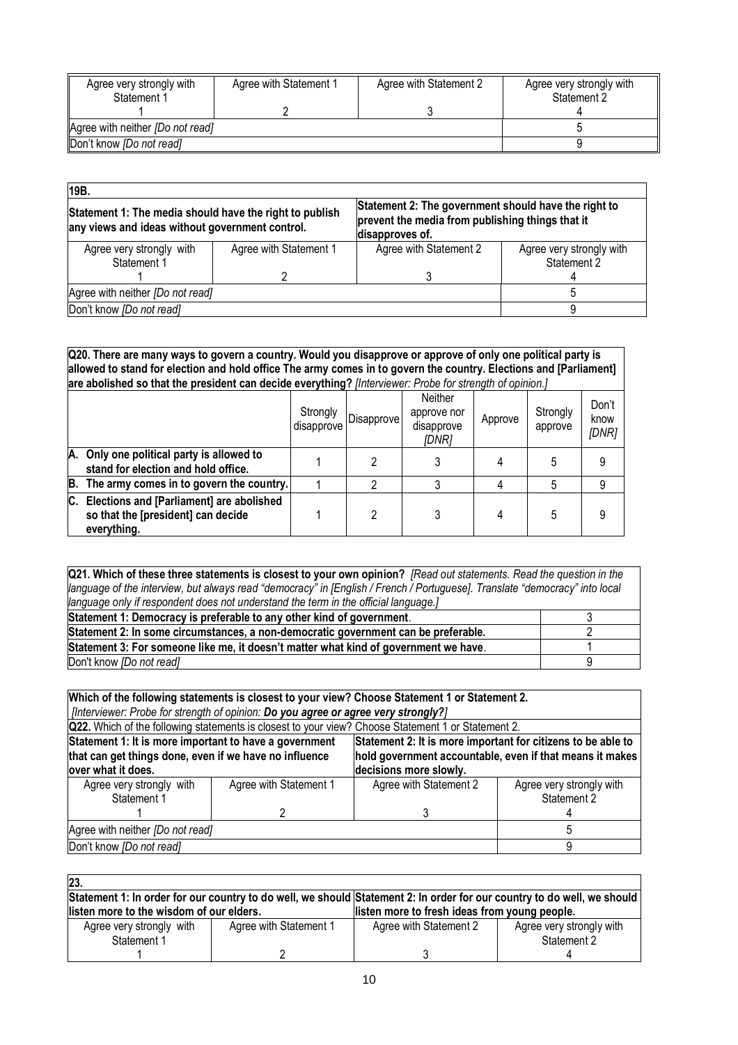| Agree very strongly with Statement 1 | Agree with Statement 1 | Agree with Statement 2 | Agree very strongly with Statement 2 |
|---|---|---|---|
| 1 | 2 | 3 | 4 |
| Agree with neither *[Do not read]* | | | 5 |
| Don't know *[Do not read]* | | | 9 |

| **19B.** | | | |
|---|---|---|---|
| **Statement 1: The media should have the right to publish any views and ideas without government control.** | | **Statement 2: The government should have the right to prevent the media from publishing things that it disapproves of.** | |
| Agree very strongly with Statement 1<br>1 | Agree with Statement 1<br>2 | Agree with Statement 2<br>3 | Agree very strongly with Statement 2<br>4 |
| Agree with neither *[Do not read]* | | | 5 |
| Don't know *[Do not read]* | | | 9 |

**Q20. There are many ways to govern a country. Would you disapprove or approve of only one political party is allowed to stand for election and hold office The army comes in to govern the country. Elections and [Parliament] are abolished so that the president can decide everything?** *[Interviewer: Probe for strength of opinion.]*

| | Strongly disapprove | Disapprove | Neither approve nor disapprove *[DNR]* | Approve | Strongly approve | Don't know *[DNR]* |
|---|---|---|---|---|---|---|
| **A. Only one political party is allowed to stand for election and hold office.** | 1 | 2 | 3 | 4 | 5 | 9 |
| **B. The army comes in to govern the country.** | 1 | 2 | 3 | 4 | 5 | 9 |
| **C. Elections and [Parliament] are abolished so that the [president] can decide everything.** | 1 | 2 | 3 | 4 | 5 | 9 |

| **Q21. Which of these three statements is closest to your own opinion?** *[Read out statements. Read the question in the language of the interview, but always read "democracy" in [English / French / Portuguese]. Translate "democracy" into local language only if respondent does not understand the term in the official language.]* | |
|---|---|
| **Statement 1: Democracy is preferable to any other kind of government.** | 3 |
| **Statement 2: In some circumstances, a non-democratic government can be preferable.** | 2 |
| **Statement 3: For someone like me, it doesn't matter what kind of government we have.** | 1 |
| Don't know *[Do not read]* | 9 |

| **Which of the following statements is closest to your view? Choose Statement 1 or Statement 2.**<br>*[Interviewer: Probe for strength of opinion:* ***Do you agree or agree very strongly?****]* | | | |
|---|---|---|---|
| **Q22.** Which of the following statements is closest to your view? Choose Statement 1 or Statement 2. | | | |
| **Statement 1: It is more important to have a government that can get things done, even if we have no influence over what it does.** | | **Statement 2: It is more important for citizens to be able to hold government accountable, even if that means it makes decisions more slowly.** | |
| Agree very strongly with Statement 1<br>1 | Agree with Statement 1<br>2 | Agree with Statement 2<br>3 | Agree very strongly with Statement 2<br>4 |
| Agree with neither *[Do not read]* | | | 5 |
| Don't know *[Do not read]* | | | 9 |

| **23.** | | | |
|---|---|---|---|
| **Statement 1: In order for our country to do well, we should listen more to the wisdom of our elders.** | | **Statement 2: In order for our country to do well, we should listen more to fresh ideas from young people.** | |
| Agree very strongly with Statement 1<br>1 | Agree with Statement 1<br>2 | Agree with Statement 2<br>3 | Agree very strongly with Statement 2<br>4 |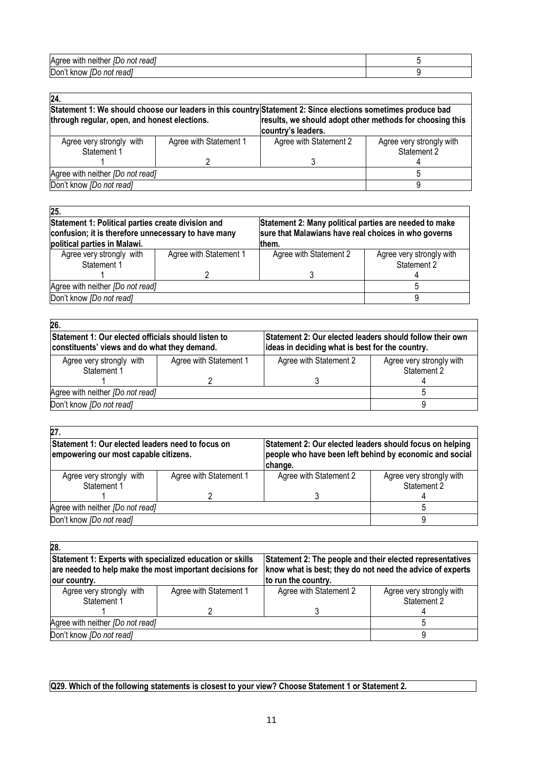| | |
|---|---|
| Agree with neither *[Do not read]* | 5 |
| Don't know *[Do not read]* | 9 |

| **24.** | | | |
|---|---|---|---|
| **Statement 1: We should choose our leaders in this country through regular, open, and honest elections.** | | **Statement 2: Since elections sometimes produce bad results, we should adopt other methods for choosing this country's leaders.** | |
| Agree very strongly with Statement 1<br>1 | Agree with Statement 1<br>2 | Agree with Statement 2<br>3 | Agree very strongly with Statement 2<br>4 |
| Agree with neither *[Do not read]* | | | 5 |
| Don't know *[Do not read]* | | | 9 |

| **25.** | | | |
|---|---|---|---|
| **Statement 1: Political parties create division and confusion; it is therefore unnecessary to have many political parties in Malawi.** | | **Statement 2: Many political parties are needed to make sure that Malawians have real choices in who governs them.** | |
| Agree very strongly with Statement 1<br>1 | Agree with Statement 1<br>2 | Agree with Statement 2<br>3 | Agree very strongly with Statement 2<br>4 |
| Agree with neither *[Do not read]* | | | 5 |
| Don't know *[Do not read]* | | | 9 |

| **26.** | | | |
|---|---|---|---|
| **Statement 1: Our elected officials should listen to constituents' views and do what they demand.** | | **Statement 2: Our elected leaders should follow their own ideas in deciding what is best for the country.** | |
| Agree very strongly with Statement 1<br>1 | Agree with Statement 1<br>2 | Agree with Statement 2<br>3 | Agree very strongly with Statement 2<br>4 |
| Agree with neither *[Do not read]* | | | 5 |
| Don't know *[Do not read]* | | | 9 |

| **27.** | | | |
|---|---|---|---|
| **Statement 1: Our elected leaders need to focus on empowering our most capable citizens.** | | **Statement 2: Our elected leaders should focus on helping people who have been left behind by economic and social change.** | |
| Agree very strongly with Statement 1<br>1 | Agree with Statement 1<br>2 | Agree with Statement 2<br>3 | Agree very strongly with Statement 2<br>4 |
| Agree with neither *[Do not read]* | | | 5 |
| Don't know *[Do not read]* | | | 9 |

| **28.** | | | |
|---|---|---|---|
| **Statement 1: Experts with specialized education or skills are needed to help make the most important decisions for our country.** | | **Statement 2: The people and their elected representatives know what is best; they do not need the advice of experts to run the country.** | |
| Agree very strongly with Statement 1<br>1 | Agree with Statement 1<br>2 | Agree with Statement 2<br>3 | Agree very strongly with Statement 2<br>4 |
| Agree with neither *[Do not read]* | | | 5 |
| Don't know *[Do not read]* | | | 9 |

**Q29. Which of the following statements is closest to your view? Choose Statement 1 or Statement 2.**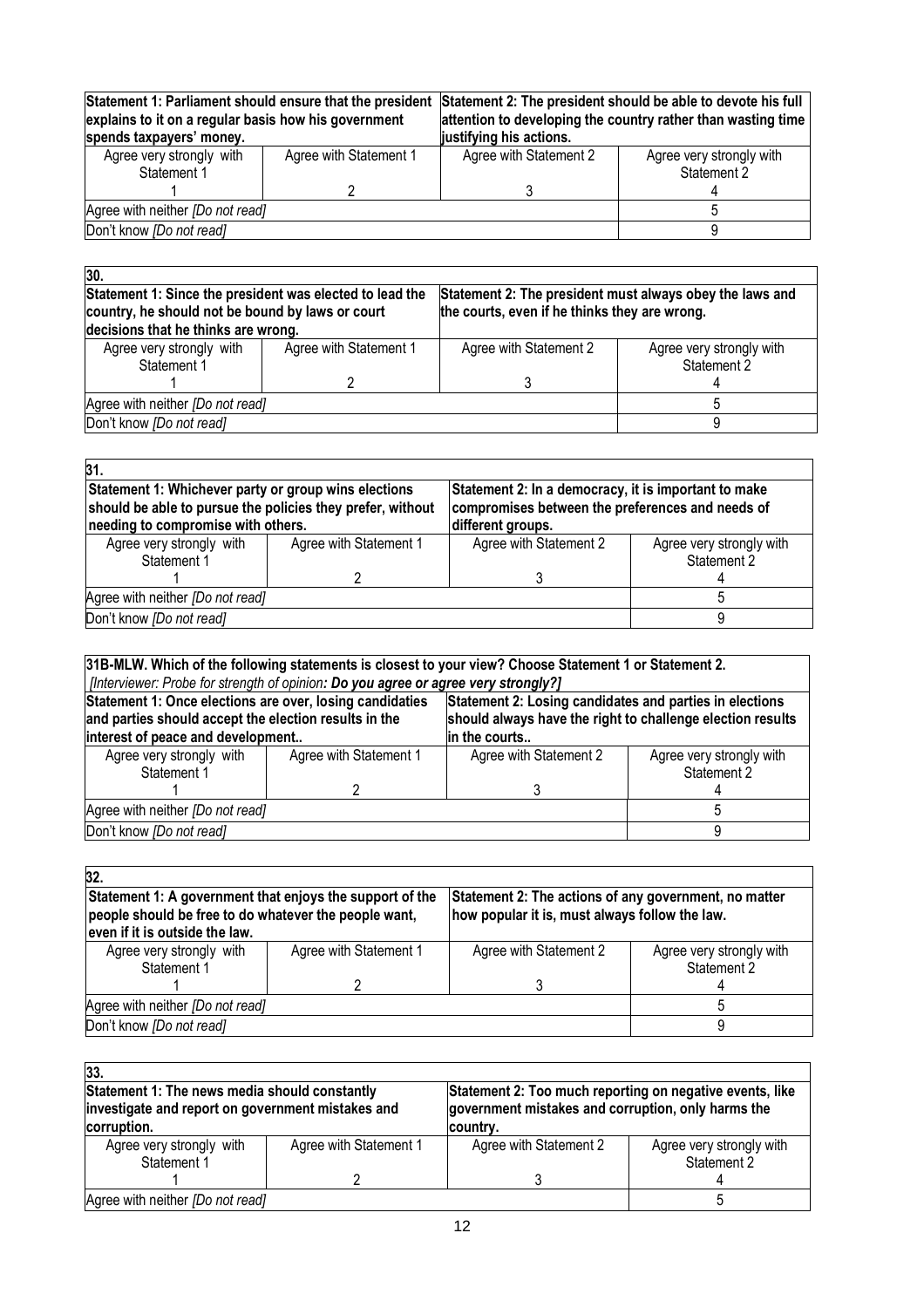| Statement 1: Parliament should ensure that the president explains to it on a regular basis how his government spends taxpayers' money. | | Statement 2: The president should be able to devote his full attention to developing the country rather than wasting time justifying his actions. | |
|---|---|---|---|
| Agree very strongly with Statement 1 | Agree with Statement 1 | Agree with Statement 2 | Agree very strongly with Statement 2 |
| 1 | 2 | 3 | 4 |
| Agree with neither *[Do not read]* | | | 5 |
| Don't know *[Do not read]* | | | 9 |

| **30.** | | | |
|---|---|---|---|
| **Statement 1: Since the president was elected to lead the country, he should not be bound by laws or court decisions that he thinks are wrong.** | | **Statement 2: The president must always obey the laws and the courts, even if he thinks they are wrong.** | |
| Agree very strongly with Statement 1 | Agree with Statement 1 | Agree with Statement 2 | Agree very strongly with Statement 2 |
| 1 | 2 | 3 | 4 |
| Agree with neither *[Do not read]* | | | 5 |
| Don't know *[Do not read]* | | | 9 |

| **31.** | | | |
|---|---|---|---|
| **Statement 1: Whichever party or group wins elections should be able to pursue the policies they prefer, without needing to compromise with others.** | | **Statement 2: In a democracy, it is important to make compromises between the preferences and needs of different groups.** | |
| Agree very strongly with Statement 1 | Agree with Statement 1 | Agree with Statement 2 | Agree very strongly with Statement 2 |
| 1 | 2 | 3 | 4 |
| Agree with neither *[Do not read]* | | | 5 |
| Don't know *[Do not read]* | | | 9 |

| **31B-MLW. Which of the following statements is closest to your view? Choose Statement 1 or Statement 2.** *[Interviewer: Probe for strength of opinion: **Do you agree or agree very strongly?]*** | | | |
|---|---|---|---|
| **Statement 1: Once elections are over, losing candidates and parties should accept the election results in the interest of peace and development..** | | **Statement 2: Losing candidates and parties in elections should always have the right to challenge election results in the courts..** | |
| Agree very strongly with Statement 1 | Agree with Statement 1 | Agree with Statement 2 | Agree very strongly with Statement 2 |
| 1 | 2 | 3 | 4 |
| Agree with neither *[Do not read]* | | | 5 |
| Don't know *[Do not read]* | | | 9 |

| **32.** | | | |
|---|---|---|---|
| **Statement 1: A government that enjoys the support of the people should be free to do whatever the people want, even if it is outside the law.** | | **Statement 2: The actions of any government, no matter how popular it is, must always follow the law.** | |
| Agree very strongly with Statement 1 | Agree with Statement 1 | Agree with Statement 2 | Agree very strongly with Statement 2 |
| 1 | 2 | 3 | 4 |
| Agree with neither *[Do not read]* | | | 5 |
| Don't know *[Do not read]* | | | 9 |

| **33.** | | | |
|---|---|---|---|
| **Statement 1: The news media should constantly investigate and report on government mistakes and corruption.** | | **Statement 2: Too much reporting on negative events, like government mistakes and corruption, only harms the country.** | |
| Agree very strongly with Statement 1 | Agree with Statement 1 | Agree with Statement 2 | Agree very strongly with Statement 2 |
| 1 | 2 | 3 | 4 |
| Agree with neither *[Do not read]* | | | 5 |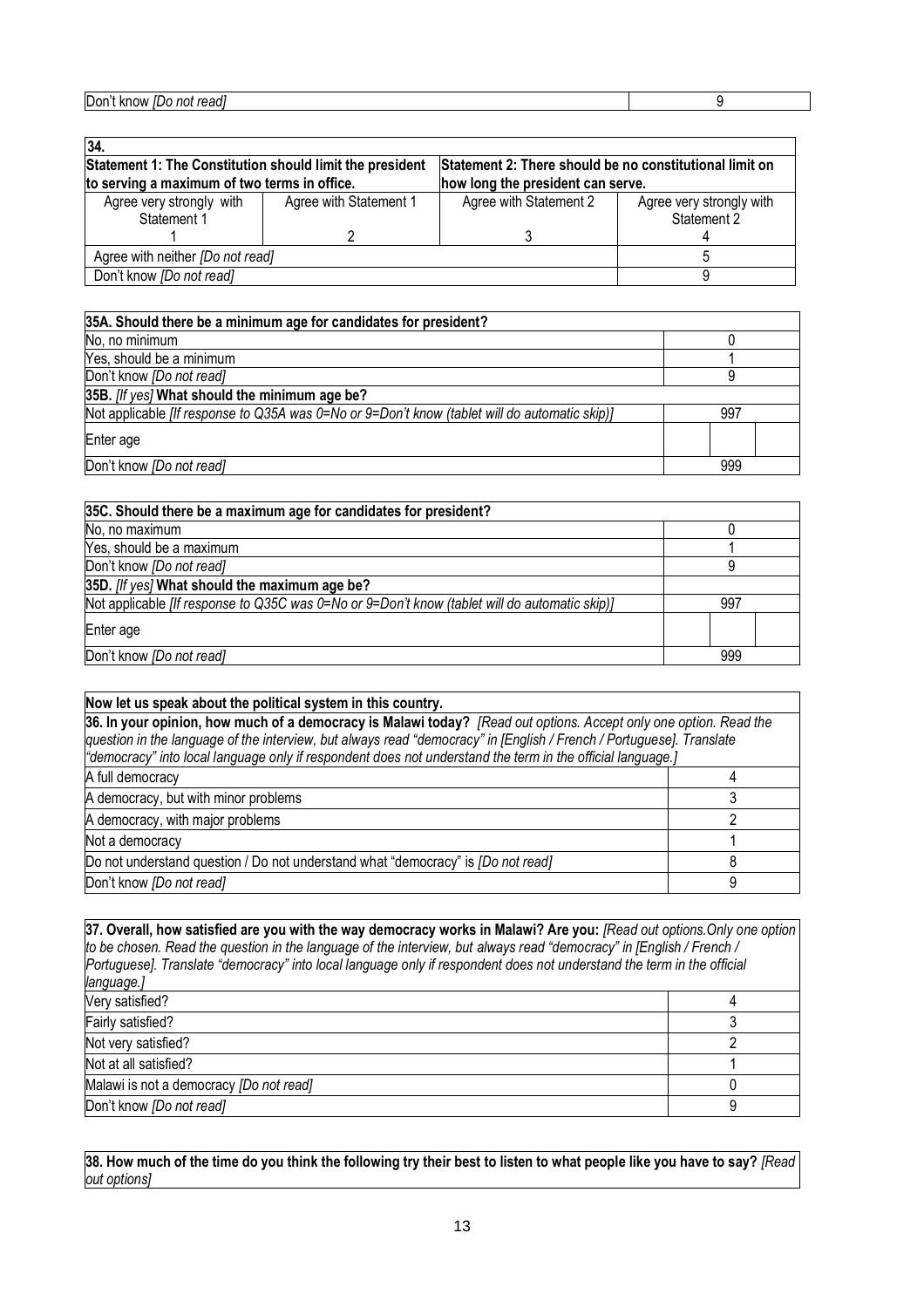| Don't know *[Do not read]* | 9 |
|---|---|

| **34.** | | | |
|---|---|---|---|
| **Statement 1: The Constitution should limit the president to serving a maximum of two terms in office.** | | **Statement 2: There should be no constitutional limit on how long the president can serve.** | |
| Agree very strongly with Statement 1 | Agree with Statement 1 | Agree with Statement 2 | Agree very strongly with Statement 2 |
| 1 | 2 | 3 | 4 |
| Agree with neither *[Do not read]* | | | 5 |
| Don't know *[Do not read]* | | | 9 |

| **35A. Should there be a minimum age for candidates for president?** | |
|---|---|
| No, no minimum | 0 |
| Yes, should be a minimum | 1 |
| Don't know *[Do not read]* | 9 |
| **35B.** *[If yes]* **What should the minimum age be?** | |
| Not applicable *[If response to Q35A was 0=No or 9=Don't know (tablet will do automatic skip)]* | 997 |
| Enter age | |
| Don't know *[Do not read]* | 999 |

| **35C. Should there be a maximum age for candidates for president?** | |
|---|---|
| No, no maximum | 0 |
| Yes, should be a maximum | 1 |
| Don't know *[Do not read]* | 9 |
| **35D.** *[If yes]* **What should the maximum age be?** | |
| Not applicable *[If response to Q35C was 0=No or 9=Don't know (tablet will do automatic skip)]* | 997 |
| Enter age | |
| Don't know *[Do not read]* | 999 |

| **Now let us speak about the political system in this country.** | |
|---|---|
| **36. In your opinion, how much of a democracy is Malawi today?** *[Read out options. Accept only one option. Read the question in the language of the interview, but always read "democracy" in [English / French / Portuguese]. Translate "democracy" into local language only if respondent does not understand the term in the official language.]* | |
| A full democracy | 4 |
| A democracy, but with minor problems | 3 |
| A democracy, with major problems | 2 |
| Not a democracy | 1 |
| Do not understand question / Do not understand what "democracy" is *[Do not read]* | 8 |
| Don't know *[Do not read]* | 9 |

| **37. Overall, how satisfied are you with the way democracy works in Malawi? Are you:** *[Read out options.Only one option to be chosen. Read the question in the language of the interview, but always read "democracy" in [English / French / Portuguese]. Translate "democracy" into local language only if respondent does not understand the term in the official language.]* | |
|---|---|
| Very satisfied? | 4 |
| Fairly satisfied? | 3 |
| Not very satisfied? | 2 |
| Not at all satisfied? | 1 |
| Malawi is not a democracy *[Do not read]* | 0 |
| Don't know *[Do not read]* | 9 |

| **38. How much of the time do you think the following try their best to listen to what people like you have to say?** *[Read out options]* |
|---|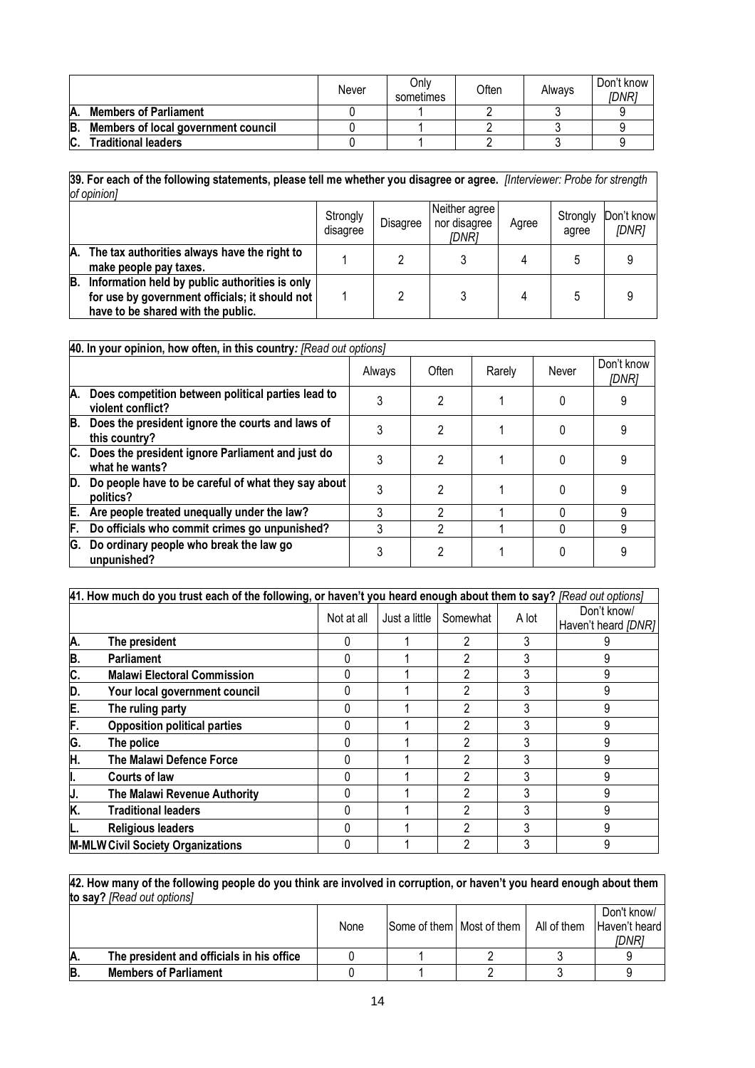| | Never | Only sometimes | Often | Always | Don't know *[DNR]* |
|---|---|---|---|---|---|
| **A. Members of Parliament** | 0 | 1 | 2 | 3 | 9 |
| **B. Members of local government council** | 0 | 1 | 2 | 3 | 9 |
| **C. Traditional leaders** | 0 | 1 | 2 | 3 | 9 |

**39. For each of the following statements, please tell me whether you disagree or agree.** *[Interviewer: Probe for strength of opinion]*

| | Strongly disagree | Disagree | Neither agree nor disagree *[DNR]* | Agree | Strongly agree | Don't know *[DNR]* |
|---|---|---|---|---|---|---|
| **A. The tax authorities always have the right to make people pay taxes.** | 1 | 2 | 3 | 4 | 5 | 9 |
| **B. Information held by public authorities is only for use by government officials; it should not have to be shared with the public.** | 1 | 2 | 3 | 4 | 5 | 9 |

**40. In your opinion, how often, in this country***: [Read out options]*

| | Always | Often | Rarely | Never | Don't know *[DNR]* |
|---|---|---|---|---|---|
| **A. Does competition between political parties lead to violent conflict?** | 3 | 2 | 1 | 0 | 9 |
| **B. Does the president ignore the courts and laws of this country?** | 3 | 2 | 1 | 0 | 9 |
| **C. Does the president ignore Parliament and just do what he wants?** | 3 | 2 | 1 | 0 | 9 |
| **D. Do people have to be careful of what they say about politics?** | 3 | 2 | 1 | 0 | 9 |
| **E. Are people treated unequally under the law?** | 3 | 2 | 1 | 0 | 9 |
| **F. Do officials who commit crimes go unpunished?** | 3 | 2 | 1 | 0 | 9 |
| **G. Do ordinary people who break the law go unpunished?** | 3 | 2 | 1 | 0 | 9 |

**41. How much do you trust each of the following, or haven't you heard enough about them to say?** *[Read out options]*

| | Not at all | Just a little | Somewhat | A lot | Don't know/ Haven't heard *[DNR]* |
|---|---|---|---|---|---|
| **A. The president** | 0 | 1 | 2 | 3 | 9 |
| **B. Parliament** | 0 | 1 | 2 | 3 | 9 |
| **C. Malawi Electoral Commission** | 0 | 1 | 2 | 3 | 9 |
| **D. Your local government council** | 0 | 1 | 2 | 3 | 9 |
| **E. The ruling party** | 0 | 1 | 2 | 3 | 9 |
| **F. Opposition political parties** | 0 | 1 | 2 | 3 | 9 |
| **G. The police** | 0 | 1 | 2 | 3 | 9 |
| **H. The Malawi Defence Force** | 0 | 1 | 2 | 3 | 9 |
| **I. Courts of law** | 0 | 1 | 2 | 3 | 9 |
| **J. The Malawi Revenue Authority** | 0 | 1 | 2 | 3 | 9 |
| **K. Traditional leaders** | 0 | 1 | 2 | 3 | 9 |
| **L. Religious leaders** | 0 | 1 | 2 | 3 | 9 |
| **M-MLW Civil Society Organizations** | 0 | 1 | 2 | 3 | 9 |

**42. How many of the following people do you think are involved in corruption, or haven't you heard enough about them to say?** *[Read out options]*

| | None | Some of them | Most of them | All of them | Don't know/ Haven't heard *[DNR]* |
|---|---|---|---|---|---|
| **A. The president and officials in his office** | 0 | 1 | 2 | 3 | 9 |
| **B. Members of Parliament** | 0 | 1 | 2 | 3 | 9 |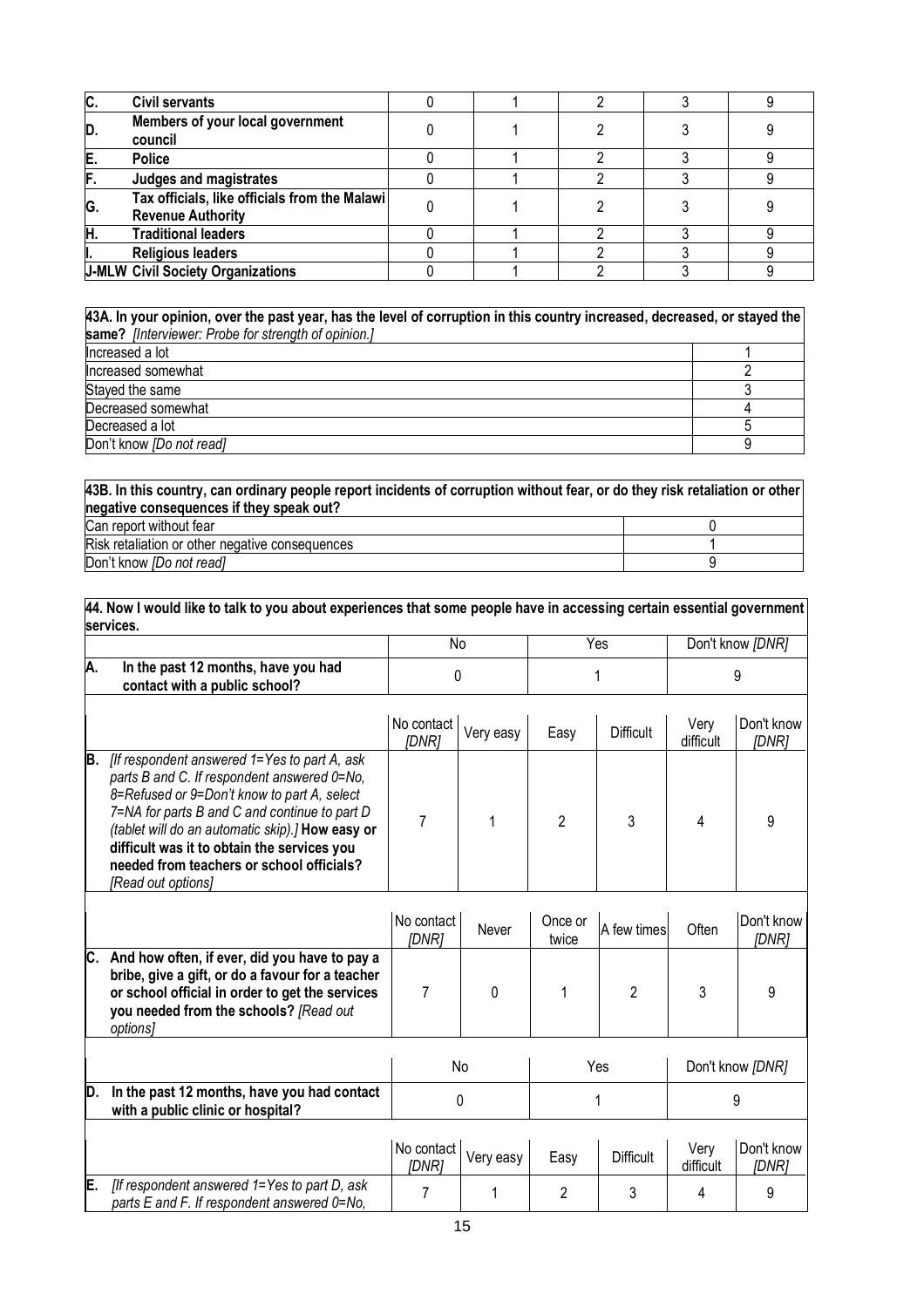| | | | | | | |
|---|---|---|---|---|---|---|
| **C.** | **Civil servants** | 0 | 1 | 2 | 3 | 9 |
| **D.** | **Members of your local government council** | 0 | 1 | 2 | 3 | 9 |
| **E.** | **Police** | 0 | 1 | 2 | 3 | 9 |
| **F.** | **Judges and magistrates** | 0 | 1 | 2 | 3 | 9 |
| **G.** | **Tax officials, like officials from the Malawi Revenue Authority** | 0 | 1 | 2 | 3 | 9 |
| **H.** | **Traditional leaders** | 0 | 1 | 2 | 3 | 9 |
| **I.** | **Religious leaders** | 0 | 1 | 2 | 3 | 9 |
| **J-MLW** | **Civil Society Organizations** | 0 | 1 | 2 | 3 | 9 |

| **43A. In your opinion, over the past year, has the level of corruption in this country increased, decreased, or stayed the same?** *[Interviewer: Probe for strength of opinion.]* | |
|---|---|
| Increased a lot | 1 |
| Increased somewhat | 2 |
| Stayed the same | 3 |
| Decreased somewhat | 4 |
| Decreased a lot | 5 |
| Don't know *[Do not read]* | 9 |

| **43B. In this country, can ordinary people report incidents of corruption without fear, or do they risk retaliation or other negative consequences if they speak out?** | |
|---|---|
| Can report without fear | 0 |
| Risk retaliation or other negative consequences | 1 |
| Don't know *[Do not read]* | 9 |

**44. Now I would like to talk to you about experiences that some people have in accessing certain essential government services.**

| | | No | | Yes | | Don't know *[DNR]* | |
|---|---|---|---|---|---|---|---|
| **A.** | **In the past 12 months, have you had contact with a public school?** | 0 | | 1 | | 9 | |
| | | No contact *[DNR]* | Very easy | Easy | Difficult | Very difficult | Don't know *[DNR]* |
| **B.** | *[If respondent answered 1=Yes to part A, ask parts B and C. If respondent answered 0=No, 8=Refused or 9=Don't know to part A, select 7=NA for parts B and C and continue to part D (tablet will do an automatic skip).]* **How easy or difficult was it to obtain the services you needed from teachers or school officials?** *[Read out options]* | 7 | 1 | 2 | 3 | 4 | 9 |
| | | No contact *[DNR]* | Never | Once or twice | A few times | Often | Don't know *[DNR]* |
| **C.** | **And how often, if ever, did you have to pay a bribe, give a gift, or do a favour for a teacher or school official in order to get the services you needed from the schools?** *[Read out options]* | 7 | 0 | 1 | 2 | 3 | 9 |
| | | No | | Yes | | Don't know *[DNR]* | |
| **D.** | **In the past 12 months, have you had contact with a public clinic or hospital?** | 0 | | 1 | | 9 | |
| | | No contact *[DNR]* | Very easy | Easy | Difficult | Very difficult | Don't know *[DNR]* |
| **E.** | *[If respondent answered 1=Yes to part D, ask parts E and F. If respondent answered 0=No,* | 7 | 1 | 2 | 3 | 4 | 9 |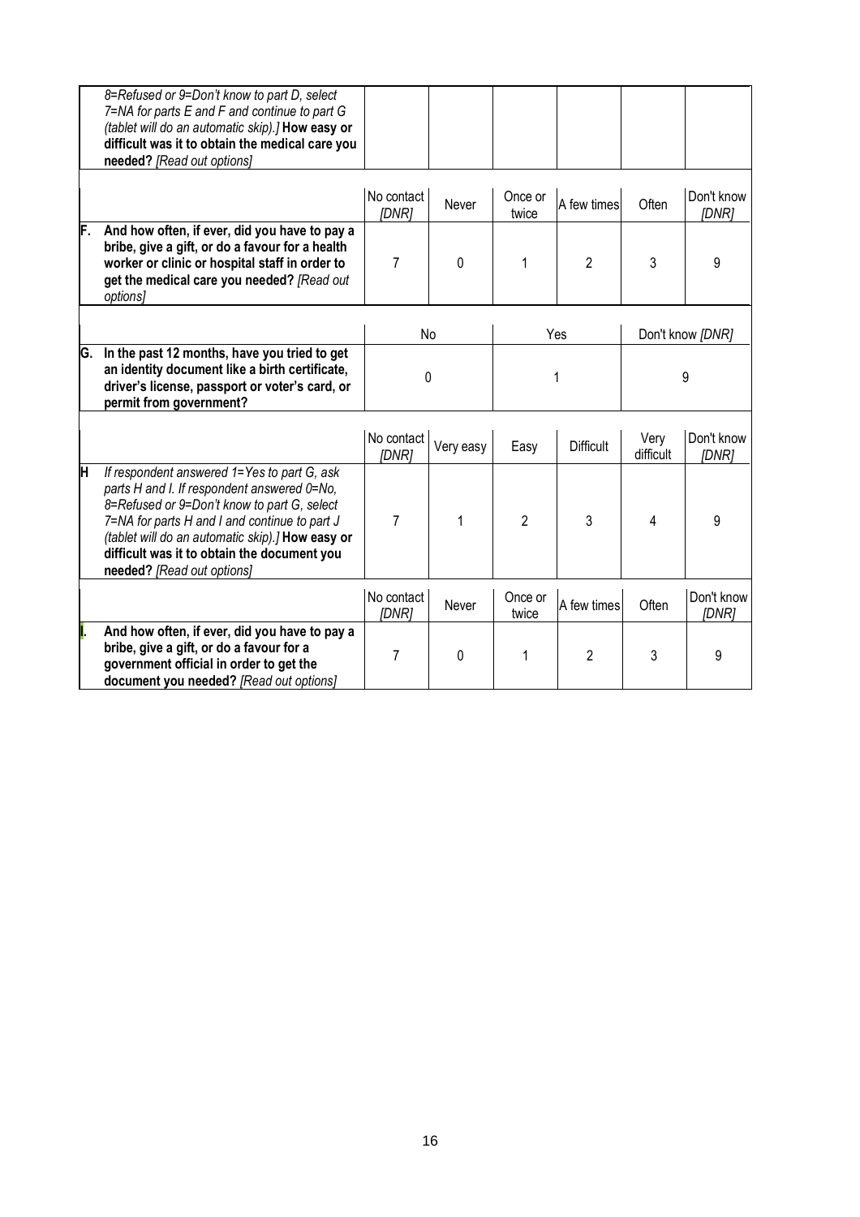| | | | | | | |
|---|---|---|---|---|---|---|
| | *8=Refused or 9=Don't know to part D, select 7=NA for parts E and F and continue to part G (tablet will do an automatic skip).]* **How easy or difficult was it to obtain the medical care you needed?** *[Read out options]* | | | | | |

| | | No contact *[DNR]* | Never | Once or twice | A few times | Often | Don't know *[DNR]* |
|---|---|---|---|---|---|---|---|
| **F.** | **And how often, if ever, did you have to pay a bribe, give a gift, or do a favour for a health worker or clinic or hospital staff in order to get the medical care you needed?** *[Read out options]* | 7 | 0 | 1 | 2 | 3 | 9 |

| | | No | Yes | Don't know *[DNR]* |
|---|---|---|---|---|
| **G.** | **In the past 12 months, have you tried to get an identity document like a birth certificate, driver's license, passport or voter's card, or permit from government?** | 0 | 1 | 9 |

| | | No contact *[DNR]* | Very easy | Easy | Difficult | Very difficult | Don't know *[DNR]* |
|---|---|---|---|---|---|---|---|
| **H** | *If respondent answered 1=Yes to part G, ask parts H and I. If respondent answered 0=No, 8=Refused or 9=Don't know to part G, select 7=NA for parts H and I and continue to part J (tablet will do an automatic skip).]* **How easy or difficult was it to obtain the document you needed?** *[Read out options]* | 7 | 1 | 2 | 3 | 4 | 9 |

| | | No contact *[DNR]* | Never | Once or twice | A few times | Often | Don't know *[DNR]* |
|---|---|---|---|---|---|---|---|
| **I.** | **And how often, if ever, did you have to pay a bribe, give a gift, or do a favour for a government official in order to get the document you needed?** *[Read out options]* | 7 | 0 | 1 | 2 | 3 | 9 |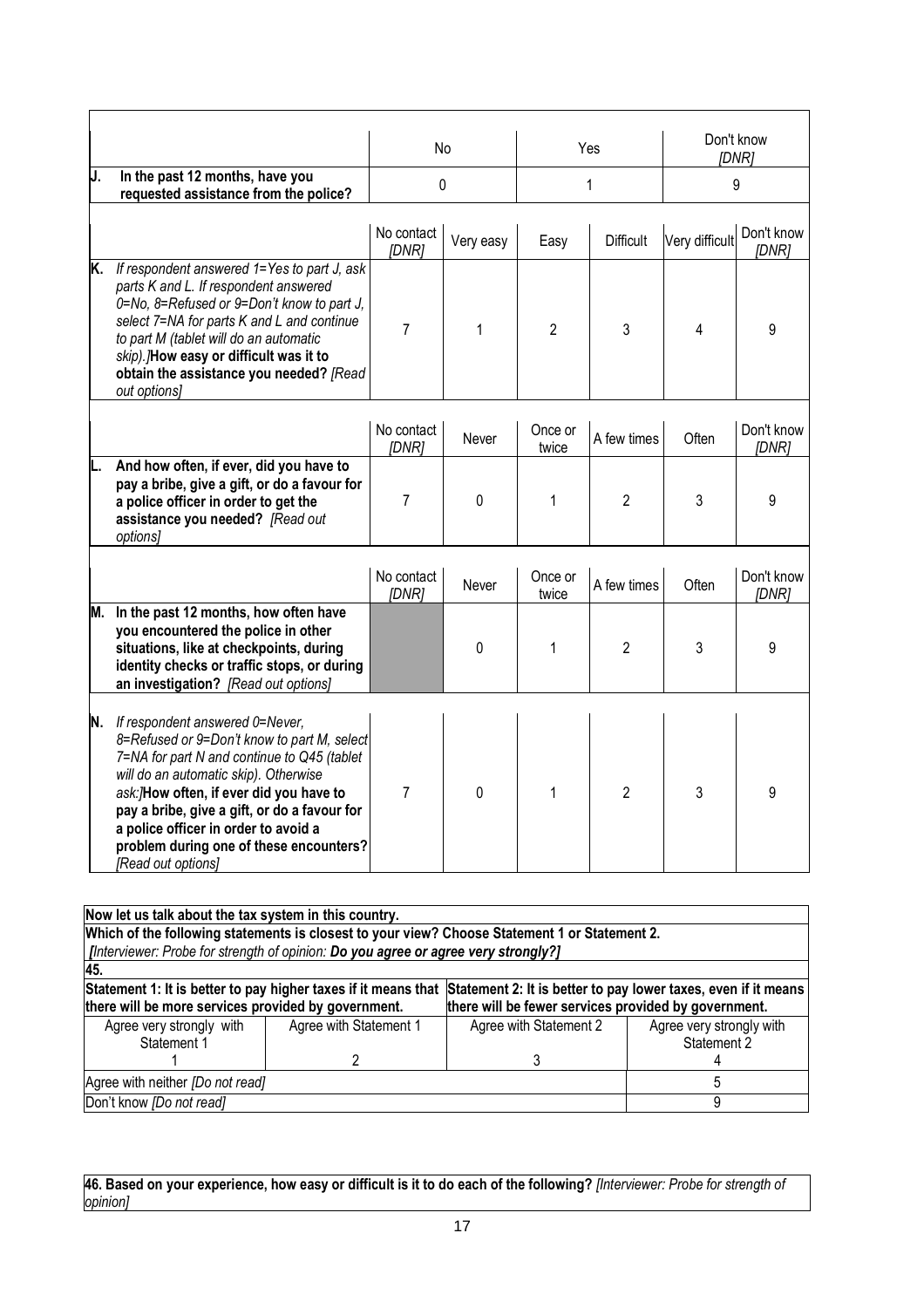| | | No | | Yes | | Don't know *[DNR]* |
|---|---|---|---|---|---|---|
| **J.** | **In the past 12 months, have you requested assistance from the police?** | 0 | | 1 | | 9 |

| | | No contact *[DNR]* | Very easy | Easy | Difficult | Very difficult | Don't know *[DNR]* |
|---|---|---|---|---|---|---|---|
| **K.** | *If respondent answered 1=Yes to part J, ask parts K and L. If respondent answered 0=No, 8=Refused or 9=Don't know to part J, select 7=NA for parts K and L and continue to part M (tablet will do an automatic skip).]* **How easy or difficult was it to obtain the assistance you needed?** *[Read out options]* | 7 | 1 | 2 | 3 | 4 | 9 |

| | | No contact *[DNR]* | Never | Once or twice | A few times | Often | Don't know *[DNR]* |
|---|---|---|---|---|---|---|---|
| **L.** | **And how often, if ever, did you have to pay a bribe, give a gift, or do a favour for a police officer in order to get the assistance you needed?** *[Read out options]* | 7 | 0 | 1 | 2 | 3 | 9 |

| | | No contact *[DNR]* | Never | Once or twice | A few times | Often | Don't know *[DNR]* |
|---|---|---|---|---|---|---|---|
| **M.** | **In the past 12 months, how often have you encountered the police in other situations, like at checkpoints, during identity checks or traffic stops, or during an investigation?** *[Read out options]* | | 0 | 1 | 2 | 3 | 9 |
| **N.** | *If respondent answered 0=Never, 8=Refused or 9=Don't know to part M, select 7=NA for part N and continue to Q45 (tablet will do an automatic skip). Otherwise ask:]* **How often, if ever did you have to pay a bribe, give a gift, or do a favour for a police officer in order to avoid a problem during one of these encounters?** *[Read out options]* | 7 | 0 | 1 | 2 | 3 | 9 |

**Now let us talk about the tax system in this country.**
**Which of the following statements is closest to your view? Choose Statement 1 or Statement 2.**
*[Interviewer: Probe for strength of opinion:* ***Do you agree or agree very strongly?]***

**45.**

| **Statement 1: It is better to pay higher taxes if it means that there will be more services provided by government.** | | **Statement 2: It is better to pay lower taxes, even if it means there will be fewer services provided by government.** | |
|---|---|---|---|
| Agree very strongly with Statement 1 | Agree with Statement 1 | Agree with Statement 2 | Agree very strongly with Statement 2 |
| 1 | 2 | 3 | 4 |
| Agree with neither *[Do not read]* | | | 5 |
| Don't know *[Do not read]* | | | 9 |

**46. Based on your experience, how easy or difficult is it to do each of the following?** *[Interviewer: Probe for strength of opinion]*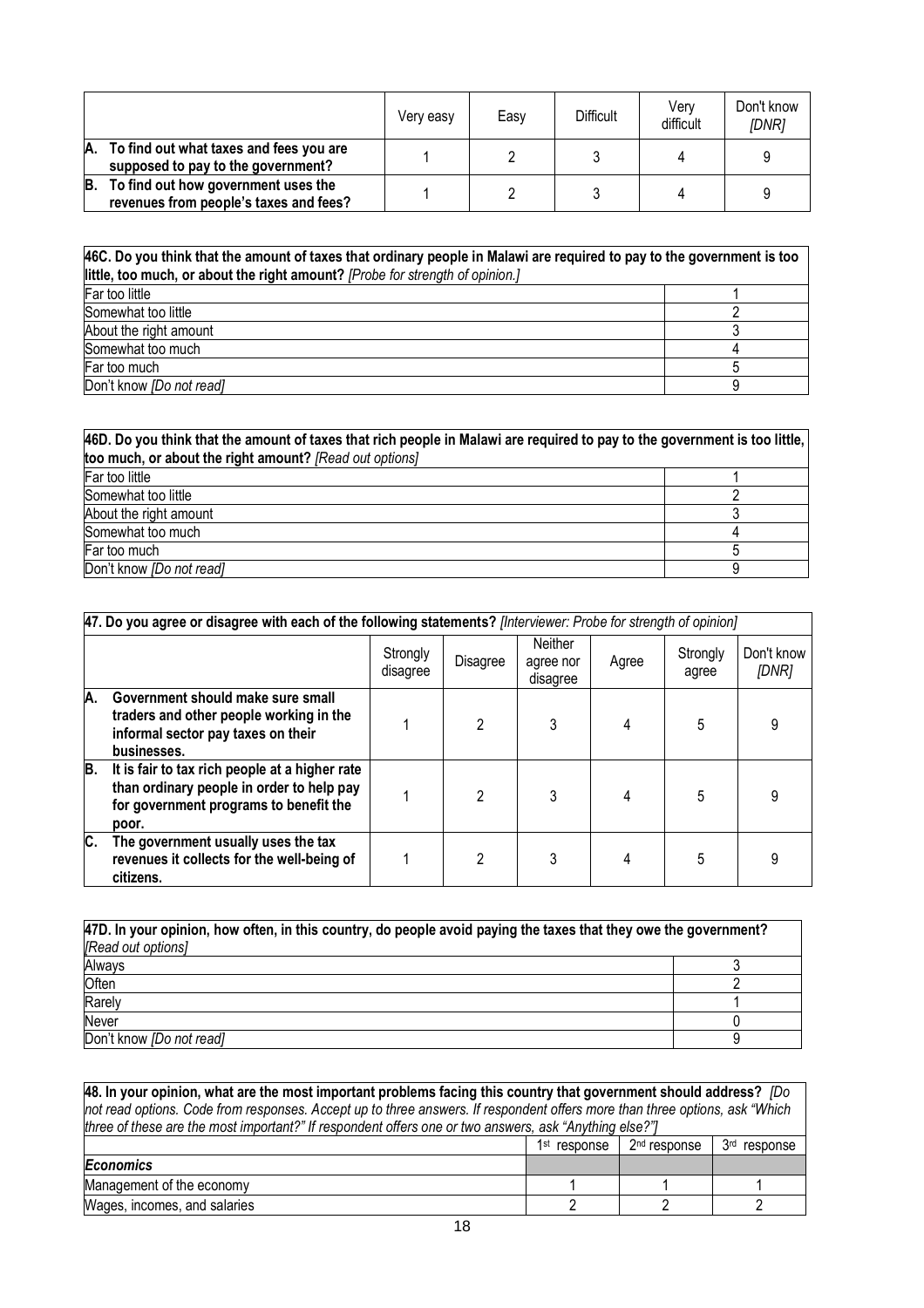| | Very easy | Easy | Difficult | Very difficult | Don't know *[DNR]* |
|---|---|---|---|---|---|
| **A. To find out what taxes and fees you are supposed to pay to the government?** | 1 | 2 | 3 | 4 | 9 |
| **B. To find out how government uses the revenues from people's taxes and fees?** | 1 | 2 | 3 | 4 | 9 |

| **46C. Do you think that the amount of taxes that ordinary people in Malawi are required to pay to the government is too little, too much, or about the right amount?** *[Probe for strength of opinion.]* | |
|---|---|
| Far too little | 1 |
| Somewhat too little | 2 |
| About the right amount | 3 |
| Somewhat too much | 4 |
| Far too much | 5 |
| Don't know *[Do not read]* | 9 |

| **46D. Do you think that the amount of taxes that rich people in Malawi are required to pay to the government is too little, too much, or about the right amount?** *[Read out options]* | |
|---|---|
| Far too little | 1 |
| Somewhat too little | 2 |
| About the right amount | 3 |
| Somewhat too much | 4 |
| Far too much | 5 |
| Don't know *[Do not read]* | 9 |

| **47. Do you agree or disagree with each of the following statements?** *[Interviewer: Probe for strength of opinion]* | | | | | | |
|---|---|---|---|---|---|---|
| | Strongly disagree | Disagree | Neither agree nor disagree | Agree | Strongly agree | Don't know *[DNR]* |
| **A. Government should make sure small traders and other people working in the informal sector pay taxes on their businesses.** | 1 | 2 | 3 | 4 | 5 | 9 |
| **B. It is fair to tax rich people at a higher rate than ordinary people in order to help pay for government programs to benefit the poor.** | 1 | 2 | 3 | 4 | 5 | 9 |
| **C. The government usually uses the tax revenues it collects for the well-being of citizens.** | 1 | 2 | 3 | 4 | 5 | 9 |

| **47D. In your opinion, how often, in this country, do people avoid paying the taxes that they owe the government?** *[Read out options]* | |
|---|---|
| Always | 3 |
| Often | 2 |
| Rarely | 1 |
| Never | 0 |
| Don't know *[Do not read]* | 9 |

| **48. In your opinion, what are the most important problems facing this country that government should address?** *[Do not read options. Code from responses. Accept up to three answers. If respondent offers more than three options, ask "Which three of these are the most important?" If respondent offers one or two answers, ask "Anything else?"]* | | | |
|---|---|---|---|
| | 1st response | 2nd response | 3rd response |
| ***Economics*** | | | |
| Management of the economy | 1 | 1 | 1 |
| Wages, incomes, and salaries | 2 | 2 | 2 |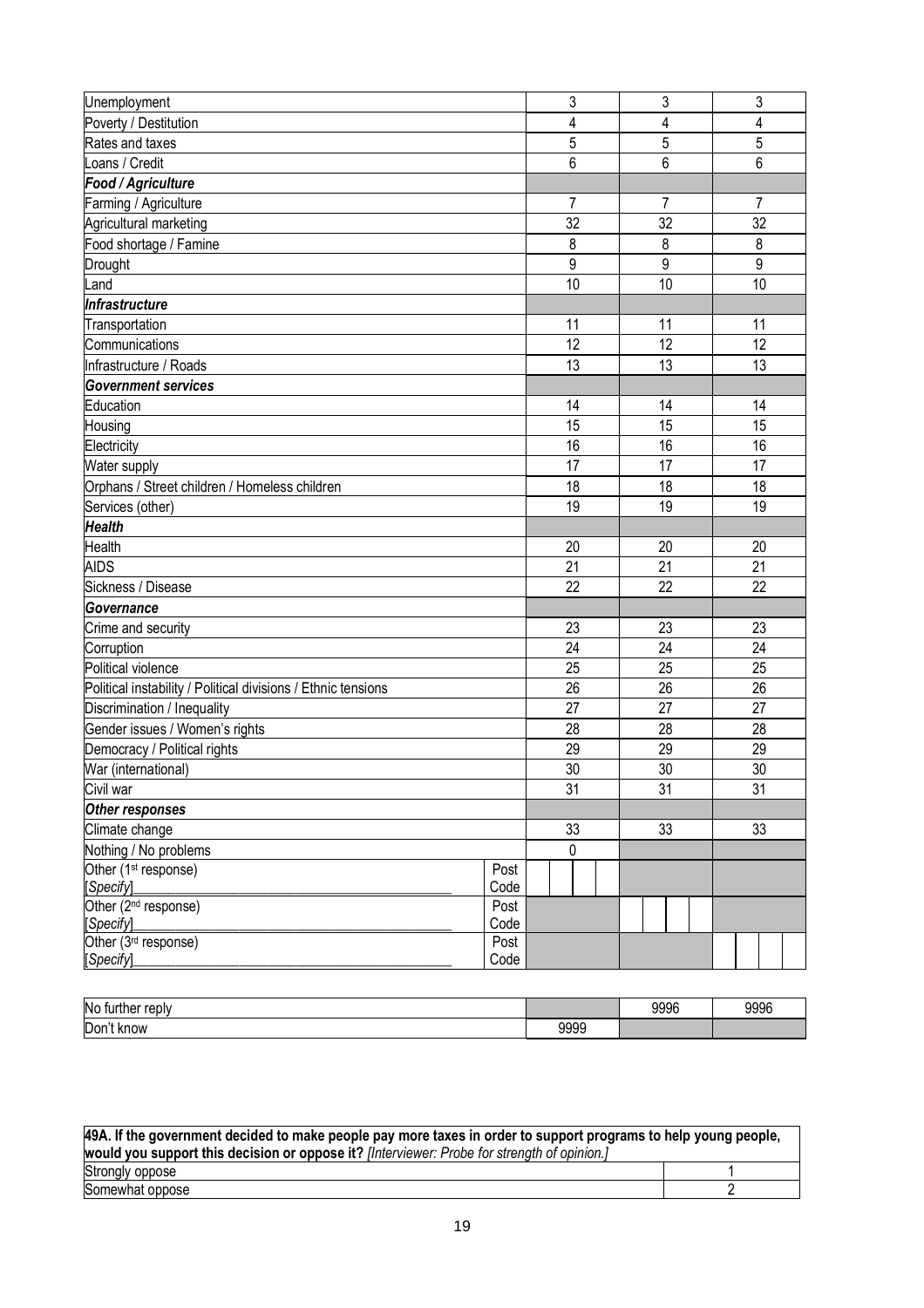| | | | | |
|---|---|---|---|---|
| Unemployment | | 3 | 3 | 3 |
| Poverty / Destitution | | 4 | 4 | 4 |
| Rates and taxes | | 5 | 5 | 5 |
| Loans / Credit | | 6 | 6 | 6 |
| ***Food / Agriculture*** | | | | |
| Farming / Agriculture | | 7 | 7 | 7 |
| Agricultural marketing | | 32 | 32 | 32 |
| Food shortage / Famine | | 8 | 8 | 8 |
| Drought | | 9 | 9 | 9 |
| Land | | 10 | 10 | 10 |
| ***Infrastructure*** | | | | |
| Transportation | | 11 | 11 | 11 |
| Communications | | 12 | 12 | 12 |
| Infrastructure / Roads | | 13 | 13 | 13 |
| ***Government services*** | | | | |
| Education | | 14 | 14 | 14 |
| Housing | | 15 | 15 | 15 |
| Electricity | | 16 | 16 | 16 |
| Water supply | | 17 | 17 | 17 |
| Orphans / Street children / Homeless children | | 18 | 18 | 18 |
| Services (other) | | 19 | 19 | 19 |
| ***Health*** | | | | |
| Health | | 20 | 20 | 20 |
| AIDS | | 21 | 21 | 21 |
| Sickness / Disease | | 22 | 22 | 22 |
| ***Governance*** | | | | |
| Crime and security | | 23 | 23 | 23 |
| Corruption | | 24 | 24 | 24 |
| Political violence | | 25 | 25 | 25 |
| Political instability / Political divisions / Ethnic tensions | | 26 | 26 | 26 |
| Discrimination / Inequality | | 27 | 27 | 27 |
| Gender issues / Women's rights | | 28 | 28 | 28 |
| Democracy / Political rights | | 29 | 29 | 29 |
| War (international) | | 30 | 30 | 30 |
| Civil war | | 31 | 31 | 31 |
| ***Other responses*** | | | | |
| Climate change | | 33 | 33 | 33 |
| Nothing / No problems | | 0 | | |
| Other (1st response) [*Specify*]________________ | Post Code | | | |
| Other (2nd response) [*Specify*]________________ | Post Code | | | |
| Other (3rd response) [*Specify*]________________ | Post Code | | | |

| | | | |
|---|---|---|---|
| No further reply | | 9996 | 9996 |
| Don't know | 9999 | | |

| **49A. If the government decided to make people pay more taxes in order to support programs to help young people, would you support this decision or oppose it?** *[Interviewer: Probe for strength of opinion.]* | |
|---|---|
| Strongly oppose | 1 |
| Somewhat oppose | 2 |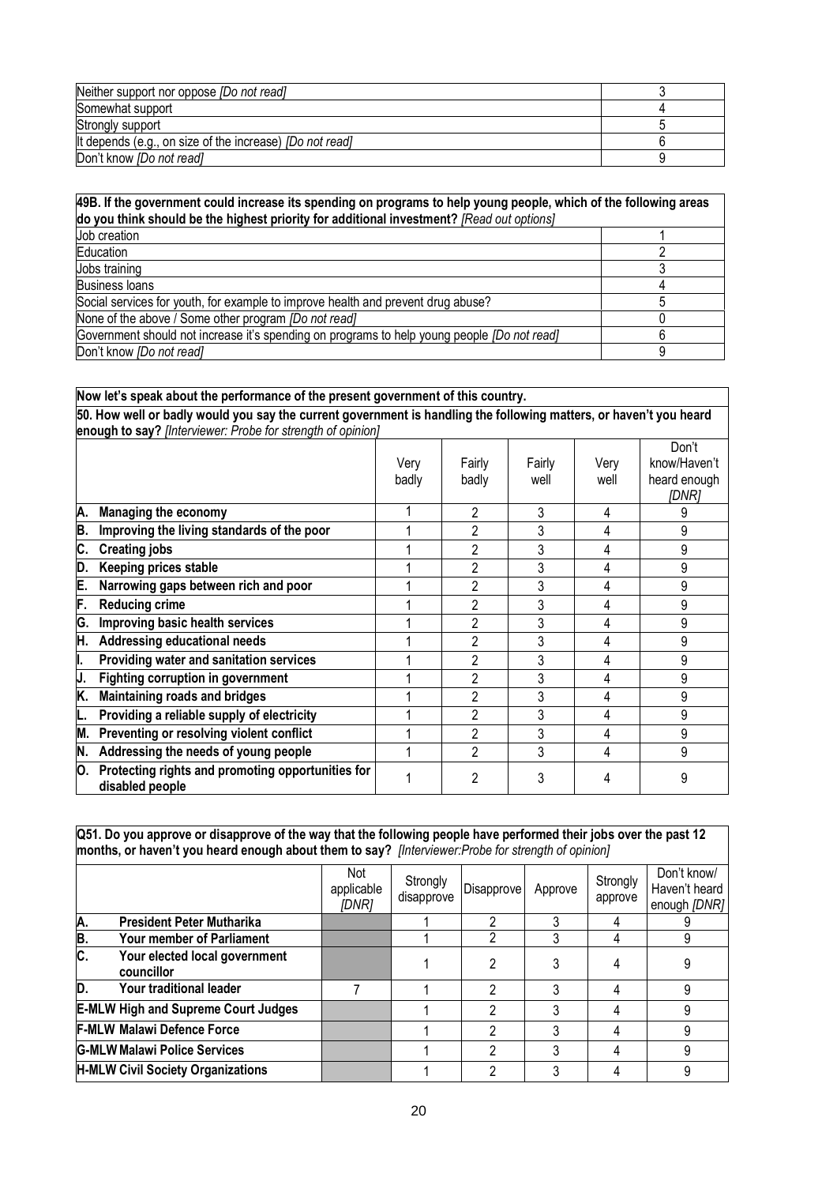| | |
|---|---|
| Neither support nor oppose *[Do not read]* | 3 |
| Somewhat support | 4 |
| Strongly support | 5 |
| It depends (e.g., on size of the increase) *[Do not read]* | 6 |
| Don't know *[Do not read]* | 9 |

| **49B. If the government could increase its spending on programs to help young people, which of the following areas do you think should be the highest priority for additional investment?** *[Read out options]* | |
|---|---|
| Job creation | 1 |
| Education | 2 |
| Jobs training | 3 |
| Business loans | 4 |
| Social services for youth, for example to improve health and prevent drug abuse? | 5 |
| None of the above / Some other program *[Do not read]* | 0 |
| Government should not increase it's spending on programs to help young people *[Do not read]* | 6 |
| Don't know *[Do not read]* | 9 |

**Now let's speak about the performance of the present government of this country.**

**50. How well or badly would you say the current government is handling the following matters, or haven't you heard enough to say?** *[Interviewer: Probe for strength of opinion]*

| | Very badly | Fairly badly | Fairly well | Very well | Don't know/Haven't heard enough *[DNR]* |
|---|---|---|---|---|---|
| **A. Managing the economy** | 1 | 2 | 3 | 4 | 9 |
| **B. Improving the living standards of the poor** | 1 | 2 | 3 | 4 | 9 |
| **C. Creating jobs** | 1 | 2 | 3 | 4 | 9 |
| **D. Keeping prices stable** | 1 | 2 | 3 | 4 | 9 |
| **E. Narrowing gaps between rich and poor** | 1 | 2 | 3 | 4 | 9 |
| **F. Reducing crime** | 1 | 2 | 3 | 4 | 9 |
| **G. Improving basic health services** | 1 | 2 | 3 | 4 | 9 |
| **H. Addressing educational needs** | 1 | 2 | 3 | 4 | 9 |
| **I. Providing water and sanitation services** | 1 | 2 | 3 | 4 | 9 |
| **J. Fighting corruption in government** | 1 | 2 | 3 | 4 | 9 |
| **K. Maintaining roads and bridges** | 1 | 2 | 3 | 4 | 9 |
| **L. Providing a reliable supply of electricity** | 1 | 2 | 3 | 4 | 9 |
| **M. Preventing or resolving violent conflict** | 1 | 2 | 3 | 4 | 9 |
| **N. Addressing the needs of young people** | 1 | 2 | 3 | 4 | 9 |
| **O. Protecting rights and promoting opportunities for disabled people** | 1 | 2 | 3 | 4 | 9 |

**Q51. Do you approve or disapprove of the way that the following people have performed their jobs over the past 12 months, or haven't you heard enough about them to say?** *[Interviewer:Probe for strength of opinion]*

| | Not applicable *[DNR]* | Strongly disapprove | Disapprove | Approve | Strongly approve | Don't know/ Haven't heard enough *[DNR]* |
|---|---|---|---|---|---|---|
| **A. President Peter Mutharika** | | 1 | 2 | 3 | 4 | 9 |
| **B. Your member of Parliament** | | 1 | 2 | 3 | 4 | 9 |
| **C. Your elected local government councillor** | | 1 | 2 | 3 | 4 | 9 |
| **D. Your traditional leader** | 7 | 1 | 2 | 3 | 4 | 9 |
| **E-MLW High and Supreme Court Judges** | | 1 | 2 | 3 | 4 | 9 |
| **F-MLW Malawi Defence Force** | | 1 | 2 | 3 | 4 | 9 |
| **G-MLW Malawi Police Services** | | 1 | 2 | 3 | 4 | 9 |
| **H-MLW Civil Society Organizations** | | 1 | 2 | 3 | 4 | 9 |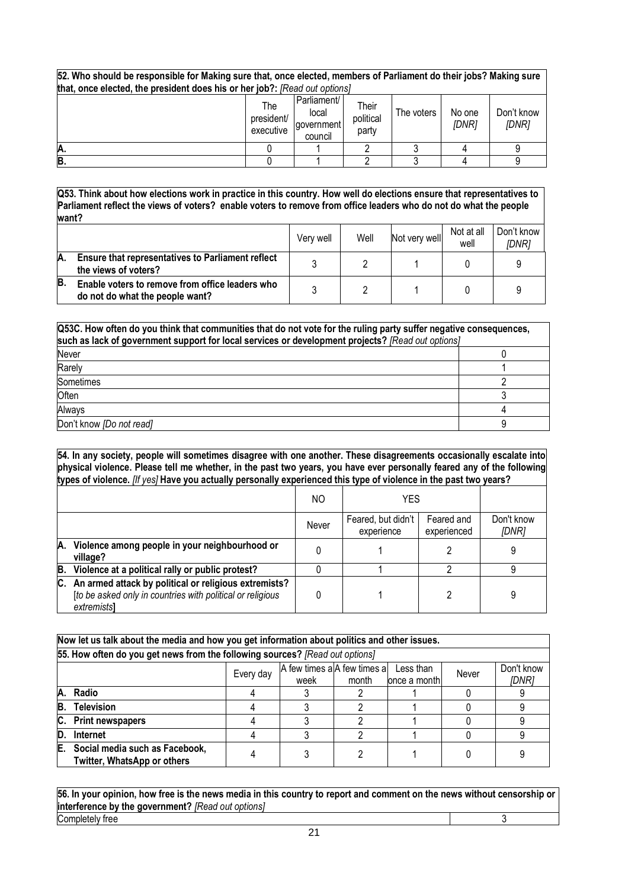**52. Who should be responsible for Making sure that, once elected, members of Parliament do their jobs? Making sure that, once elected, the president does his or her job?:** *[Read out options]*

| | The president/ executive | Parliament/ local government council | Their political party | The voters | No one *[DNR]* | Don't know *[DNR]* |
|---|---|---|---|---|---|---|
| **A.** | 0 | 1 | 2 | 3 | 4 | 9 |
| **B.** | 0 | 1 | 2 | 3 | 4 | 9 |

**Q53. Think about how elections work in practice in this country. How well do elections ensure that representatives to Parliament reflect the views of voters? enable voters to remove from office leaders who do not do what the people want?**

| | Very well | Well | Not very well | Not at all well | Don't know *[DNR]* |
|---|---|---|---|---|---|
| **A. Ensure that representatives to Parliament reflect the views of voters?** | 3 | 2 | 1 | 0 | 9 |
| **B. Enable voters to remove from office leaders who do not do what the people want?** | 3 | 2 | 1 | 0 | 9 |

**Q53C. How often do you think that communities that do not vote for the ruling party suffer negative consequences, such as lack of government support for local services or development projects?** *[Read out options]*

| | |
|---|---|
| Never | 0 |
| Rarely | 1 |
| Sometimes | 2 |
| Often | 3 |
| Always | 4 |
| Don't know *[Do not read]* | 9 |

**54. In any society, people will sometimes disagree with one another. These disagreements occasionally escalate into physical violence. Please tell me whether, in the past two years, you have ever personally feared any of the following types of violence.** *[If yes]* **Have you actually personally experienced this type of violence in the past two years?**

| | NO | YES | | |
|---|---|---|---|---|
| | Never | Feared, but didn't experience | Feared and experienced | Don't know *[DNR]* |
| **A. Violence among people in your neighbourhood or village?** | 0 | 1 | 2 | 9 |
| **B. Violence at a political rally or public protest?** | 0 | 1 | 2 | 9 |
| **C. An armed attack by political or religious extremists?** [*to be asked only in countries with political or religious extremists*] | 0 | 1 | 2 | 9 |

**Now let us talk about the media and how you get information about politics and other issues.**

**55. How often do you get news from the following sources?** *[Read out options]*

| | Every day | A few times a week | A few times a month | Less than once a month | Never | Don't know *[DNR]* |
|---|---|---|---|---|---|---|
| **A. Radio** | 4 | 3 | 2 | 1 | 0 | 9 |
| **B. Television** | 4 | 3 | 2 | 1 | 0 | 9 |
| **C. Print newspapers** | 4 | 3 | 2 | 1 | 0 | 9 |
| **D. Internet** | 4 | 3 | 2 | 1 | 0 | 9 |
| **E. Social media such as Facebook, Twitter, WhatsApp or others** | 4 | 3 | 2 | 1 | 0 | 9 |

**56. In your opinion, how free is the news media in this country to report and comment on the news without censorship or interference by the government?** *[Read out options]*

| | |
|---|---|
| Completely free | 3 |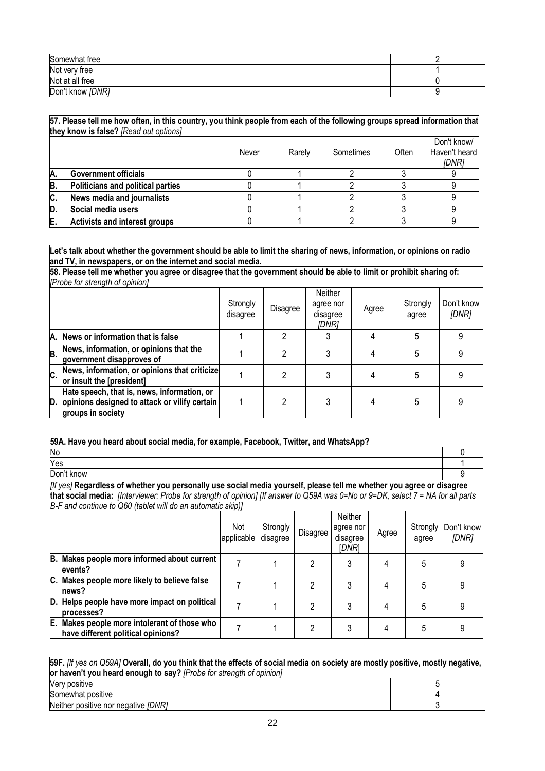| | |
|---|---|
| Somewhat free | 2 |
| Not very free | 1 |
| Not at all free | 0 |
| Don't know *[DNR]* | 9 |

**57. Please tell me how often, in this country, you think people from each of the following groups spread information that they know is false?** *[Read out options]*

| | | Never | Rarely | Sometimes | Often | Don't know/ Haven't heard *[DNR]* |
|---|---|---|---|---|---|---|
| **A.** | **Government officials** | 0 | 1 | 2 | 3 | 9 |
| **B.** | **Politicians and political parties** | 0 | 1 | 2 | 3 | 9 |
| **C.** | **News media and journalists** | 0 | 1 | 2 | 3 | 9 |
| **D.** | **Social media users** | 0 | 1 | 2 | 3 | 9 |
| **E.** | **Activists and interest groups** | 0 | 1 | 2 | 3 | 9 |

**Let's talk about whether the government should be able to limit the sharing of news, information, or opinions on radio and TV, in newspapers, or on the internet and social media.**

**58. Please tell me whether you agree or disagree that the government should be able to limit or prohibit sharing of:** *[Probe for strength of opinion]*

| | | Strongly disagree | Disagree | Neither agree nor disagree *[DNR]* | Agree | Strongly agree | Don't know *[DNR]* |
|---|---|---|---|---|---|---|---|
| **A.** | **News or information that is false** | 1 | 2 | 3 | 4 | 5 | 9 |
| **B.** | **News, information, or opinions that the government disapproves of** | 1 | 2 | 3 | 4 | 5 | 9 |
| **C.** | **News, information, or opinions that criticize or insult the [president]** | 1 | 2 | 3 | 4 | 5 | 9 |
| **D.** | **Hate speech, that is, news, information, or opinions designed to attack or vilify certain groups in society** | 1 | 2 | 3 | 4 | 5 | 9 |

**59A. Have you heard about social media, for example, Facebook, Twitter, and WhatsApp?**

| | |
|---|---|
| No | 0 |
| Yes | 1 |
| Don't know | 9 |

*[If yes]* **Regardless of whether you personally use social media yourself, please tell me whether you agree or disagree that social media:** *[Interviewer: Probe for strength of opinion] [If answer to Q59A was 0=No or 9=DK, select 7 = NA for all parts B-F and continue to Q60 (tablet will do an automatic skip)]*

| | Not applicable | Strongly disagree | Disagree | Neither agree nor disagree *[DNR]* | Agree | Strongly agree | Don't know *[DNR]* |
|---|---|---|---|---|---|---|---|
| **B. Makes people more informed about current events?** | 7 | 1 | 2 | 3 | 4 | 5 | 9 |
| **C. Makes people more likely to believe false news?** | 7 | 1 | 2 | 3 | 4 | 5 | 9 |
| **D. Helps people have more impact on political processes?** | 7 | 1 | 2 | 3 | 4 | 5 | 9 |
| **E. Makes people more intolerant of those who have different political opinions?** | 7 | 1 | 2 | 3 | 4 | 5 | 9 |

**59F.** *[If yes on Q59A]* **Overall, do you think that the effects of social media on society are mostly positive, mostly negative, or haven't you heard enough to say?** *[Probe for strength of opinion]*

| | |
|---|---|
| Very positive | 5 |
| Somewhat positive | 4 |
| Neither positive nor negative *[DNR]* | 3 |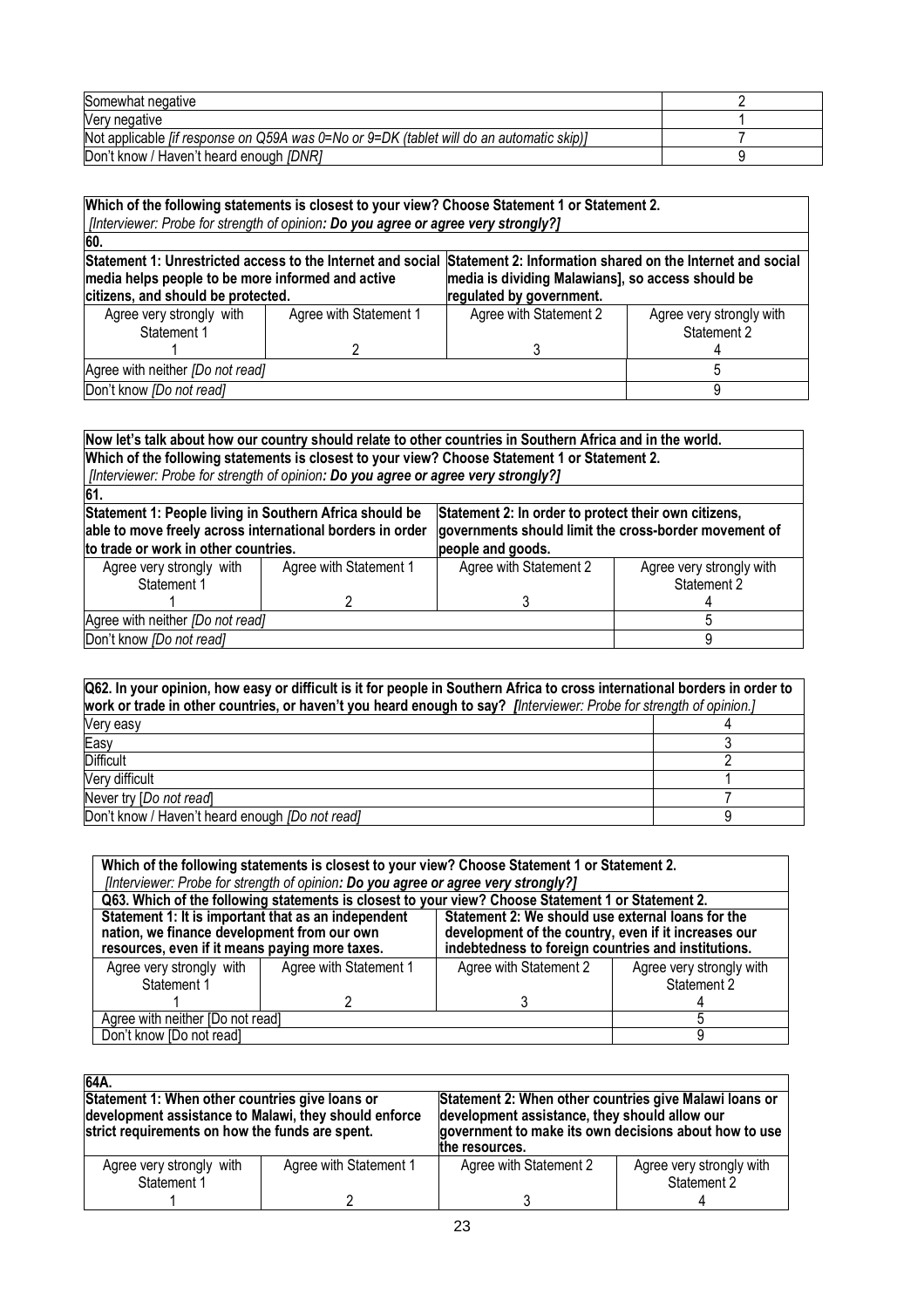| | |
|---|---|
| Somewhat negative | 2 |
| Very negative | 1 |
| Not applicable *[if response on Q59A was 0=No or 9=DK (tablet will do an automatic skip)]* | 7 |
| Don't know / Haven't heard enough *[DNR]* | 9 |

| **Which of the following statements is closest to your view? Choose Statement 1 or Statement 2.** *[Interviewer: Probe for strength of opinion:* ***Do you agree or agree very strongly?]*** | | | |
|---|---|---|---|
| **60.** | | | |
| **Statement 1: Unrestricted access to the Internet and social media helps people to be more informed and active citizens, and should be protected.** | | **Statement 2: Information shared on the Internet and social media is dividing Malawians], so access should be regulated by government.** | |
| Agree very strongly with Statement 1 | Agree with Statement 1 | Agree with Statement 2 | Agree very strongly with Statement 2 |
| 1 | 2 | 3 | 4 |
| Agree with neither *[Do not read]* | | | 5 |
| Don't know *[Do not read]* | | | 9 |

| **Now let's talk about how our country should relate to other countries in Southern Africa and in the world.** **Which of the following statements is closest to your view? Choose Statement 1 or Statement 2.** *[Interviewer: Probe for strength of opinion:* ***Do you agree or agree very strongly?]*** | | | |
|---|---|---|---|
| **61.** | | | |
| **Statement 1: People living in Southern Africa should be able to move freely across international borders in order to trade or work in other countries.** | | **Statement 2: In order to protect their own citizens, governments should limit the cross-border movement of people and goods.** | |
| Agree very strongly with Statement 1 | Agree with Statement 1 | Agree with Statement 2 | Agree very strongly with Statement 2 |
| 1 | 2 | 3 | 4 |
| Agree with neither *[Do not read]* | | | 5 |
| Don't know *[Do not read]* | | | 9 |

| **Q62. In your opinion, how easy or difficult is it for people in Southern Africa to cross international borders in order to work or trade in other countries, or haven't you heard enough to say?** *[Interviewer: Probe for strength of opinion.]* | |
|---|---|
| Very easy | 4 |
| Easy | 3 |
| Difficult | 2 |
| Very difficult | 1 |
| Never try [*Do not read*] | 7 |
| Don't know / Haven't heard enough *[Do not read]* | 9 |

| **Which of the following statements is closest to your view? Choose Statement 1 or Statement 2.** *[Interviewer: Probe for strength of opinion:* ***Do you agree or agree very strongly?]*** | | | |
|---|---|---|---|
| **Q63. Which of the following statements is closest to your view? Choose Statement 1 or Statement 2.** | | | |
| **Statement 1: It is important that as an independent nation, we finance development from our own resources, even if it means paying more taxes.** | | **Statement 2: We should use external loans for the development of the country, even if it increases our indebtedness to foreign countries and institutions.** | |
| Agree very strongly with Statement 1 | Agree with Statement 1 | Agree with Statement 2 | Agree very strongly with Statement 2 |
| 1 | 2 | 3 | 4 |
| Agree with neither [Do not read] | | | 5 |
| Don't know [Do not read] | | | 9 |

| **64A.** | | | |
|---|---|---|---|
| **Statement 1: When other countries give loans or development assistance to Malawi, they should enforce strict requirements on how the funds are spent.** | | **Statement 2: When other countries give Malawi loans or development assistance, they should allow our government to make its own decisions about how to use the resources.** | |
| Agree very strongly with Statement 1 | Agree with Statement 1 | Agree with Statement 2 | Agree very strongly with Statement 2 |
| 1 | 2 | 3 | 4 |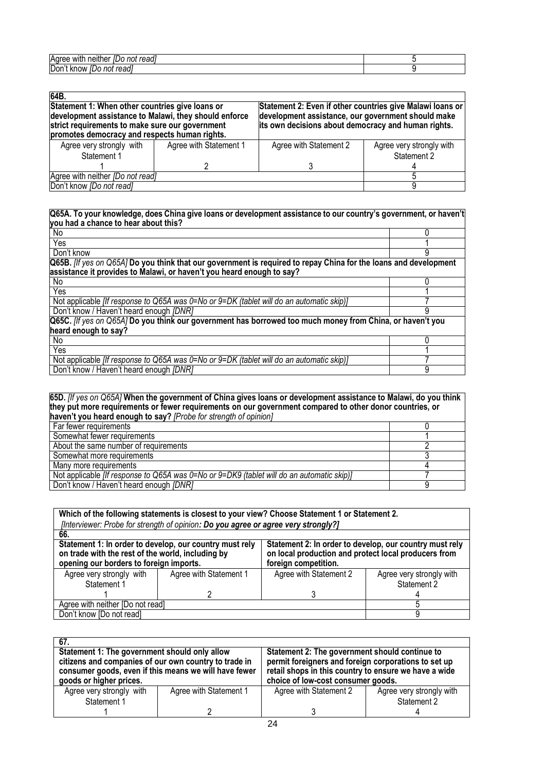| Agree with neither *[Do not read]* | 5 |
|---|---|
| Don't know *[Do not read]* | 9 |

| **64B.** | | | |
|---|---|---|---|
| **Statement 1: When other countries give loans or development assistance to Malawi, they should enforce strict requirements to make sure our government promotes democracy and respects human rights.** | | **Statement 2: Even if other countries give Malawi loans or development assistance, our government should make its own decisions about democracy and human rights.** | |
| Agree very strongly with Statement 1 | Agree with Statement 1 | Agree with Statement 2 | Agree very strongly with Statement 2 |
| 1 | 2 | 3 | 4 |
| Agree with neither *[Do not read]* | | | 5 |
| Don't know *[Do not read]* | | | 9 |

| **Q65A. To your knowledge, does China give loans or development assistance to our country's government, or haven't you had a chance to hear about this?** | |
|---|---|
| No | 0 |
| Yes | 1 |
| Don't know | 9 |
| **Q65B.** *[If yes on Q65A]* **Do you think that our government is required to repay China for the loans and development assistance it provides to Malawi, or haven't you heard enough to say?** | |
| No | 0 |
| Yes | 1 |
| Not applicable *[If response to Q65A was 0=No or 9=DK (tablet will do an automatic skip)]* | 7 |
| Don't know / Haven't heard enough *[DNR]* | 9 |
| **Q65C.** *[If yes on Q65A]* **Do you think our government has borrowed too much money from China, or haven't you heard enough to say?** | |
| No | 0 |
| Yes | 1 |
| Not applicable *[If response to Q65A was 0=No or 9=DK (tablet will do an automatic skip)]* | 7 |
| Don't know / Haven't heard enough *[DNR]* | 9 |

| **65D.** *[If yes on Q65A]* **When the government of China gives loans or development assistance to Malawi, do you think they put more requirements or fewer requirements on our government compared to other donor countries, or haven't you heard enough to say?** *[Probe for strength of opinion]* | |
|---|---|
| Far fewer requirements | 0 |
| Somewhat fewer requirements | 1 |
| About the same number of requirements | 2 |
| Somewhat more requirements | 3 |
| Many more requirements | 4 |
| Not applicable *[If response to Q65A was 0=No or 9=DK9 (tablet will do an automatic skip)]* | 7 |
| Don't know / Haven't heard enough *[DNR]* | 9 |

| **Which of the following statements is closest to your view? Choose Statement 1 or Statement 2.** *[Interviewer: Probe for strength of opinion: **Do you agree or agree very strongly?]*** | | | |
|---|---|---|---|
| **66.** | | | |
| **Statement 1: In order to develop, our country must rely on trade with the rest of the world, including by opening our borders to foreign imports.** | | **Statement 2: In order to develop, our country must rely on local production and protect local producers from foreign competition.** | |
| Agree very strongly with Statement 1 | Agree with Statement 1 | Agree with Statement 2 | Agree very strongly with Statement 2 |
| 1 | 2 | 3 | 4 |
| Agree with neither [Do not read] | | | 5 |
| Don't know [Do not read] | | | 9 |

| **67.** | | | |
|---|---|---|---|
| **Statement 1: The government should only allow citizens and companies of our own country to trade in consumer goods, even if this means we will have fewer goods or higher prices.** | | **Statement 2: The government should continue to permit foreigners and foreign corporations to set up retail shops in this country to ensure we have a wide choice of low-cost consumer goods.** | |
| Agree very strongly with Statement 1 | Agree with Statement 1 | Agree with Statement 2 | Agree very strongly with Statement 2 |
| 1 | 2 | 3 | 4 |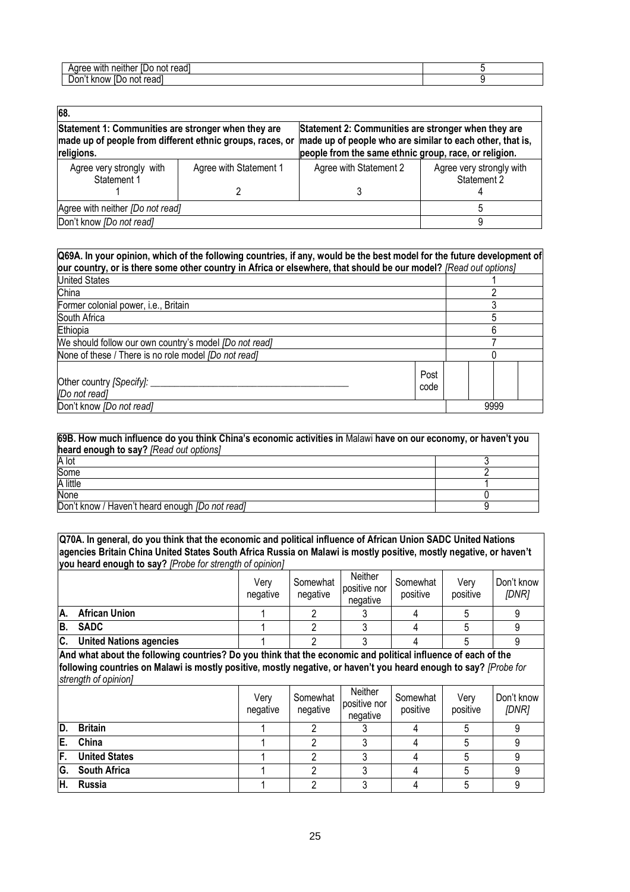| | |
|---|---|
| Agree with neither *[Do not read]* | 5 |
| Don't know *[Do not read]* | 9 |

| **68.** | | | |
|---|---|---|---|
| **Statement 1: Communities are stronger when they are made up of people from different ethnic groups, races, or religions.** | | **Statement 2: Communities are stronger when they are made up of people who are similar to each other, that is, people from the same ethnic group, race, or religion.** | |
| Agree very strongly with Statement 1<br>1 | Agree with Statement 1<br>2 | Agree with Statement 2<br>3 | Agree very strongly with Statement 2<br>4 |
| Agree with neither *[Do not read]* | | | 5 |
| Don't know *[Do not read]* | | | 9 |

| **Q69A. In your opinion, which of the following countries, if any, would be the best model for the future development of our country, or is there some other country in Africa or elsewhere, that should be our model?** *[Read out options]* | | |
|---|---|---|
| United States | | 1 |
| China | | 2 |
| Former colonial power, i.e., Britain | | 3 |
| South Africa | | 5 |
| Ethiopia | | 6 |
| We should follow our own country's model *[Do not read]* | | 7 |
| None of these / There is no role model *[Do not read]* | | 0 |
| Other country *[Specify]:* ________________________________________ *[Do not read]* | Post code | |
| Don't know *[Do not read]* | | 9999 |

| **69B. How much influence do you think China's economic activities in** Malawi **have on our economy, or haven't you heard enough to say?** *[Read out options]* | |
|---|---|
| A lot | 3 |
| Some | 2 |
| A little | 1 |
| None | 0 |
| Don't know / Haven't heard enough *[Do not read]* | 9 |

**Q70A. In general, do you think that the economic and political influence of African Union SADC United Nations agencies Britain China United States South Africa Russia on Malawi is mostly positive, mostly negative, or haven't you heard enough to say?** *[Probe for strength of opinion]*

| | Very negative | Somewhat negative | Neither positive nor negative | Somewhat positive | Very positive | Don't know *[DNR]* |
|---|---|---|---|---|---|---|
| **A. African Union** | 1 | 2 | 3 | 4 | 5 | 9 |
| **B. SADC** | 1 | 2 | 3 | 4 | 5 | 9 |
| **C. United Nations agencies** | 1 | 2 | 3 | 4 | 5 | 9 |

**And what about the following countries? Do you think that the economic and political influence of each of the following countries on Malawi is mostly positive, mostly negative, or haven't you heard enough to say?** *[Probe for strength of opinion]*

| | Very negative | Somewhat negative | Neither positive nor negative | Somewhat positive | Very positive | Don't know *[DNR]* |
|---|---|---|---|---|---|---|
| **D. Britain** | 1 | 2 | 3 | 4 | 5 | 9 |
| **E. China** | 1 | 2 | 3 | 4 | 5 | 9 |
| **F. United States** | 1 | 2 | 3 | 4 | 5 | 9 |
| **G. South Africa** | 1 | 2 | 3 | 4 | 5 | 9 |
| **H. Russia** | 1 | 2 | 3 | 4 | 5 | 9 |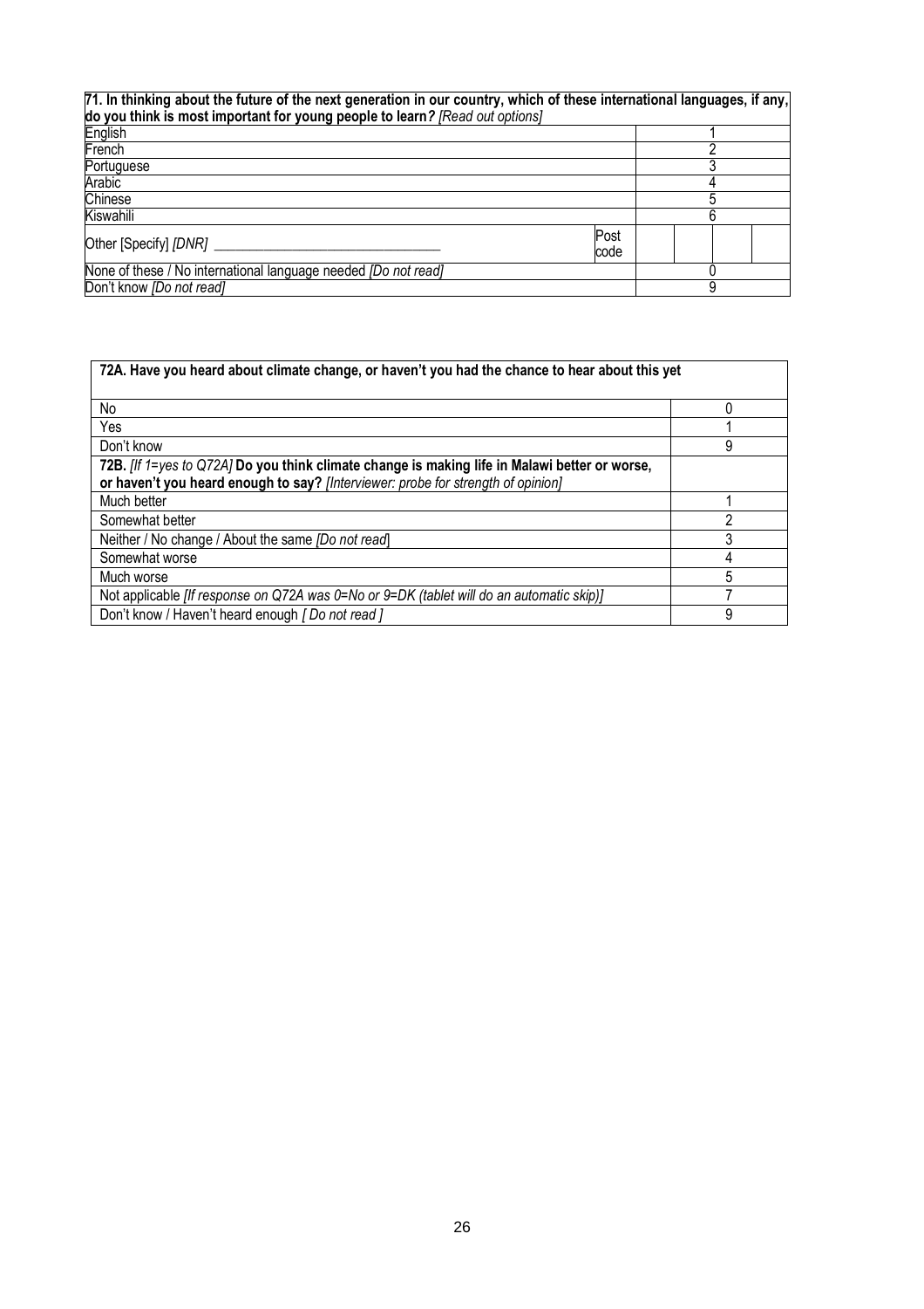| **71. In thinking about the future of the next generation in our country, which of these international languages, if any, do you think is most important for young people to learn?** *[Read out options]* | | |
|---|---|---|
| English | | 1 |
| French | | 2 |
| Portuguese | | 3 |
| Arabic | | 4 |
| Chinese | | 5 |
| Kiswahili | | 6 |
| Other [Specify] *[DNR]* ___________________________ | Post code | |
| None of these / No international language needed *[Do not read]* | | 0 |
| Don't know *[Do not read]* | | 9 |

| **72A. Have you heard about climate change, or haven't you had the chance to hear about this yet** | |
|---|---|
| No | 0 |
| Yes | 1 |
| Don't know | 9 |
| **72B.** *[If 1=yes to Q72A]* **Do you think climate change is making life in Malawi better or worse, or haven't you heard enough to say?** *[Interviewer: probe for strength of opinion]* | |
| Much better | 1 |
| Somewhat better | 2 |
| Neither / No change / About the same *[Do not read]* | 3 |
| Somewhat worse | 4 |
| Much worse | 5 |
| Not applicable *[If response on Q72A was 0=No or 9=DK (tablet will do an automatic skip)]* | 7 |
| Don't know / Haven't heard enough *[ Do not read ]* | 9 |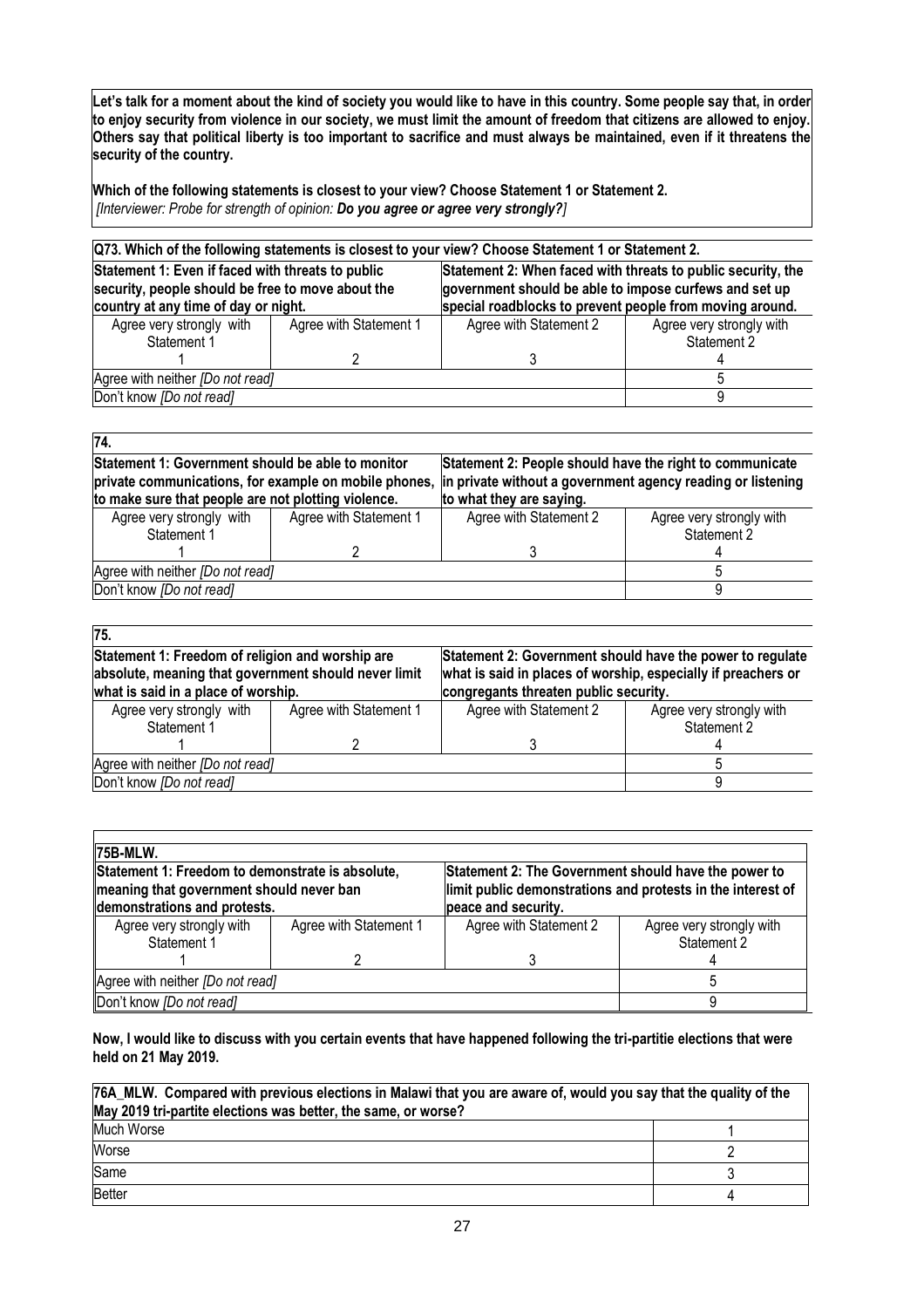**Let's talk for a moment about the kind of society you would like to have in this country. Some people say that, in order to enjoy security from violence in our society, we must limit the amount of freedom that citizens are allowed to enjoy. Others say that political liberty is too important to sacrifice and must always be maintained, even if it threatens the security of the country.**

**Which of the following statements is closest to your view? Choose Statement 1 or Statement 2.**
*[Interviewer: Probe for strength of opinion:* ***Do you agree or agree very strongly?****]*

| **Q73. Which of the following statements is closest to your view? Choose Statement 1 or Statement 2.** | | | |
|---|---|---|---|
| **Statement 1: Even if faced with threats to public security, people should be free to move about the country at any time of day or night.** | | **Statement 2: When faced with threats to public security, the government should be able to impose curfews and set up special roadblocks to prevent people from moving around.** | |
| Agree very strongly with Statement 1 | Agree with Statement 1 | Agree with Statement 2 | Agree very strongly with Statement 2 |
| 1 | 2 | 3 | 4 |
| Agree with neither *[Do not read]* | | | 5 |
| Don't know *[Do not read]* | | | 9 |

| **74.** | | | |
|---|---|---|---|
| **Statement 1: Government should be able to monitor private communications, for example on mobile phones, to make sure that people are not plotting violence.** | | **Statement 2: People should have the right to communicate in private without a government agency reading or listening to what they are saying.** | |
| Agree very strongly with Statement 1 | Agree with Statement 1 | Agree with Statement 2 | Agree very strongly with Statement 2 |
| 1 | 2 | 3 | 4 |
| Agree with neither *[Do not read]* | | | 5 |
| Don't know *[Do not read]* | | | 9 |

| **75.** | | | |
|---|---|---|---|
| **Statement 1: Freedom of religion and worship are absolute, meaning that government should never limit what is said in a place of worship.** | | **Statement 2: Government should have the power to regulate what is said in places of worship, especially if preachers or congregants threaten public security.** | |
| Agree very strongly with Statement 1 | Agree with Statement 1 | Agree with Statement 2 | Agree very strongly with Statement 2 |
| 1 | 2 | 3 | 4 |
| Agree with neither *[Do not read]* | | | 5 |
| Don't know *[Do not read]* | | | 9 |

| **75B-MLW.** | | | |
|---|---|---|---|
| **Statement 1: Freedom to demonstrate is absolute, meaning that government should never ban demonstrations and protests.** | | **Statement 2: The Government should have the power to limit public demonstrations and protests in the interest of peace and security.** | |
| Agree very strongly with Statement 1 | Agree with Statement 1 | Agree with Statement 2 | Agree very strongly with Statement 2 |
| 1 | 2 | 3 | 4 |
| Agree with neither *[Do not read]* | | | 5 |
| Don't know *[Do not read]* | | | 9 |

**Now, I would like to discuss with you certain events that have happened following the tri-partitie elections that were held on 21 May 2019.**

| **76A_MLW. Compared with previous elections in Malawi that you are aware of, would you say that the quality of the May 2019 tri-partite elections was better, the same, or worse?** | |
|---|---|
| Much Worse | 1 |
| Worse | 2 |
| Same | 3 |
| Better | 4 |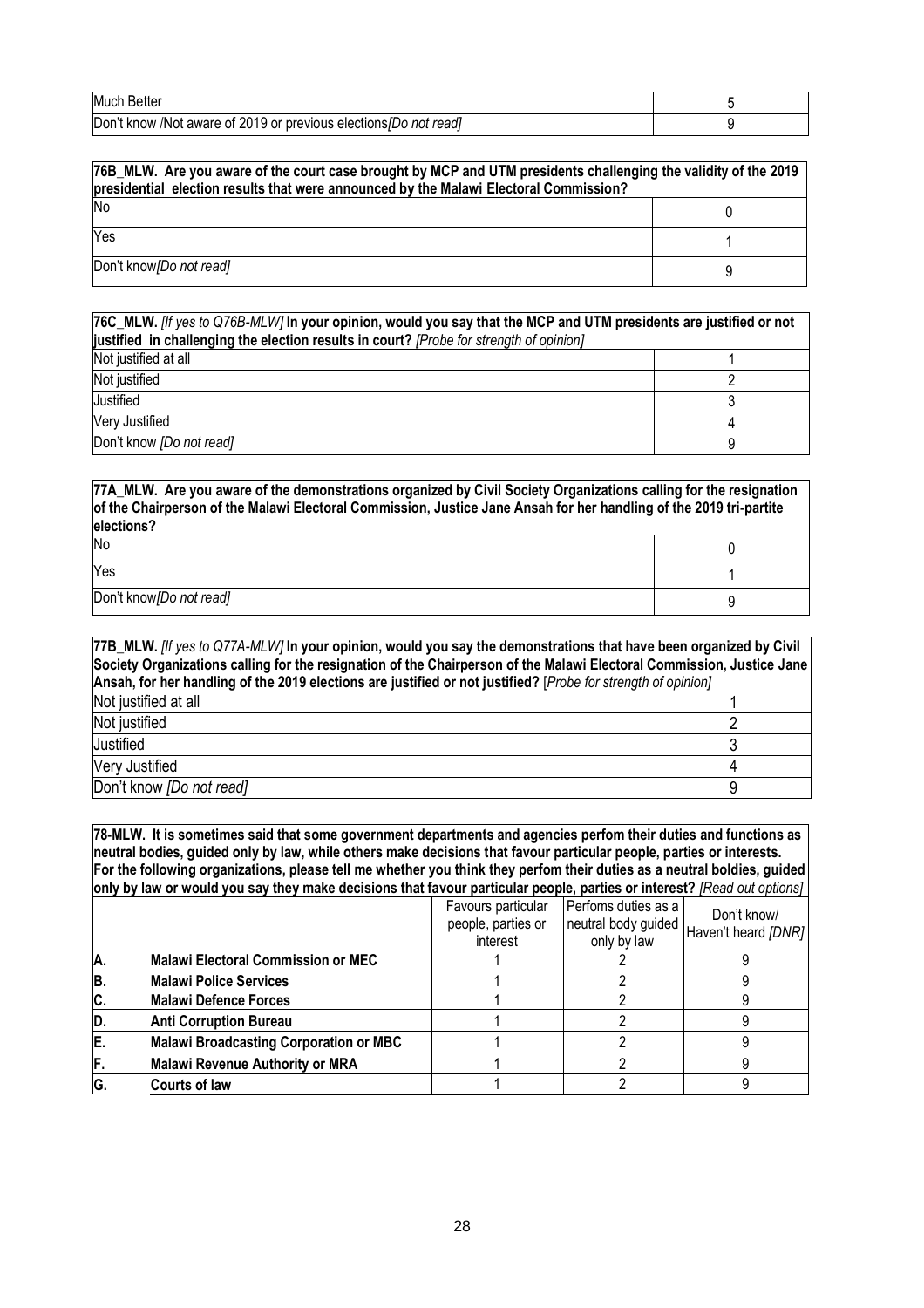| | |
|---|---|
| Much Better | 5 |
| Don't know /Not aware of 2019 or previous elections*[Do not read]* | 9 |

| **76B_MLW. Are you aware of the court case brought by MCP and UTM presidents challenging the validity of the 2019 presidential election results that were announced by the Malawi Electoral Commission?** | |
|---|---|
| No | 0 |
| Yes | 1 |
| Don't know*[Do not read]* | 9 |

| **76C_MLW.** *[If yes to Q76B-MLW]* **In your opinion, would you say that the MCP and UTM presidents are justified or not justified in challenging the election results in court?** *[Probe for strength of opinion]* | |
|---|---|
| Not justified at all | 1 |
| Not justified | 2 |
| Justified | 3 |
| Very Justified | 4 |
| Don't know *[Do not read]* | 9 |

| **77A_MLW. Are you aware of the demonstrations organized by Civil Society Organizations calling for the resignation of the Chairperson of the Malawi Electoral Commission, Justice Jane Ansah for her handling of the 2019 tri-partite elections?** | |
|---|---|
| No | 0 |
| Yes | 1 |
| Don't know*[Do not read]* | 9 |

| **77B_MLW.** *[If yes to Q77A-MLW]* **In your opinion, would you say the demonstrations that have been organized by Civil Society Organizations calling for the resignation of the Chairperson of the Malawi Electoral Commission, Justice Jane Ansah, for her handling of the 2019 elections are justified or not justified?** [*Probe for strength of opinion]* | |
|---|---|
| Not justified at all | 1 |
| Not justified | 2 |
| Justified | 3 |
| Very Justified | 4 |
| Don't know *[Do not read]* | 9 |

**78-MLW. It is sometimes said that some government departments and agencies perfom their duties and functions as neutral bodies, guided only by law, while others make decisions that favour particular people, parties or interests. For the following organizations, please tell me whether you think they perfom their duties as a neutral boldies, guided only by law or would you say they make decisions that favour particular people, parties or interest?** *[Read out options]*

| | | Favours particular people, parties or interest | Perfoms duties as a neutral body guided only by law | Don't know/ Haven't heard *[DNR]* |
|---|---|---|---|---|
| **A.** | **Malawi Electoral Commission or MEC** | 1 | 2 | 9 |
| **B.** | **Malawi Police Services** | 1 | 2 | 9 |
| **C.** | **Malawi Defence Forces** | 1 | 2 | 9 |
| **D.** | **Anti Corruption Bureau** | 1 | 2 | 9 |
| **E.** | **Malawi Broadcasting Corporation or MBC** | 1 | 2 | 9 |
| **F.** | **Malawi Revenue Authority or MRA** | 1 | 2 | 9 |
| **G.** | **Courts of law** | 1 | 2 | 9 |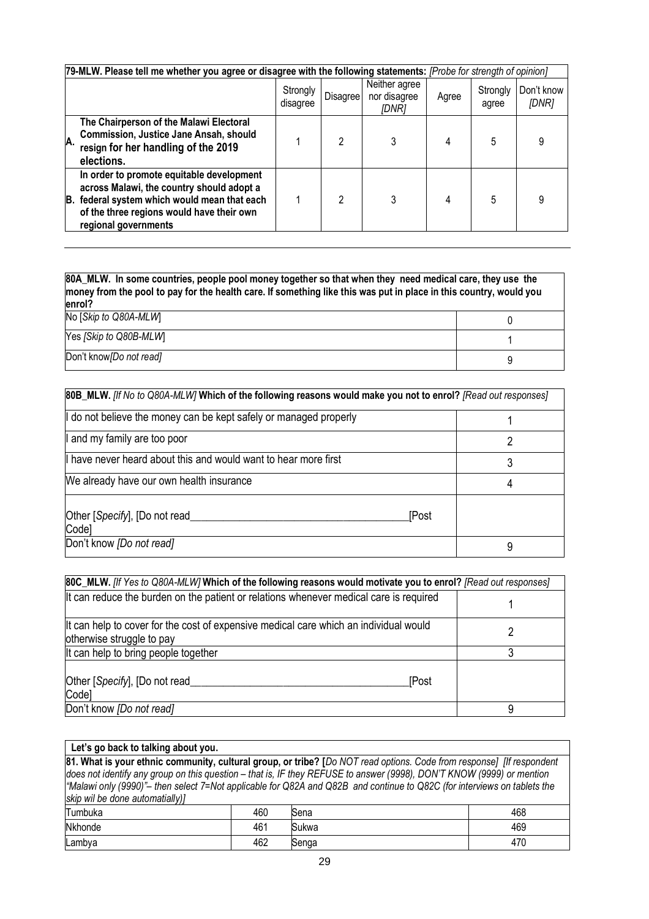| 79-MLW. Please tell me whether you agree or disagree with the following statements: *[Probe for strength of opinion]* | Strongly disagree | Disagree | Neither agree nor disagree *[DNR]* | Agree | Strongly agree | Don't know *[DNR]* |
|---|---|---|---|---|---|---|
| **A. The Chairperson of the Malawi Electoral Commission, Justice Jane Ansah, should resign for her handling of the 2019 elections.** | 1 | 2 | 3 | 4 | 5 | 9 |
| **B. In order to promote equitable development across Malawi, the country should adopt a federal system which would mean that each of the three regions would have their own regional governments** | 1 | 2 | 3 | 4 | 5 | 9 |

| **80A_MLW. In some countries, people pool money together so that when they need medical care, they use the money from the pool to pay for the health care. If something like this was put in place in this country, would you enrol?** | |
|---|---|
| No [*Skip to Q80A-MLW*] | 0 |
| Yes *[Skip to Q80B-MLW*] | 1 |
| Don't know*[Do not read]* | 9 |

| **80B_MLW.** *[If No to Q80A-MLW]* **Which of the following reasons would make you not to enrol?** *[Read out responses]* | |
|---|---|
| I do not believe the money can be kept safely or managed properly | 1 |
| I and my family are too poor | 2 |
| I have never heard about this and would want to hear more first | 3 |
| We already have our own health insurance | 4 |
| Other [*Specify*], [Do not read________________________________________[Post Code] | |
| Don't know *[Do not read]* | 9 |

| **80C_MLW.** *[If Yes to Q80A-MLW]* **Which of the following reasons would motivate you to enrol?** *[Read out responses]* | |
|---|---|
| It can reduce the burden on the patient or relations whenever medical care is required | 1 |
| It can help to cover for the cost of expensive medical care which an individual would otherwise struggle to pay | 2 |
| It can help to bring people together | 3 |
| Other [*Specify*], [Do not read________________________________________[Post Code] | |
| Don't know *[Do not read]* | 9 |

**Let's go back to talking about you.**

**81. What is your ethnic community, cultural group, or tribe? [***Do NOT read options. Code from response] [If respondent does not identify any group on this question – that is, IF they REFUSE to answer (9998), DON'T KNOW (9999) or mention "Malawi only (9990)"– then select 7=Not applicable for Q82A and Q82B and continue to Q82C (for interviews on tablets the skip wil be done automatially)]*

| | | | |
|---|---|---|---|
| Tumbuka | 460 | Sena | 468 |
| Nkhonde | 461 | Sukwa | 469 |
| Lambya | 462 | Senga | 470 |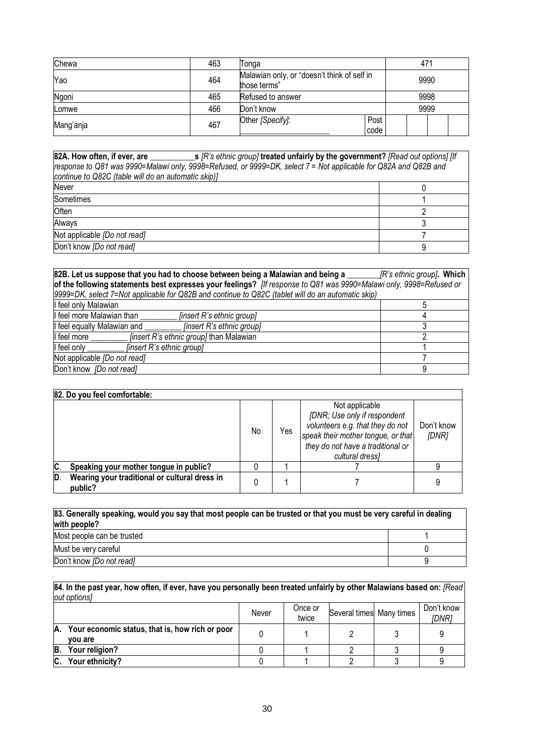| | | | | |
|---|---|---|---|---|
| Chewa | 463 | Tonga | | 471 |
| Yao | 464 | Malawian only, or "doesn't think of self in those terms" | | 9990 |
| Ngoni | 465 | Refused to answer | | 9998 |
| Lomwe | 466 | Don't know | | 9999 |
| Mang'anja | 467 | Other *[Specify]:* ____________________ | Post code | |

| **82A. How often, if ever, are ___________s** *[R's ethnic group]* **treated unfairly by the government?** *[Read out options] [If response to Q81 was 9990=Malawi only, 9998=Refused, or 9999=DK, select 7 = Not applicable for Q82A and Q82B and continue to Q82C (table will do an automatic skip)]* | |
|---|---|
| Never | 0 |
| Sometimes | 1 |
| Often | 2 |
| Always | 3 |
| Not applicable *[Do not read]* | 7 |
| Don't know *[Do not read]* | 9 |

| **82B. Let us suppose that you had to choose between being a Malawian and being a ________** *[R's ethnic group]*. **Which of the following statements best expresses your feelings?** *[If response to Q81 was 9990=Malawi only, 9998=Refused or 9999=DK, select 7=Not applicable for Q82B and continue to Q82C (tablet will do an automatic skip)* | |
|---|---|
| I feel only Malawian | 5 |
| I feel more Malawian than _________ *[insert R's ethnic group]* | 4 |
| I feel equally Malawian and _________ *[insert R's ethnic group]* | 3 |
| I feel more _________ *[insert R's ethnic group]* than Malawian | 2 |
| I feel only _________ *[insert R's ethnic group]* | 1 |
| Not applicable *[Do not read]* | 7 |
| Don't know *[Do not read]* | 9 |

| **82. Do you feel comfortable:** | No | Yes | Not applicable *[DNR; Use only if respondent volunteers e.g. that they do not speak their mother tongue, or that they do not have a traditional or cultural dress]* | Don't know *[DNR]* |
|---|---|---|---|---|
| **C. Speaking your mother tongue in public?** | 0 | 1 | 7 | 9 |
| **D. Wearing your traditional or cultural dress in public?** | 0 | 1 | 7 | 9 |

| **83. Generally speaking, would you say that most people can be trusted or that you must be very careful in dealing with people?** | |
|---|---|
| Most people can be trusted | 1 |
| Must be very careful | 0 |
| Don't know *[Do not read]* | 9 |

| **84. In the past year, how often, if ever, have you personally been treated unfairly by other Malawians based on:** *[Read out options]* | Never | Once or twice | Several times | Many times | Don't know *[DNR]* |
|---|---|---|---|---|---|
| **A. Your economic status, that is, how rich or poor you are** | 0 | 1 | 2 | 3 | 9 |
| **B. Your religion?** | 0 | 1 | 2 | 3 | 9 |
| **C. Your ethnicity?** | 0 | 1 | 2 | 3 | 9 |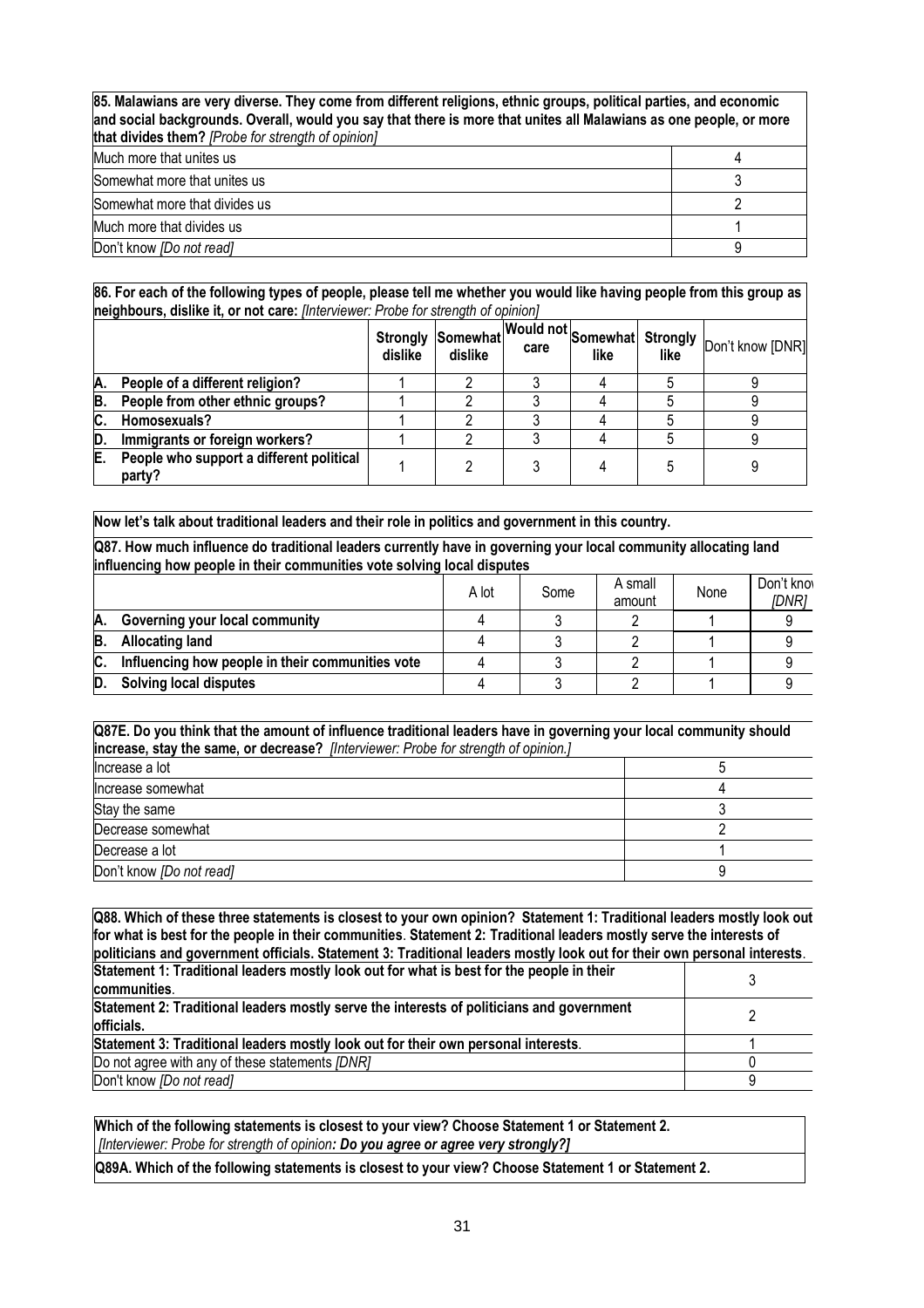| **85. Malawians are very diverse. They come from different religions, ethnic groups, political parties, and economic and social backgrounds. Overall, would you say that there is more that unites all Malawians as one people, or more that divides them?** *[Probe for strength of opinion]* | |
|---|---|
| Much more that unites us | 4 |
| Somewhat more that unites us | 3 |
| Somewhat more that divides us | 2 |
| Much more that divides us | 1 |
| Don't know *[Do not read]* | 9 |

**86. For each of the following types of people, please tell me whether you would like having people from this group as neighbours, dislike it, or not care:** *[Interviewer: Probe for strength of opinion]*

| | Strongly dislike | Somewhat dislike | Would not care | Somewhat like | Strongly like | Don't know [DNR] |
|---|---|---|---|---|---|---|
| **A. People of a different religion?** | 1 | 2 | 3 | 4 | 5 | 9 |
| **B. People from other ethnic groups?** | 1 | 2 | 3 | 4 | 5 | 9 |
| **C. Homosexuals?** | 1 | 2 | 3 | 4 | 5 | 9 |
| **D. Immigrants or foreign workers?** | 1 | 2 | 3 | 4 | 5 | 9 |
| **E. People who support a different political party?** | 1 | 2 | 3 | 4 | 5 | 9 |

**Now let's talk about traditional leaders and their role in politics and government in this country.**

**Q87. How much influence do traditional leaders currently have in governing your local community allocating land influencing how people in their communities vote solving local disputes**

| | A lot | Some | A small amount | None | Don't know *[DNR]* |
|---|---|---|---|---|---|
| **A. Governing your local community** | 4 | 3 | 2 | 1 | 9 |
| **B. Allocating land** | 4 | 3 | 2 | 1 | 9 |
| **C. Influencing how people in their communities vote** | 4 | 3 | 2 | 1 | 9 |
| **D. Solving local disputes** | 4 | 3 | 2 | 1 | 9 |

| **Q87E. Do you think that the amount of influence traditional leaders have in governing your local community should increase, stay the same, or decrease?** *[Interviewer: Probe for strength of opinion.]* | |
|---|---|
| Increase a lot | 5 |
| Increase somewhat | 4 |
| Stay the same | 3 |
| Decrease somewhat | 2 |
| Decrease a lot | 1 |
| Don't know *[Do not read]* | 9 |

| **Q88. Which of these three statements is closest to your own opinion? Statement 1: Traditional leaders mostly look out for what is best for the people in their communities. Statement 2: Traditional leaders mostly serve the interests of politicians and government officials. Statement 3: Traditional leaders mostly look out for their own personal interests.** | |
|---|---|
| **Statement 1: Traditional leaders mostly look out for what is best for the people in their communities.** | 3 |
| **Statement 2: Traditional leaders mostly serve the interests of politicians and government officials.** | 2 |
| **Statement 3: Traditional leaders mostly look out for their own personal interests.** | 1 |
| Do not agree with any of these statements *[DNR]* | 0 |
| Don't know *[Do not read]* | 9 |

**Which of the following statements is closest to your view? Choose Statement 1 or Statement 2.**
*[Interviewer: Probe for strength of opinion**: Do you agree or agree very strongly?]***

**Q89A. Which of the following statements is closest to your view? Choose Statement 1 or Statement 2.**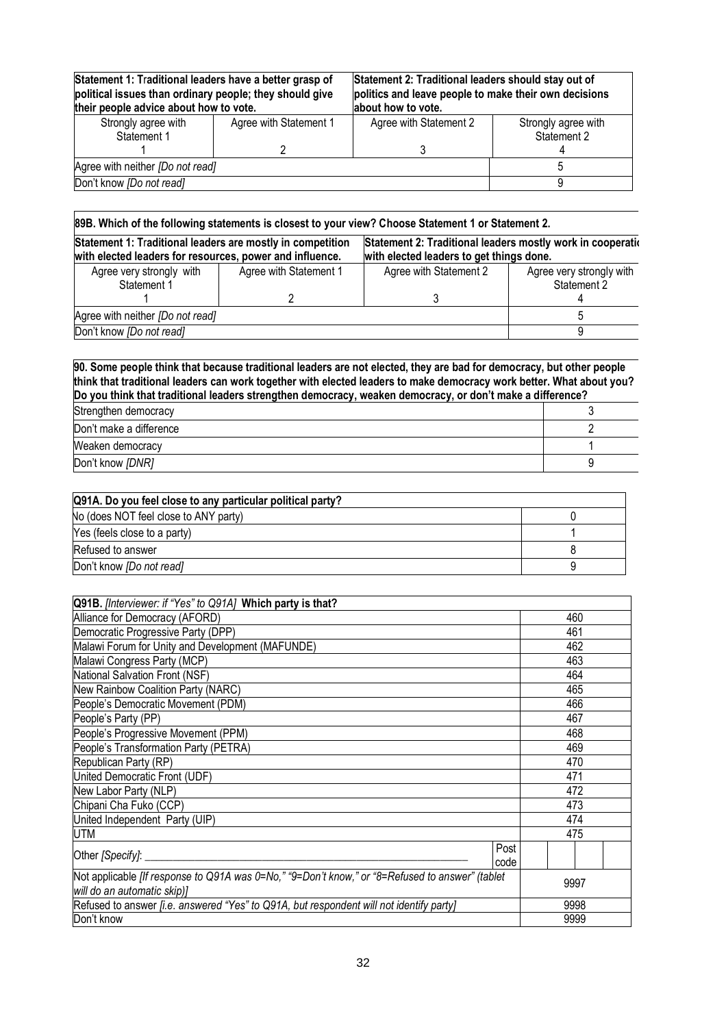| Statement 1: Traditional leaders have a better grasp of political issues than ordinary people; they should give their people advice about how to vote. | | Statement 2: Traditional leaders should stay out of politics and leave people to make their own decisions about how to vote. | |
|---|---|---|---|
| Strongly agree with Statement 1 | Agree with Statement 1 | Agree with Statement 2 | Strongly agree with Statement 2 |
| 1 | 2 | 3 | 4 |
| Agree with neither *[Do not read]* | | | 5 |
| Don't know *[Do not read]* | | | 9 |

| **89B. Which of the following statements is closest to your view? Choose Statement 1 or Statement 2.** | | | |
|---|---|---|---|
| **Statement 1: Traditional leaders are mostly in competition with elected leaders for resources, power and influence.** | | **Statement 2: Traditional leaders mostly work in cooperatio with elected leaders to get things done.** | |
| Agree very strongly with Statement 1 | Agree with Statement 1 | Agree with Statement 2 | Agree very strongly with Statement 2 |
| 1 | 2 | 3 | 4 |
| Agree with neither *[Do not read]* | | | 5 |
| Don't know *[Do not read]* | | | 9 |

| **90. Some people think that because traditional leaders are not elected, they are bad for democracy, but other people think that traditional leaders can work together with elected leaders to make democracy work better. What about you? Do you think that traditional leaders strengthen democracy, weaken democracy, or don't make a difference?** | |
|---|---|
| Strengthen democracy | 3 |
| Don't make a difference | 2 |
| Weaken democracy | 1 |
| Don't know *[DNR]* | 9 |

| **Q91A. Do you feel close to any particular political party?** | |
|---|---|
| No (does NOT feel close to ANY party) | 0 |
| Yes (feels close to a party) | 1 |
| Refused to answer | 8 |
| Don't know *[Do not read]* | 9 |

| **Q91B.** *[Interviewer: if "Yes" to Q91A]* **Which party is that?** | |
|---|---|
| Alliance for Democracy (AFORD) | 460 |
| Democratic Progressive Party (DPP) | 461 |
| Malawi Forum for Unity and Development (MAFUNDE) | 462 |
| Malawi Congress Party (MCP) | 463 |
| National Salvation Front (NSF) | 464 |
| New Rainbow Coalition Party (NARC) | 465 |
| People's Democratic Movement (PDM) | 466 |
| People's Party (PP) | 467 |
| People's Progressive Movement (PPM) | 468 |
| People's Transformation Party (PETRA) | 469 |
| Republican Party (RP) | 470 |
| United Democratic Front (UDF) | 471 |
| New Labor Party (NLP) | 472 |
| Chipani Cha Fuko (CCP) | 473 |
| United Independent Party (UIP) | 474 |
| UTM | 475 |
| Other *[Specify]*: ____________________ Post code | |
| Not applicable *[If response to Q91A was 0=No," "9=Don't know," or "8=Refused to answer" (tablet will do an automatic skip)]* | 9997 |
| Refused to answer *[i.e. answered "Yes" to Q91A, but respondent will not identify party]* | 9998 |
| Don't know | 9999 |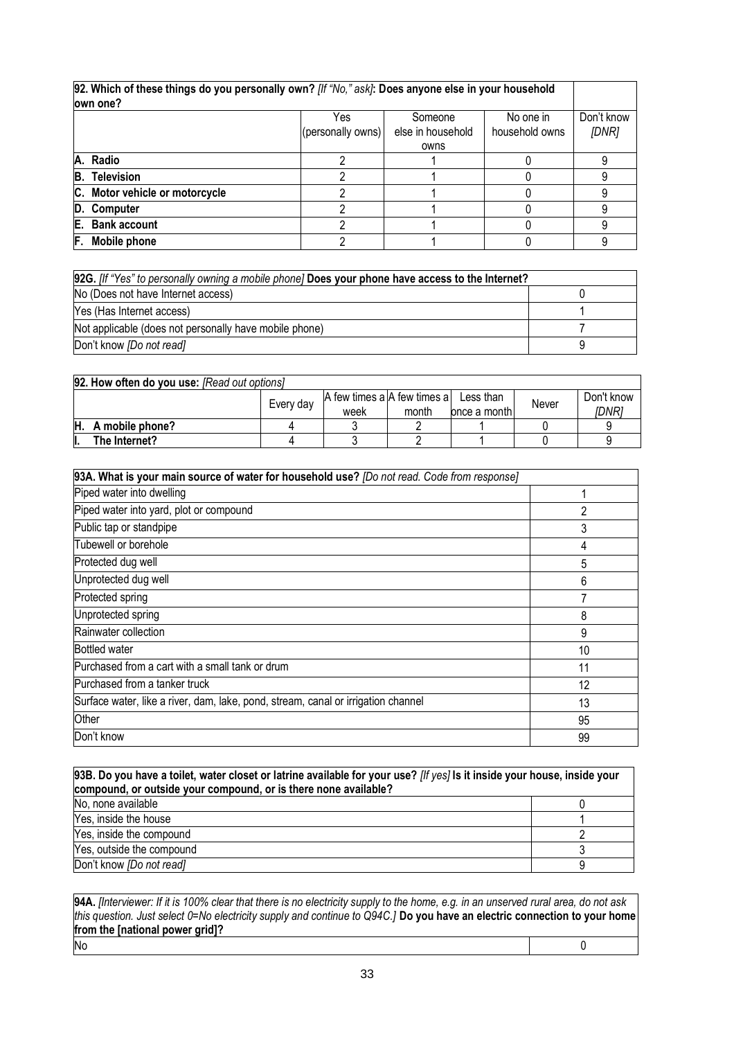| 92. Which of these things do you personally own? *[If "No," ask]*: Does anyone else in your household own one? | | | | |
|---|---|---|---|---|
| | Yes (personally owns) | Someone else in household owns | No one in household owns | Don't know *[DNR]* |
| **A. Radio** | 2 | 1 | 0 | 9 |
| **B. Television** | 2 | 1 | 0 | 9 |
| **C. Motor vehicle or motorcycle** | 2 | 1 | 0 | 9 |
| **D. Computer** | 2 | 1 | 0 | 9 |
| **E. Bank account** | 2 | 1 | 0 | 9 |
| **F. Mobile phone** | 2 | 1 | 0 | 9 |

| **92G.** *[If "Yes" to personally owning a mobile phone]* **Does your phone have access to the Internet?** | |
|---|---|
| No (Does not have Internet access) | 0 |
| Yes (Has Internet access) | 1 |
| Not applicable (does not personally have mobile phone) | 7 |
| Don't know *[Do not read]* | 9 |

| **92. How often do you use:** *[Read out options]* | | | | | | |
|---|---|---|---|---|---|---|
| | Every day | A few times a week | A few times a month | Less than once a month | Never | Don't know *[DNR]* |
| **H. A mobile phone?** | 4 | 3 | 2 | 1 | 0 | 9 |
| **I. The Internet?** | 4 | 3 | 2 | 1 | 0 | 9 |

| **93A. What is your main source of water for household use?** *[Do not read. Code from response]* | |
|---|---|
| Piped water into dwelling | 1 |
| Piped water into yard, plot or compound | 2 |
| Public tap or standpipe | 3 |
| Tubewell or borehole | 4 |
| Protected dug well | 5 |
| Unprotected dug well | 6 |
| Protected spring | 7 |
| Unprotected spring | 8 |
| Rainwater collection | 9 |
| Bottled water | 10 |
| Purchased from a cart with a small tank or drum | 11 |
| Purchased from a tanker truck | 12 |
| Surface water, like a river, dam, lake, pond, stream, canal or irrigation channel | 13 |
| Other | 95 |
| Don't know | 99 |

| **93B. Do you have a toilet, water closet or latrine available for your use?** *[If yes]* **Is it inside your house, inside your compound, or outside your compound, or is there none available?** | |
|---|---|
| No, none available | 0 |
| Yes, inside the house | 1 |
| Yes, inside the compound | 2 |
| Yes, outside the compound | 3 |
| Don't know *[Do not read]* | 9 |

| **94A.** *[Interviewer: If it is 100% clear that there is no electricity supply to the home, e.g. in an unserved rural area, do not ask this question. Just select 0=No electricity supply and continue to Q94C.]* **Do you have an electric connection to your home from the [national power grid]?** | |
|---|---|
| No | 0 |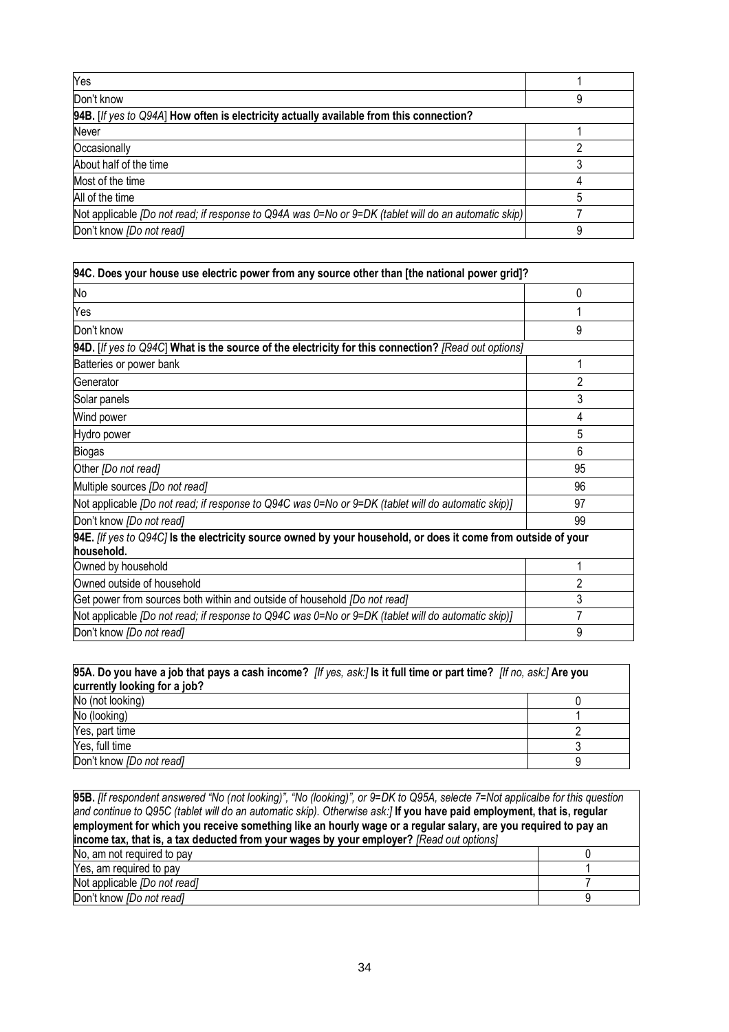| | |
|---|---|
| Yes | 1 |
| Don't know | 9 |
| **94B.** [*If yes to Q94A*] **How often is electricity actually available from this connection?** | |
| Never | 1 |
| Occasionally | 2 |
| About half of the time | 3 |
| Most of the time | 4 |
| All of the time | 5 |
| Not applicable *[Do not read; if response to Q94A was 0=No or 9=DK (tablet will do an automatic skip)* | 7 |
| Don't know *[Do not read]* | 9 |

| **94C. Does your house use electric power from any source other than [the national power grid]?** | |
|---|---|
| No | 0 |
| Yes | 1 |
| Don't know | 9 |
| **94D.** [*If yes to Q94C*] **What is the source of the electricity for this connection?** *[Read out options]* | |
| Batteries or power bank | 1 |
| Generator | 2 |
| Solar panels | 3 |
| Wind power | 4 |
| Hydro power | 5 |
| Biogas | 6 |
| Other *[Do not read]* | 95 |
| Multiple sources *[Do not read]* | 96 |
| Not applicable *[Do not read; if response to Q94C was 0=No or 9=DK (tablet will do automatic skip)]* | 97 |
| Don't know *[Do not read]* | 99 |
| **94E.** *[If yes to Q94C]* **Is the electricity source owned by your household, or does it come from outside of your household.** | |
| Owned by household | 1 |
| Owned outside of household | 2 |
| Get power from sources both within and outside of household *[Do not read]* | 3 |
| Not applicable *[Do not read; if response to Q94C was 0=No or 9=DK (tablet will do automatic skip)]* | 7 |
| Don't know *[Do not read]* | 9 |

| **95A. Do you have a job that pays a cash income?** *[If yes, ask:]* **Is it full time or part time?** *[If no, ask:]* **Are you currently looking for a job?** | |
|---|---|
| No (not looking) | 0 |
| No (looking) | 1 |
| Yes, part time | 2 |
| Yes, full time | 3 |
| Don't know *[Do not read]* | 9 |

| **95B.** *[If respondent answered "No (not looking)", "No (looking)", or 9=DK to Q95A, selecte 7=Not applicalbe for this question and continue to Q95C (tablet will do an automatic skip). Otherwise ask:]* **If you have paid employment, that is, regular employment for which you receive something like an hourly wage or a regular salary, are you required to pay an income tax, that is, a tax deducted from your wages by your employer?** *[Read out options]* | |
|---|---|
| No, am not required to pay | 0 |
| Yes, am required to pay | 1 |
| Not applicable *[Do not read]* | 7 |
| Don't know *[Do not read]* | 9 |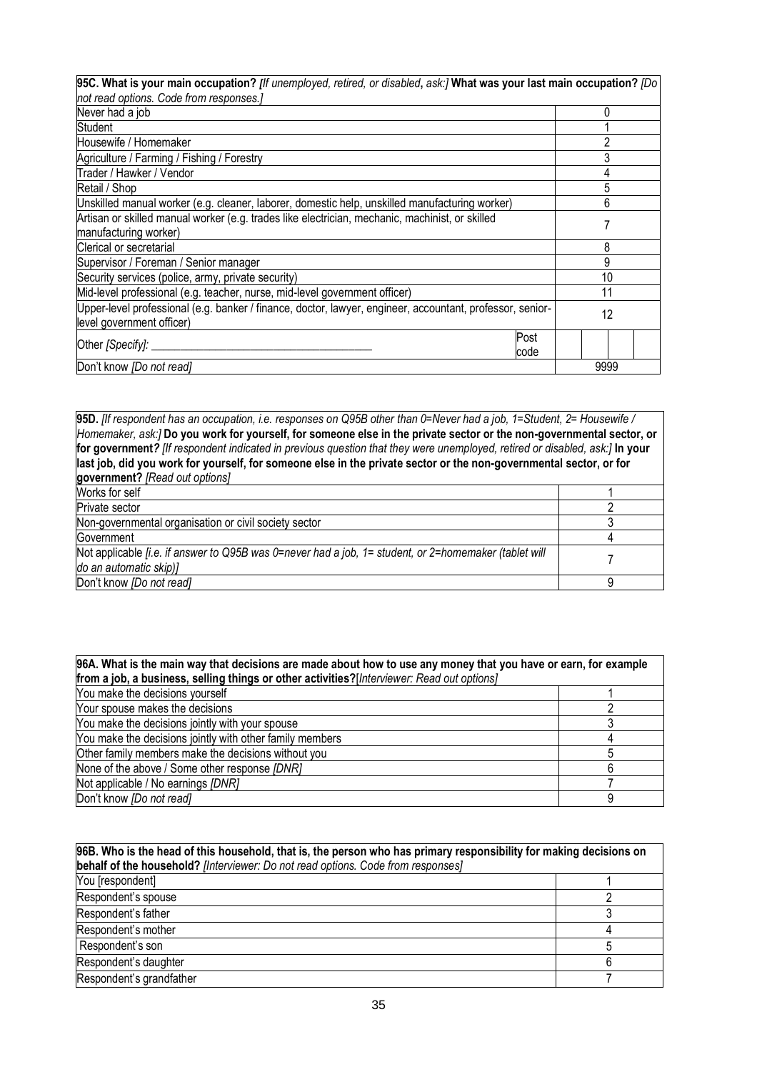| **95C. What is your main occupation?** *[If unemployed, retired, or disabled, ask:]* **What was your last main occupation?** *[Do not read options. Code from responses.]* | | |
|---|---|---|
| Never had a job | | 0 |
| Student | | 1 |
| Housewife / Homemaker | | 2 |
| Agriculture / Farming / Fishing / Forestry | | 3 |
| Trader / Hawker / Vendor | | 4 |
| Retail / Shop | | 5 |
| Unskilled manual worker (e.g. cleaner, laborer, domestic help, unskilled manufacturing worker) | | 6 |
| Artisan or skilled manual worker (e.g. trades like electrician, mechanic, machinist, or skilled manufacturing worker) | | 7 |
| Clerical or secretarial | | 8 |
| Supervisor / Foreman / Senior manager | | 9 |
| Security services (police, army, private security) | | 10 |
| Mid-level professional (e.g. teacher, nurse, mid-level government officer) | | 11 |
| Upper-level professional (e.g. banker / finance, doctor, lawyer, engineer, accountant, professor, senior-level government officer) | | 12 |
| Other *[Specify]*: ___________________________________ | Post code | |
| Don't know *[Do not read]* | | 9999 |

| **95D.** *[If respondent has an occupation, i.e. responses on Q95B other than 0=Never had a job, 1=Student, 2= Housewife / Homemaker, ask:]* **Do you work for yourself, for someone else in the private sector or the non-governmental sector, or for government?** *[If respondent indicated in previous question that they were unemployed, retired or disabled, ask:]* **In your last job, did you work for yourself, for someone else in the private sector or the non-governmental sector, or for government?** *[Read out options]* | |
|---|---|
| Works for self | 1 |
| Private sector | 2 |
| Non-governmental organisation or civil society sector | 3 |
| Government | 4 |
| Not applicable *[i.e. if answer to Q95B was 0=never had a job, 1= student, or 2=homemaker (tablet will do an automatic skip)]* | 7 |
| Don't know *[Do not read]* | 9 |

| **96A. What is the main way that decisions are made about how to use any money that you have or earn, for example from a job, a business, selling things or other activities?***[Interviewer: Read out options]* | |
|---|---|
| You make the decisions yourself | 1 |
| Your spouse makes the decisions | 2 |
| You make the decisions jointly with your spouse | 3 |
| You make the decisions jointly with other family members | 4 |
| Other family members make the decisions without you | 5 |
| None of the above / Some other response *[DNR]* | 6 |
| Not applicable / No earnings *[DNR]* | 7 |
| Don't know *[Do not read]* | 9 |

| **96B. Who is the head of this household, that is, the person who has primary responsibility for making decisions on behalf of the household?** *[Interviewer: Do not read options. Code from responses]* | |
|---|---|
| You [respondent] | 1 |
| Respondent's spouse | 2 |
| Respondent's father | 3 |
| Respondent's mother | 4 |
| Respondent's son | 5 |
| Respondent's daughter | 6 |
| Respondent's grandfather | 7 |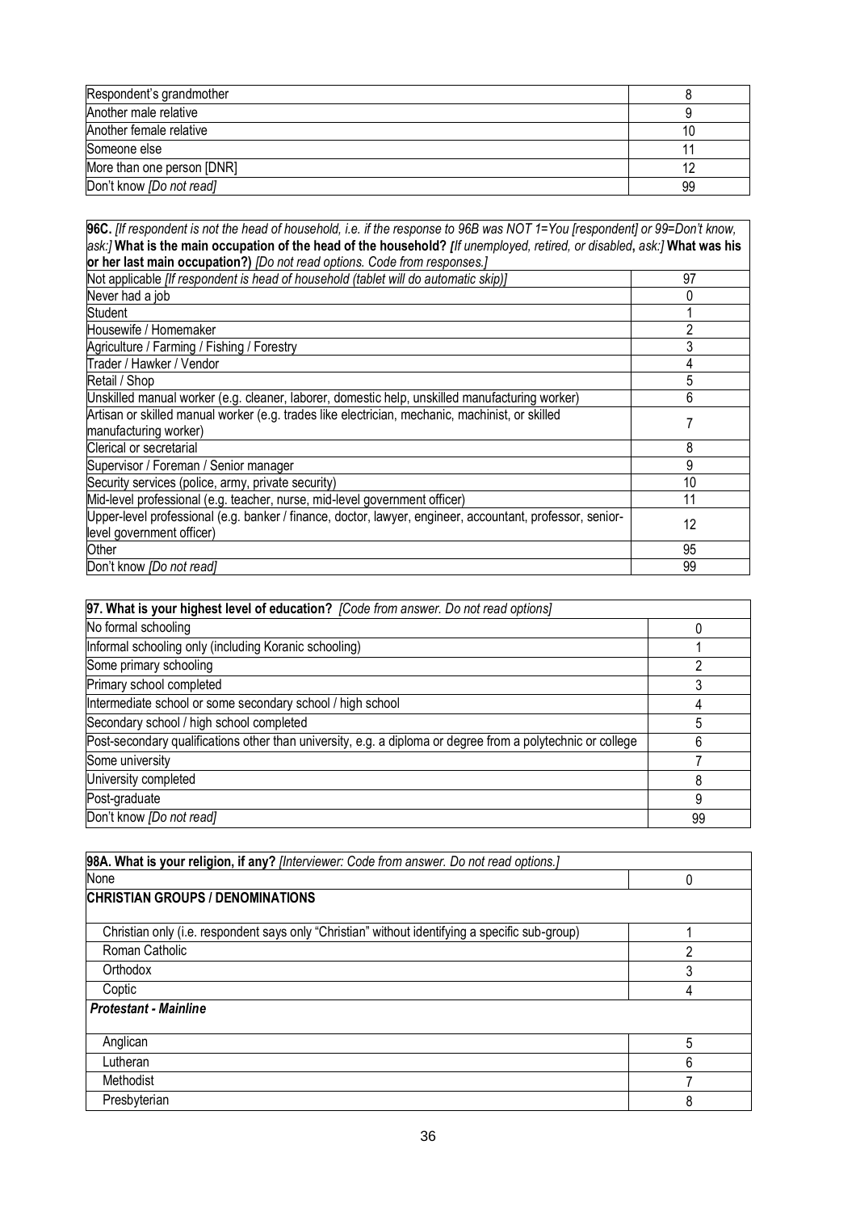| | |
|---|---|
| Respondent's grandmother | 8 |
| Another male relative | 9 |
| Another female relative | 10 |
| Someone else | 11 |
| More than one person [DNR] | 12 |
| Don't know *[Do not read]* | 99 |

| **96C.** *[If respondent is not the head of household, i.e. if the response to 96B was NOT 1=You [respondent] or 99=Don't know, ask:]* **What is the main occupation of the head of the household?** ***[****If unemployed, retired, or disabled***,** *ask:]* **What was his or her last main occupation?)** *[Do not read options. Code from responses.]* | |
|---|---|
| Not applicable *[If respondent is head of household (tablet will do automatic skip)]* | 97 |
| Never had a job | 0 |
| Student | 1 |
| Housewife / Homemaker | 2 |
| Agriculture / Farming / Fishing / Forestry | 3 |
| Trader / Hawker / Vendor | 4 |
| Retail / Shop | 5 |
| Unskilled manual worker (e.g. cleaner, laborer, domestic help, unskilled manufacturing worker) | 6 |
| Artisan or skilled manual worker (e.g. trades like electrician, mechanic, machinist, or skilled manufacturing worker) | 7 |
| Clerical or secretarial | 8 |
| Supervisor / Foreman / Senior manager | 9 |
| Security services (police, army, private security) | 10 |
| Mid-level professional (e.g. teacher, nurse, mid-level government officer) | 11 |
| Upper-level professional (e.g. banker / finance, doctor, lawyer, engineer, accountant, professor, senior-level government officer) | 12 |
| Other | 95 |
| Don't know *[Do not read]* | 99 |

| **97. What is your highest level of education?** *[Code from answer. Do not read options]* | |
|---|---|
| No formal schooling | 0 |
| Informal schooling only (including Koranic schooling) | 1 |
| Some primary schooling | 2 |
| Primary school completed | 3 |
| Intermediate school or some secondary school / high school | 4 |
| Secondary school / high school completed | 5 |
| Post-secondary qualifications other than university, e.g. a diploma or degree from a polytechnic or college | 6 |
| Some university | 7 |
| University completed | 8 |
| Post-graduate | 9 |
| Don't know *[Do not read]* | 99 |

| **98A. What is your religion, if any?** *[Interviewer: Code from answer. Do not read options.]* | |
|---|---|
| None | 0 |
| **CHRISTIAN GROUPS / DENOMINATIONS** | |
| Christian only (i.e. respondent says only "Christian" without identifying a specific sub-group) | 1 |
| Roman Catholic | 2 |
| Orthodox | 3 |
| Coptic | 4 |
| ***Protestant - Mainline*** | |
| Anglican | 5 |
| Lutheran | 6 |
| Methodist | 7 |
| Presbyterian | 8 |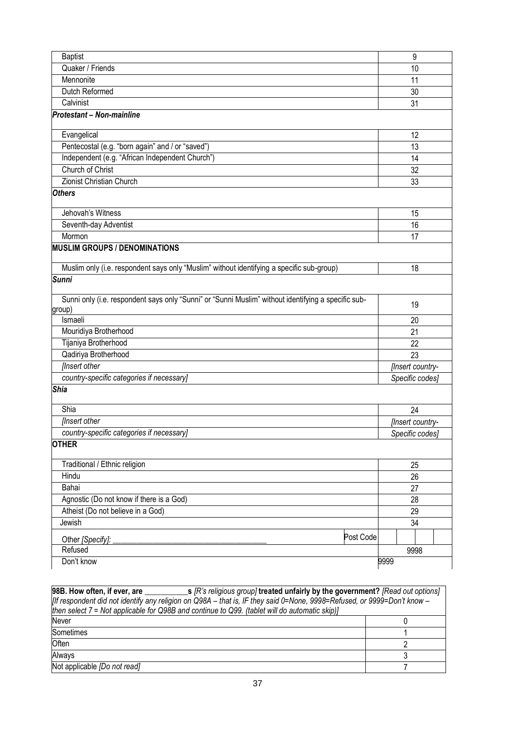| | |
|---|---|
| Baptist | 9 |
| Quaker / Friends | 10 |
| Mennonite | 11 |
| Dutch Reformed | 30 |
| Calvinist | 31 |
| ***Protestant – Non-mainline*** | |
| Evangelical | 12 |
| Pentecostal (e.g. "born again" and / or "saved") | 13 |
| Independent (e.g. "African Independent Church") | 14 |
| Church of Christ | 32 |
| Zionist Christian Church | 33 |
| ***Others*** | |
| Jehovah's Witness | 15 |
| Seventh-day Adventist | 16 |
| Mormon | 17 |
| **MUSLIM GROUPS / DENOMINATIONS** | |
| Muslim only (i.e. respondent says only "Muslim" without identifying a specific sub-group) | 18 |
| ***Sunni*** | |
| Sunni only (i.e. respondent says only "Sunni" or "Sunni Muslim" without identifying a specific sub-group) | 19 |
| Ismaeli | 20 |
| Mouridiya Brotherhood | 21 |
| Tijaniya Brotherhood | 22 |
| Qadiriya Brotherhood | 23 |
| *[Insert other country-specific categories if necessary]* | *[Insert country-Specific codes]* |
| ***Shia*** | |
| Shia | 24 |
| *[Insert other country-specific categories if necessary]* | *[Insert country-Specific codes]* |
| **OTHER** | |
| Traditional / Ethnic religion | 25 |
| Hindu | 26 |
| Bahai | 27 |
| Agnostic (Do not know if there is a God) | 28 |
| Atheist (Do not believe in a God) | 29 |
| Jewish | 34 |
| Other *[Specify]*: ______________________________________ Post Code | |
| Refused | 9998 |
| Don't know | 9999 |

| **98B. How often, if ever, are ___________s** *[R's religious group]* **treated unfairly by the government?** *[Read out options]* *[If respondent did not identify any religion on Q98A – that is, IF they said 0=None, 9998=Refused, or 9999=Don't know – then select 7 = Not applicable for Q98B and continue to Q99. (tablet will do automatic skip)]* | |
|---|---|
| Never | 0 |
| Sometimes | 1 |
| Often | 2 |
| Always | 3 |
| Not applicable *[Do not read]* | 7 |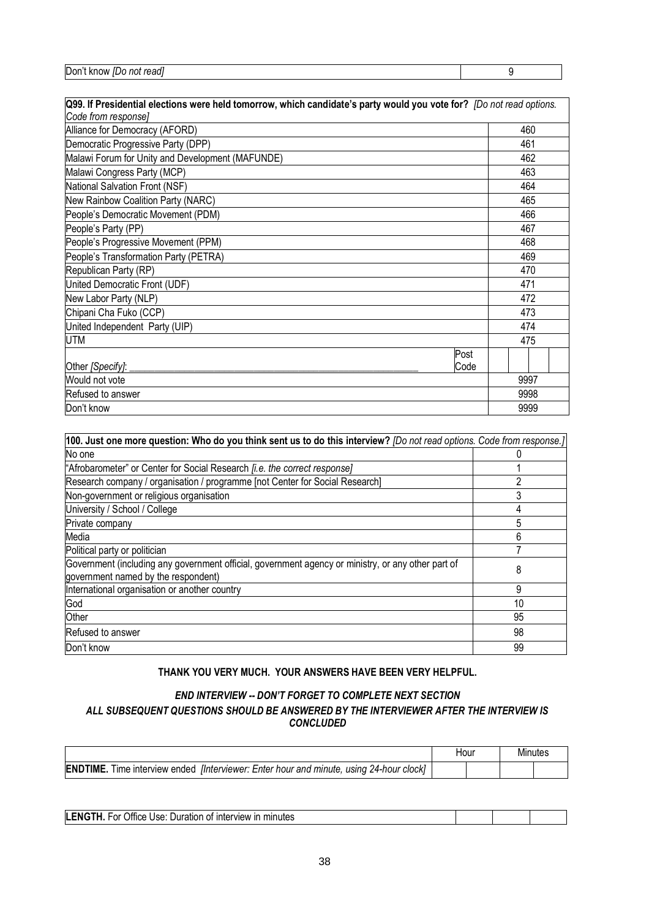| Don't know *[Do not read]* | 9 |
|---|---|

| **Q99. If Presidential elections were held tomorrow, which candidate's party would you vote for?** *[Do not read options. Code from response]* | |
|---|---|
| Alliance for Democracy (AFORD) | 460 |
| Democratic Progressive Party (DPP) | 461 |
| Malawi Forum for Unity and Development (MAFUNDE) | 462 |
| Malawi Congress Party (MCP) | 463 |
| National Salvation Front (NSF) | 464 |
| New Rainbow Coalition Party (NARC) | 465 |
| People's Democratic Movement (PDM) | 466 |
| People's Party (PP) | 467 |
| People's Progressive Movement (PPM) | 468 |
| People's Transformation Party (PETRA) | 469 |
| Republican Party (RP) | 470 |
| United Democratic Front (UDF) | 471 |
| New Labor Party (NLP) | 472 |
| Chipani Cha Fuko (CCP) | 473 |
| United Independent Party (UIP) | 474 |
| UTM | 475 |
| Other *[Specify]*: ______________________ Post Code | |
| Would not vote | 9997 |
| Refused to answer | 9998 |
| Don't know | 9999 |

| **100. Just one more question: Who do you think sent us to do this interview?** *[Do not read options. Code from response.]* | |
|---|---|
| No one | 0 |
| "Afrobarometer" or Center for Social Research *[i.e. the correct response]* | 1 |
| Research company / organisation / programme [not Center for Social Research] | 2 |
| Non-government or religious organisation | 3 |
| University / School / College | 4 |
| Private company | 5 |
| Media | 6 |
| Political party or politician | 7 |
| Government (including any government official, government agency or ministry, or any other part of government named by the respondent) | 8 |
| International organisation or another country | 9 |
| God | 10 |
| Other | 95 |
| Refused to answer | 98 |
| Don't know | 99 |

**THANK YOU VERY MUCH. YOUR ANSWERS HAVE BEEN VERY HELPFUL.**

***END INTERVIEW -- DON'T FORGET TO COMPLETE NEXT SECTION***

***ALL SUBSEQUENT QUESTIONS SHOULD BE ANSWERED BY THE INTERVIEWER AFTER THE INTERVIEW IS CONCLUDED***

| | Hour | | Minutes | |
|---|---|---|---|---|
| **ENDTIME.** Time interview ended *[Interviewer: Enter hour and minute, using 24-hour clock]* | | | | |

| **LENGTH.** For Office Use: Duration of interview in minutes | | | |
|---|---|---|---|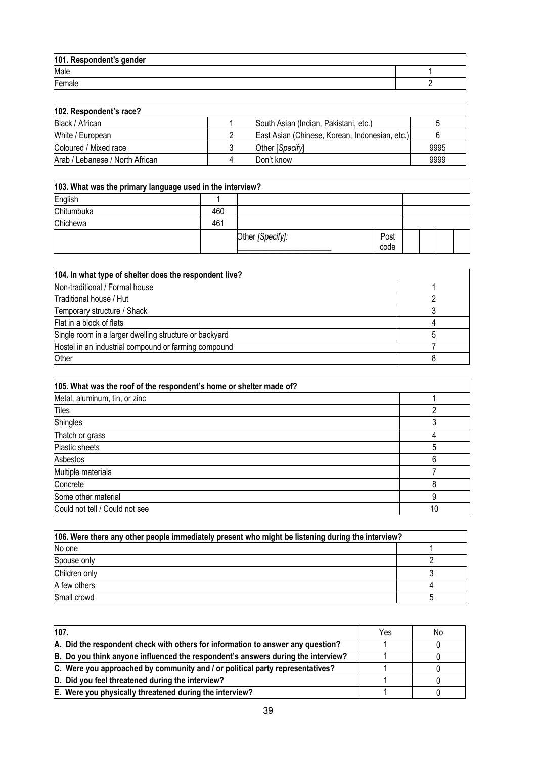| 101. Respondent's gender | |
|---|---|
| Male | 1 |
| Female | 2 |

| 102. Respondent's race? | | | |
|---|---|---|---|
| Black / African | 1 | South Asian (Indian, Pakistani, etc.) | 5 |
| White / European | 2 | East Asian (Chinese, Korean, Indonesian, etc.) | 6 |
| Coloured / Mixed race | 3 | Other [*Specify*] | 9995 |
| Arab / Lebanese / North African | 4 | Don't know | 9999 |

| 103. What was the primary language used in the interview? | | | | | | | |
|---|---|---|---|---|---|---|---|
| English | 1 | | | | | | |
| Chitumbuka | 460 | | | | | | |
| Chichewa | 461 | | | | | | |
| | | Other *[Specify]:* ____________ | Post code | | | | |

| 104. In what type of shelter does the respondent live? | |
|---|---|
| Non-traditional / Formal house | 1 |
| Traditional house / Hut | 2 |
| Temporary structure / Shack | 3 |
| Flat in a block of flats | 4 |
| Single room in a larger dwelling structure or backyard | 5 |
| Hostel in an industrial compound or farming compound | 7 |
| Other | 8 |

| 105. What was the roof of the respondent's home or shelter made of? | |
|---|---|
| Metal, aluminum, tin, or zinc | 1 |
| Tiles | 2 |
| Shingles | 3 |
| Thatch or grass | 4 |
| Plastic sheets | 5 |
| Asbestos | 6 |
| Multiple materials | 7 |
| Concrete | 8 |
| Some other material | 9 |
| Could not tell / Could not see | 10 |

| 106. Were there any other people immediately present who might be listening during the interview? | |
|---|---|
| No one | 1 |
| Spouse only | 2 |
| Children only | 3 |
| A few others | 4 |
| Small crowd | 5 |

| 107. | Yes | No |
|---|---|---|
| **A. Did the respondent check with others for information to answer any question?** | 1 | 0 |
| **B. Do you think anyone influenced the respondent's answers during the interview?** | 1 | 0 |
| **C. Were you approached by community and / or political party representatives?** | 1 | 0 |
| **D. Did you feel threatened during the interview?** | 1 | 0 |
| **E. Were you physically threatened during the interview?** | 1 | 0 |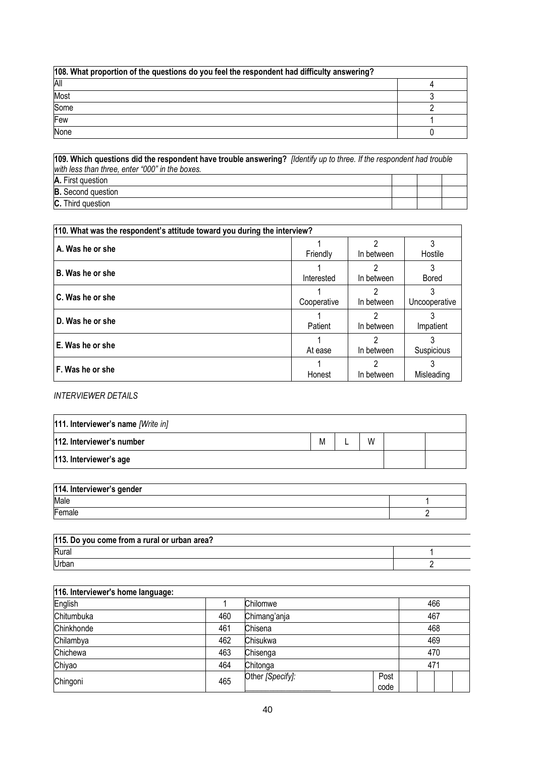| 108. What proportion of the questions do you feel the respondent had difficulty answering? | |
|---|---|
| All | 4 |
| Most | 3 |
| Some | 2 |
| Few | 1 |
| None | 0 |

| 109. Which questions did the respondent have trouble answering? *[Identify up to three. If the respondent had trouble with less than three, enter "000" in the boxes.* | | | |
|---|---|---|---|
| **A.** First question | | | |
| **B.** Second question | | | |
| **C.** Third question | | | |

| 110. What was the respondent's attitude toward you during the interview? | | | |
|---|---|---|---|
| A. Was he or she | 1 Friendly | 2 In between | 3 Hostile |
| B. Was he or she | 1 Interested | 2 In between | 3 Bored |
| C. Was he or she | 1 Cooperative | 2 In between | 3 Uncooperative |
| D. Was he or she | 1 Patient | 2 In between | 3 Impatient |
| E. Was he or she | 1 At ease | 2 In between | 3 Suspicious |
| F. Was he or she | 1 Honest | 2 In between | 3 Misleading |

*INTERVIEWER DETAILS*

| 111. Interviewer's name *[Write in]* | | | | | |
|---|---|---|---|---|---|
| 112. Interviewer's number | M | L | W | | |
| 113. Interviewer's age | | | | | |

| 114. Interviewer's gender | |
|---|---|
| Male | 1 |
| Female | 2 |

| 115. Do you come from a rural or urban area? | |
|---|---|
| Rural | 1 |
| Urban | 2 |

| 116. Interviewer's home language: | | | |
|---|---|---|---|
| English | 1 | Chilomwe | 466 |
| Chitumbuka | 460 | Chimang'anja | 467 |
| Chinkhonde | 461 | Chisena | 468 |
| Chilambya | 462 | Chisukwa | 469 |
| Chichewa | 463 | Chisenga | 470 |
| Chiyao | 464 | Chitonga | 471 |
| Chingoni | 465 | Other *[Specify]*: ____________________ | Post code |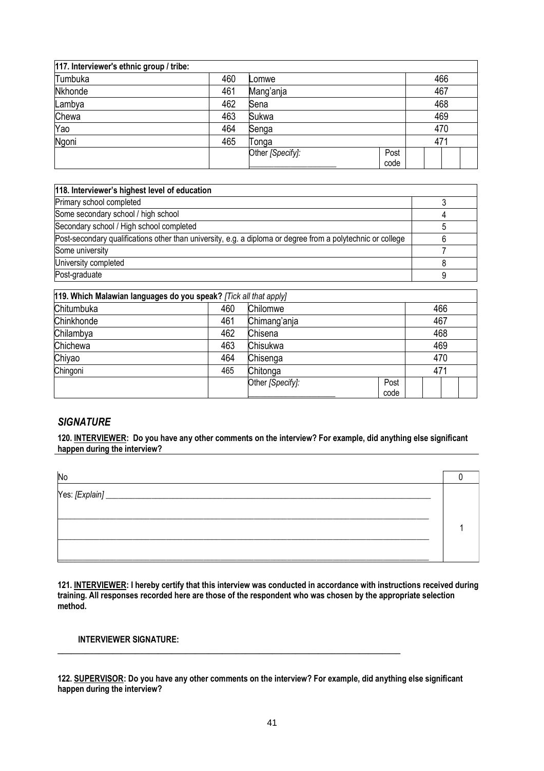| 117. Interviewer's ethnic group / tribe: | | | | |
|---|---|---|---|---|
| Tumbuka | 460 | Lomwe | | 466 |
| Nkhonde | 461 | Mang'anja | | 467 |
| Lambya | 462 | Sena | | 468 |
| Chewa | 463 | Sukwa | | 469 |
| Yao | 464 | Senga | | 470 |
| Ngoni | 465 | Tonga | | 471 |
| | | Other *[Specify]:* ___________________ | Post code | |

| 118. Interviewer's highest level of education | |
|---|---|
| Primary school completed | 3 |
| Some secondary school / high school | 4 |
| Secondary school / High school completed | 5 |
| Post-secondary qualifications other than university, e.g. a diploma or degree from a polytechnic or college | 6 |
| Some university | 7 |
| University completed | 8 |
| Post-graduate | 9 |

| 119. Which Malawian languages do you speak? *[Tick all that apply]* | | | | |
|---|---|---|---|---|
| Chitumbuka | 460 | Chilomwe | | 466 |
| Chinkhonde | 461 | Chimang'anja | | 467 |
| Chilambya | 462 | Chisena | | 468 |
| Chichewa | 463 | Chisukwa | | 469 |
| Chiyao | 464 | Chisenga | | 470 |
| Chingoni | 465 | Chitonga | | 471 |
| | | Other *[Specify]:* ___________________ | Post code | |

## *SIGNATURE*

**120. <u>INTERVIEWER</u>: Do you have any other comments on the interview? For example, did anything else significant happen during the interview?**

| | |
|---|---|
| No | 0 |
| Yes: *[Explain]* ______________________________________________________________________________<br>______________________________________________________________________________<br>______________________________________________________________________________<br>______________________________________________________________________________ | 1 |

**121. <u>INTERVIEWER</u>: I hereby certify that this interview was conducted in accordance with instructions received during training. All responses recorded here are those of the respondent who was chosen by the appropriate selection method.**

**INTERVIEWER SIGNATURE:**

______________________________________________________________________________

**122. <u>SUPERVISOR</u>: Do you have any other comments on the interview? For example, did anything else significant happen during the interview?**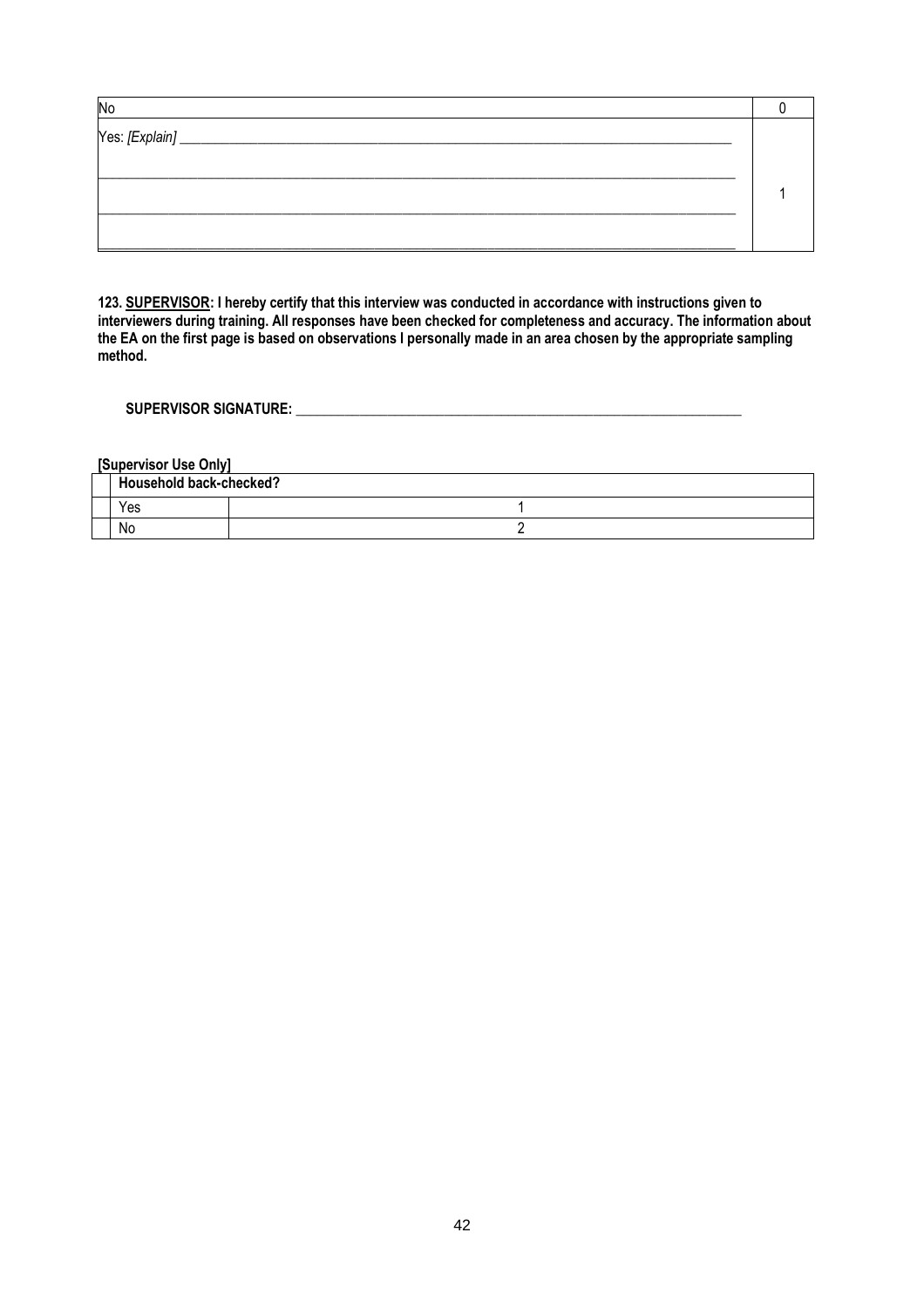| | |
|---|---|
| No | 0 |
| Yes: *[Explain]* ________________________________________________________________________________ ________________________________________________________________________________ ________________________________________________________________________________ ________________________________________________________________________________ | 1 |

**123. SUPERVISOR: I hereby certify that this interview was conducted in accordance with instructions given to interviewers during training. All responses have been checked for completeness and accuracy. The information about the EA on the first page is based on observations I personally made in an area chosen by the appropriate sampling method.**

**SUPERVISOR SIGNATURE:** ________________________________________________________________

**[Supervisor Use Only]**

| | **Household back-checked?** | |
|---|---|---|
| | Yes | 1 |
| | No | 2 |